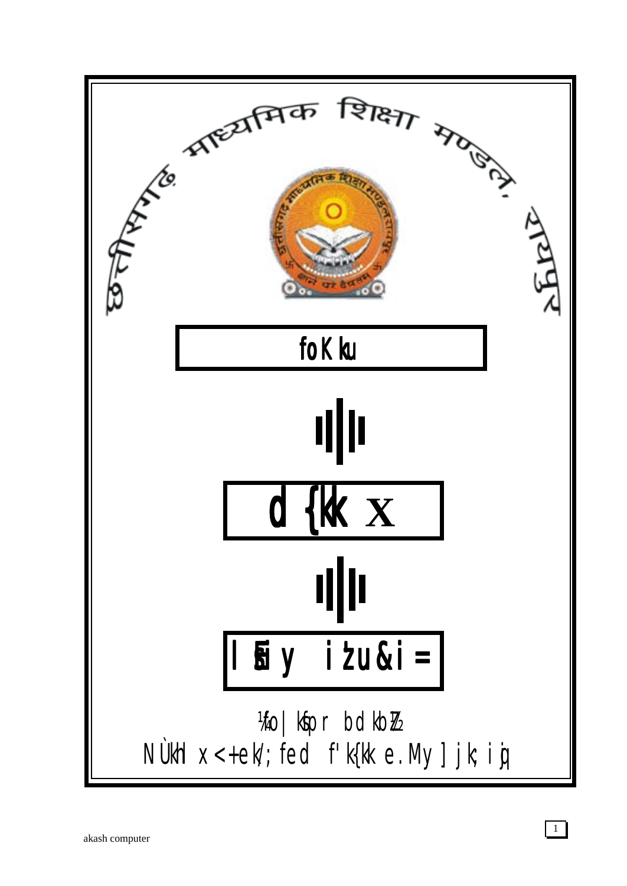# छत्तीसगढ़ माध्यमिक शिक्षा मण्डल, रायपुर

## foKku

## d{kk X

## lSEiy iz'u&i=

¼fo|kfFkZr bdkbZ½

NÙkhlx<+ ek/;fed f'k{kk e.My] jk;iqj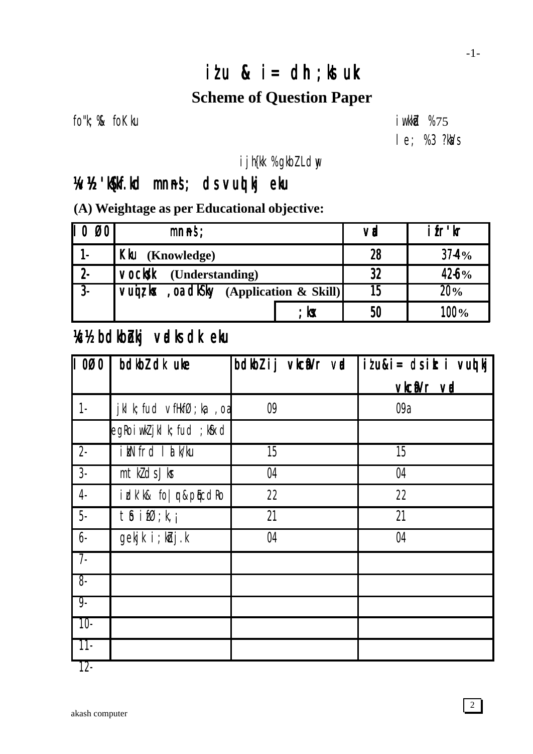# iz'u & i= dh ;kstuk

## Scheme of Question Paper

fo"k; %& foKku

iw.kkZad %75

le; %3 ?kaVs

ijh{kk %gkbZLdwy

### ¼v½ 'kS{kf.kd mn~ns'; ds vuqlkj eku

**(A) Weightage as per Educational objective:**

| l0 Ø0 | mn~ns'; | | vad | izfr'kr |
|---|---|---|---|---|
| 1- | Kku **(Knowledge)** | | 28 | 37-4% |
| 2- | vocks/k **(Understanding)** | | 32 | 42-6% |
| 3- | vuiz;ksx ,oa dkS'ky **(Application & Skill)** | | 15 | 20% |
| | | ;ksx | 50 | 100% |

### ¼c½ bdkbZokj vadksa dk eku

| l0Ø0 | bdkbZ dk uke | bdkbZ ij vkcafVr vad | iz'u&i= ds izk:i vuqlkj vkcafVr vad |
|---|---|---|---|
| 1- | jklk;fud vfHkfØ;k,a ,oa | 09 | 09a |
| | egRoiw.kZ jklk;fud ;kSfxd | | |
| 2- | izkd`frd lalk/ku | 15 | 15 |
| 3- | mtkZ ds Jksr | 04 | 04 |
| 4- | izdk'k& fo|qr&pqEcdRo | 22 | 22 |
| 5- | tSo izfØ;k,¡ | 21 | 21 |
| 6- | gekjk i;kZoj.k | 04 | 04 |
| 7- | | | |
| 8- | | | |
| 9- | | | |
| 10- | | | |
| 11- | | | |
| 12- | | | |

akash computer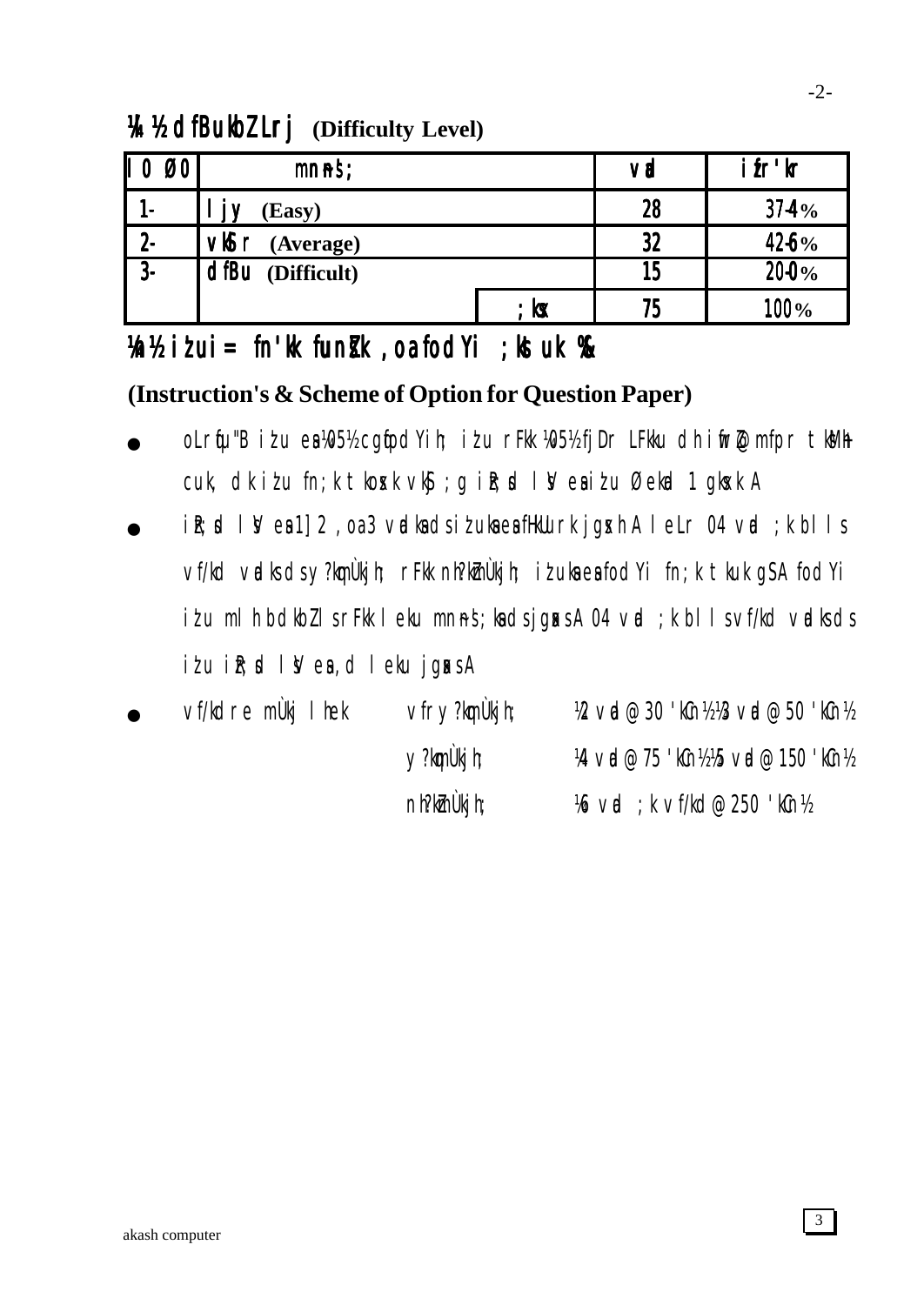## ¼4½ dfBukbZ Lrj (Difficulty Level)

| l0 Ø0 | mnns'; | | vad | izfr'kr |
|---|---|---|---|---|
| 1- | ljy (Easy) | | 28 | 37-4% |
| 2- | vkSlr (Average) | | 32 | 42-6% |
| 3- | dfBu (Difficult) | | 15 | 20-0% |
| | | ;ksx | 75 | 100% |

## ¼5½ iz'u i= fn'kk funsZ'k ,oa fodYi ;kstuk %&

**(Instruction's & Scheme of Option for Question Paper)**

- oLrqfu"B iz'u esa ¼05½ cgqfodYih; iz'u rFkk ¼05½ fjDr LFkku dh iwfrZ@mfpr tksM+h cuk, dk iz'u fn;k tkosxk vkSj ;g iR;sd lsV esa iz'u Øekad 1 gksxk A
- iR;sd lsV esa 1] 2 ,oa 3 vadksa ds iz'uksa esa fHkUurk jgsxh A leLr 04 vad ;k blls vf/kd vadksa ds y?kqmÙkjh; rFkk nh?kZmÙkjh; iz'uksa esa fodYi fn;k tkuk gSA fodYi iz'u mlh bdkbZ ls rFkk leku mnns';ksa ds jgsaxs A 04 vad ;k blls vf/kd vadksa ds iz'u iR;sd lsV esa ,d leku jgsaxs A
- vf/kdre mÙkj lhek

| | |
|---|---|
| vfry?kqmÙkjh; | ¼2 vad@30 'kCn½ ¼3 vad@50 'kCn½ |
| y?kqmÙkjh; | ¼4 vad@75 'kCn½ ¼5 vad@150 'kCn½ |
| nh?kZmÙkjh; | ¼6 vad ;k vf/kd@250 'kCn½ |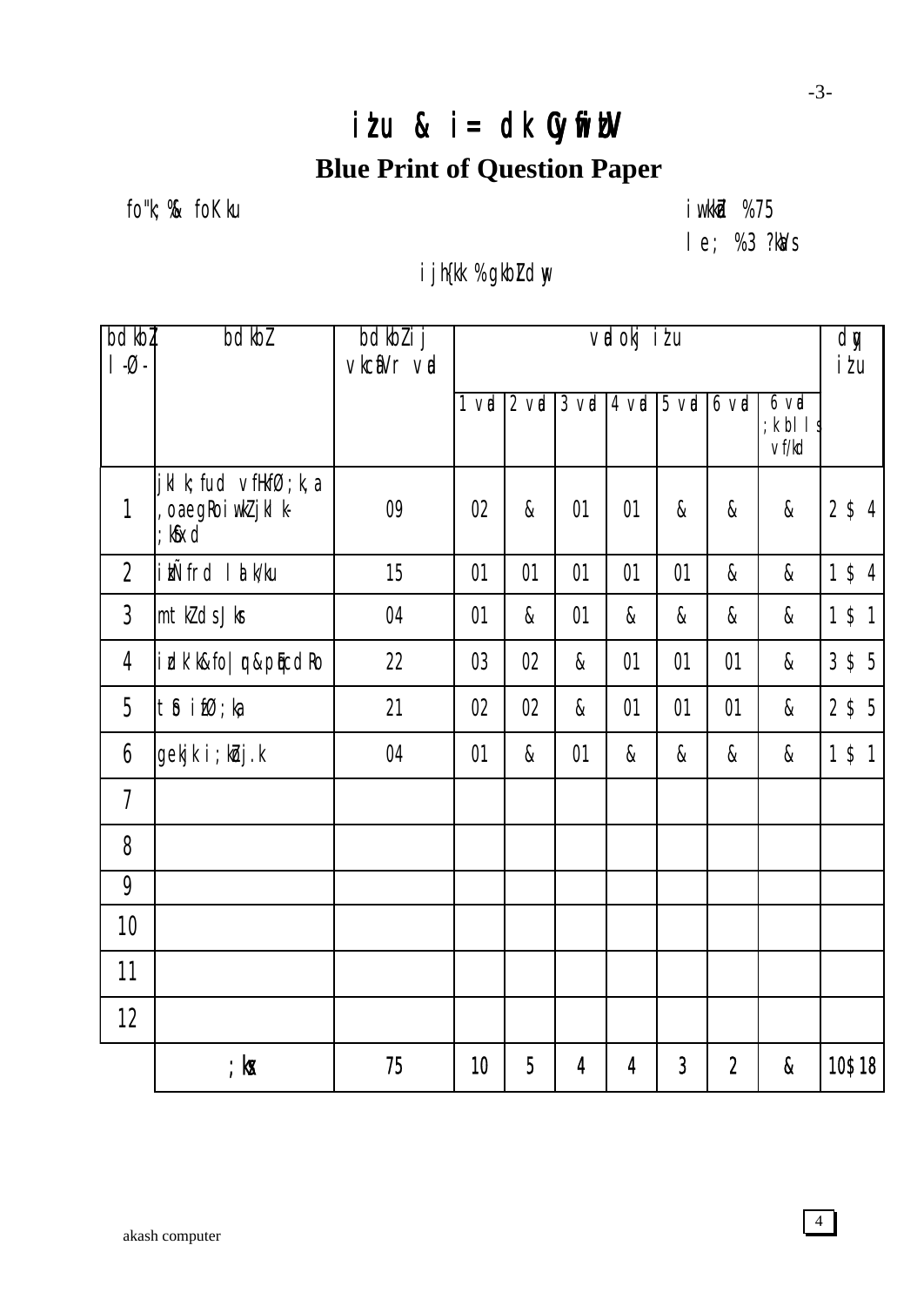# iz'u & i= dk CywfizaV

## Blue Print of Question Paper

fo"k; %& foKku &nbsp;&nbsp;&nbsp;&nbsp;&nbsp;&nbsp;&nbsp;&nbsp;&nbsp;&nbsp;&nbsp;&nbsp;&nbsp;&nbsp;&nbsp;&nbsp;&nbsp;&nbsp;&nbsp;&nbsp; iw.kkZad %75

le; %3 ?kaVs

ijh{kk %gkbZLdwy

| bdkbZ l-Ø- | bdkbZ | bdkbZij vkcafVr vad | vadokj iz'u | | | | | | | dqy iz'u |
|---|---|---|---|---|---|---|---|---|---|---|
| | | | 1 vad | 2 vad | 3 vad | 4 vad | 5 vad | 6 vad | 6 vad ;k blls vf/kd | |
| 1 | jklk;fud vfHkfØ;k,a ,oa egRoiw.kZ jklk-;kSfxd | 09 | 02 | & | 01 | 01 | & | & | & | 2 $ 4 |
| 2 | izkÑfrd lalk/ku | 15 | 01 | 01 | 01 | 01 | 01 | & | & | 1 $ 4 |
| 3 | mtkZ ds Jksr | 04 | 01 | & | 01 | & | & | & | & | 1 $ 1 |
| 4 | izdk'k&fo|qr&pqEcdRo | 22 | 03 | 02 | & | 01 | 01 | 01 | & | 3 $ 5 |
| 5 | tSo izfØ;k,a | 21 | 02 | 02 | & | 01 | 01 | 01 | & | 2 $ 5 |
| 6 | gekjk i;kZoj.k | 04 | 01 | & | 01 | & | & | & | & | 1 $ 1 |
| 7 | | | | | | | | | | |
| 8 | | | | | | | | | | |
| 9 | | | | | | | | | | |
| 10 | | | | | | | | | | |
| 11 | | | | | | | | | | |
| 12 | | | | | | | | | | |
| | ;ksx | 75 | 10 | 5 | 4 | 4 | 3 | 2 | & | 10$18 |

akash computer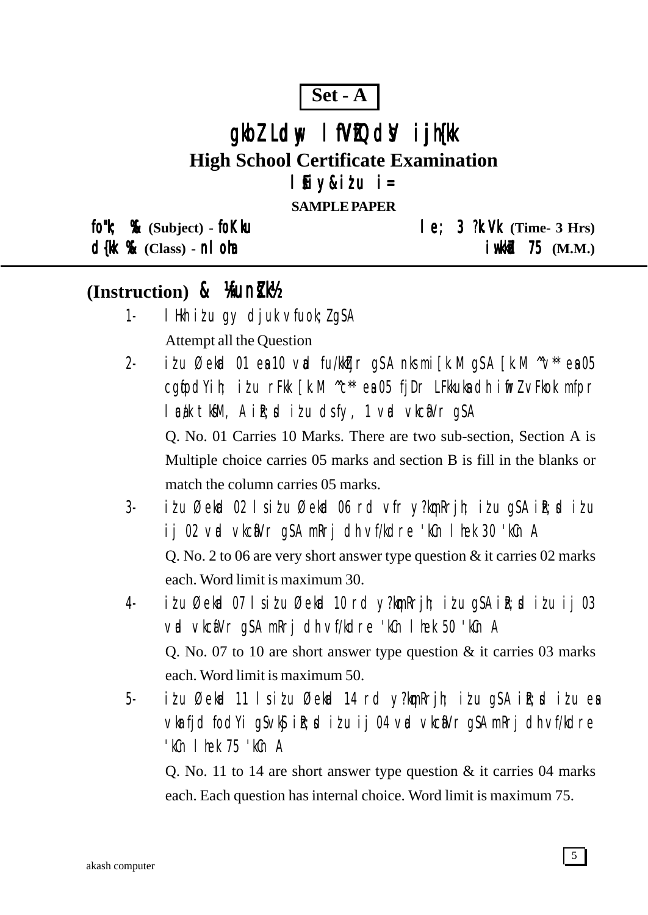**Set - A**

# gkbZ Ldwy lfVZfQdsV ijh{kk

## High School Certificate Examination

### lSEiy&iz'u i=

**SAMPLE PAPER**

**fo"k; %& (Subject) - foKku** — **le; 3 ?k.Vk (Time- 3 Hrs)**

**d{kk %& (Class) - nlohaa** — **iw.kkZad 75 (M.M.)**

---

## (Instruction) & ¼funZs'k½

1- lHkh iz'u gy djuk vfuok;Z gSA

Attempt all the Question

2- iz'u Øekad 01 esa 10 vad fu/kkZfjr gSA nks mi[k.M gSA [k.M ^^v** esa 05 cgqfodYih; iz'u rFkk [k.M ^^c** esa 05 fjDr LFkkuksa dh iwfrZ vFkok mfpr lacaf/kr tksfM+, A iR;sd iz'u dsfy, 1 vad vkcafVr gSA

Q. No. 01 Carries 10 Marks. There are two sub-section, Section A is Multiple choice carries 05 marks and section B is fill in the blanks or match the column carries 05 marks.

3- iz'u Øekad 02 ls iz'u Øekad 06 rd vfr y?kqmRrjh; iz'u gSA iR;sd iz'u ij 02 vad vkcafVr gSA mRrj dh vf/kdre 'kCn lhek 30 'kCn A

Q. No. 2 to 06 are very short answer type question & it carries 02 marks each. Word limit is maximum 30.

4- iz'u Øekad 07 ls iz'u Øekad 10 rd y?kqmRrjh; iz'u gSA iR;sd iz'u ij 03 vad vkcafVr gSA mRrj dh vf/kdre 'kCn lhek 50 'kCn A

Q. No. 07 to 10 are short answer type question & it carries 03 marks each. Word limit is maximum 50.

5- iz'u Øekad 11 ls iz'u Øekad 14 rd y?kqmRrjh; iz'u gSA iR;sd iz'u esa vkarfjd fodYi gSvkSj iR;sd iz'u ij 04 vad vkcafVr gSA mRrj dh vf/kdre 'kCn lhek 75 'kCn A

Q. No. 11 to 14 are short answer type question & it carries 04 marks each. Each question has internal choice. Word limit is maximum 75.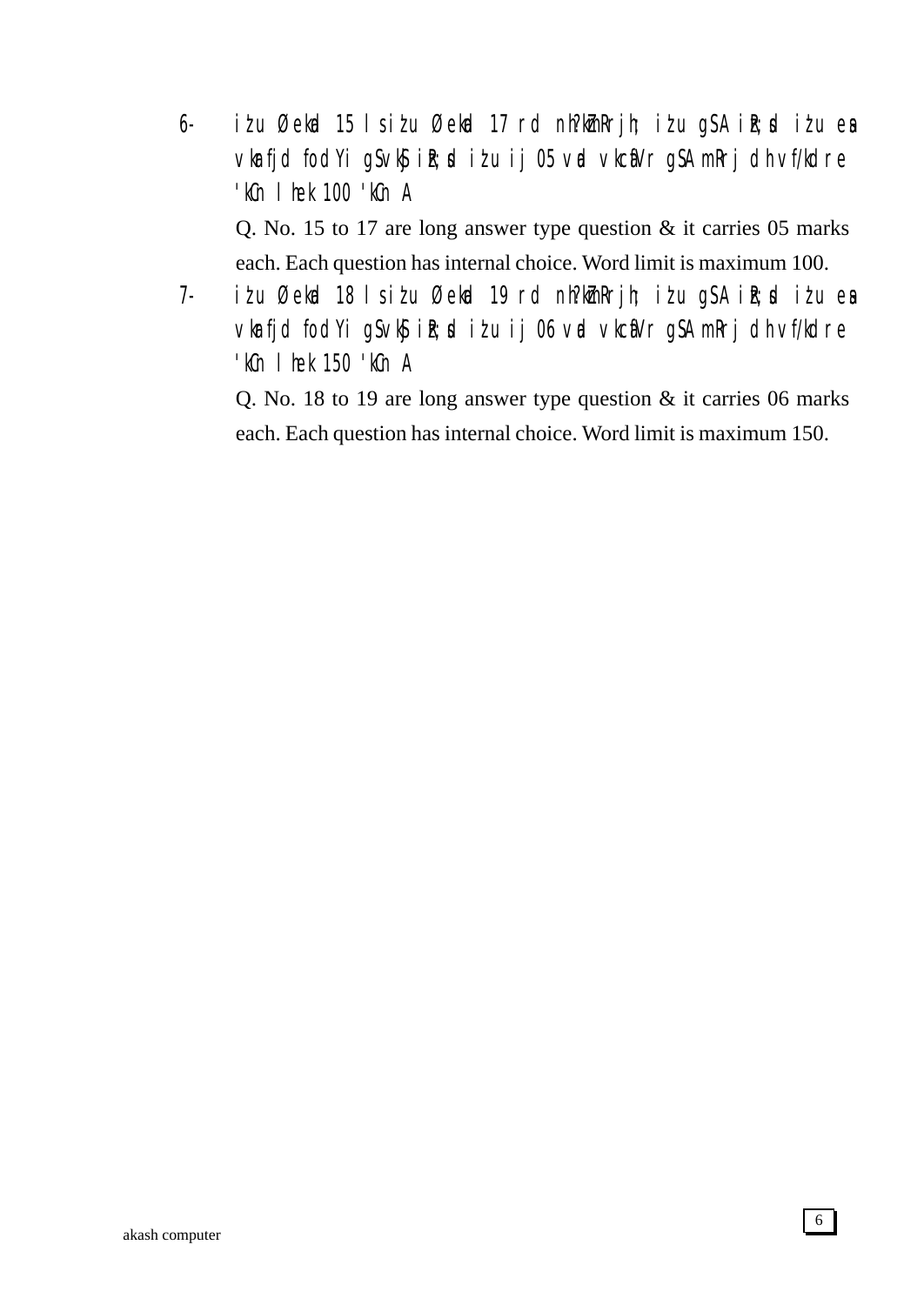6- iz'u Øekad 15 ls iz'u Øekad 17 rd nh?kZmRrjh; iz'u gSA izR;sd iz'u esa vkarfjd fodYi gSA vkSj izR;sd iz'u ij 05 vad vkcafVr gSA mRrj dh vf/kdre 'kCn lhek 100 'kCn A

Q. No. 15 to 17 are long answer type question & it carries 05 marks each. Each question has internal choice. Word limit is maximum 100.

7- iz'u Øekad 18 ls iz'u Øekad 19 rd nh?kZmRrjh; iz'u gSA izR;sd iz'u esa vkarfjd fodYi gSA vkSj izR;sd iz'u ij 06 vad vkcafVr gSA mRrj dh vf/kdre 'kCn lhek 150 'kCn A

Q. No. 18 to 19 are long answer type question & it carries 06 marks each. Each question has internal choice. Word limit is maximum 150.

akash computer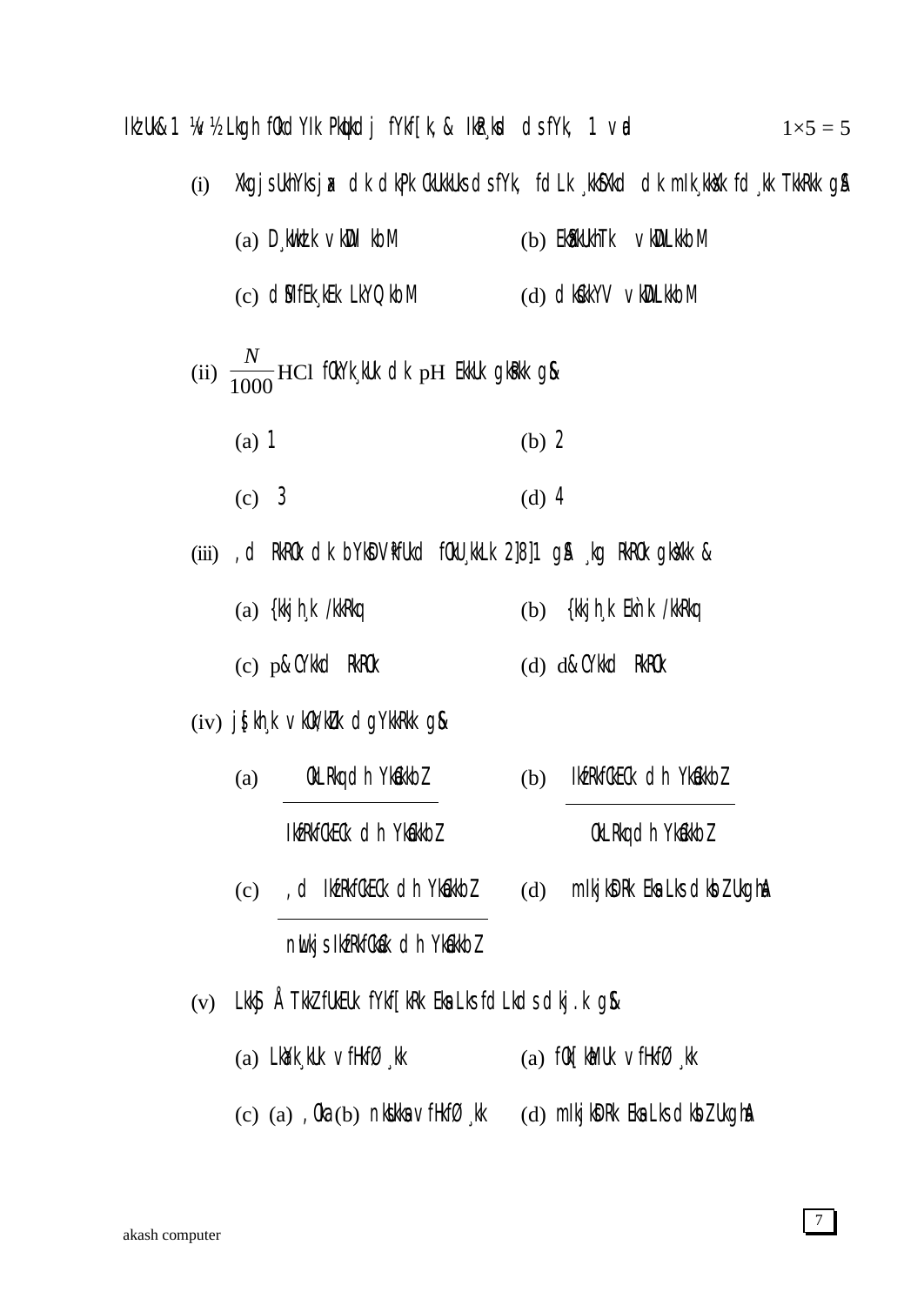Ikz'u&1 ¼v½ Lkgh fodYIk Pkqudj fYkf[k, & IkzR;sd dsfYk, 1 vad $1\times5 = 5$

(i) Xkg jsUkhYks jax dk dkPk ØkUkkUks dsfYk, fdLk ;kSfXkd dk mIk;kksXk fd;kk TkkRkk gS&

(a) D;kwizl vkWDlkbM (b) EkSXkuhTk vkWDLkkbM

(c) dSMfEk;kEk LkYQkbM (d) dksckYV vkWDLkkbM

(ii) $\frac{N}{1000}$ HCl fo;Yk;kUk dk pH EkkUk gksRkk gS&

(a) 1 (b) 2

(c) 3 (d) 4

(iii) ,d RkRo dk bYksDVªkWfUkd foU;kLk 2]8]1 gSA ;g RkRo gksXkk &

(a) {kkjh; /kkRkq (b) {kkjh; Ekn~k /kkRkq

(c) p&CYkkd RkRo (d) d&CYkkd RkRo

(iv) j§[kh; vkoZ/kZu dgYkkRkk gS&

(a) $\frac{\text{OkLRkq dh YkEckbZ}}{\text{IkzfRkfCkEc dh YkEckbZ}}$ (b) $\frac{\text{IkzfRkfCkEc dh YkEckbZ}}{\text{OkLRkq dh YkEckbZ}}$

(c) $\frac{\text{,d IkzfRkfCkEc dh YkEckbZ}}{\text{nwljs IkzfRkfCkEc dh YkEckbZ}}$ (d) mIkjksDRk Eksa Lks dksbZ Ukgha

(v) LkkSj ÅTkkZ fUkEUk fYkf[kRk Eksa Lks fdLkds dkj.k gS&

(a) LkaYk;kUk vfHkfØ;k (a) fo[kaMUk vfHkfØ;k

(c) (a) ,Oka (b) nksUkksa vfHkfØ;k (d) mIkjksDRk Eksa Lks dksbZ Ukgha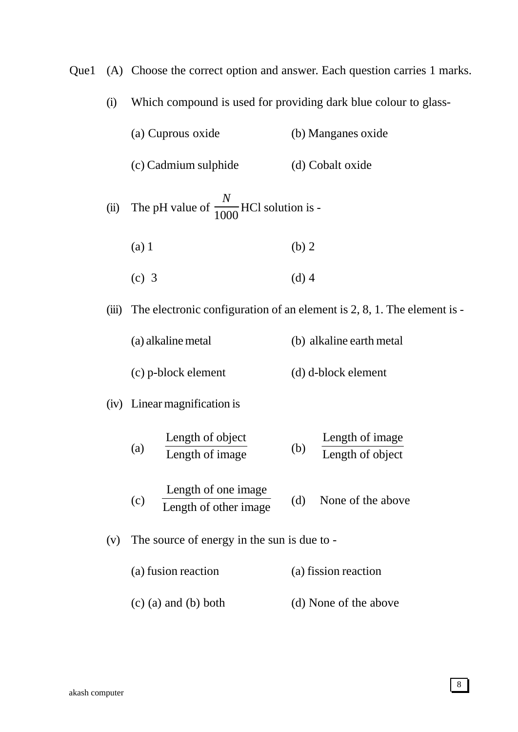Que1 (A) Choose the correct option and answer. Each question carries 1 marks.

(i) Which compound is used for providing dark blue colour to glass-

(a) Cuprous oxide (b) Manganes oxide

(c) Cadmium sulphide (d) Cobalt oxide

(ii) The pH value of $\frac{N}{1000}$ HCl solution is -

(a) 1 (b) 2

(c) 3 (d) 4

(iii) The electronic configuration of an element is 2, 8, 1. The element is -

(a) alkaline metal (b) alkaline earth metal

(c) p-block element (d) d-block element

(iv) Linear magnification is

(a) $\frac{\text{Length of object}}{\text{Length of image}}$ (b) $\frac{\text{Length of image}}{\text{Length of object}}$

(c) $\frac{\text{Length of one image}}{\text{Length of other image}}$ (d) None of the above

(v) The source of energy in the sun is due to -

(a) fusion reaction (a) fission reaction

(c) (a) and (b) both (d) None of the above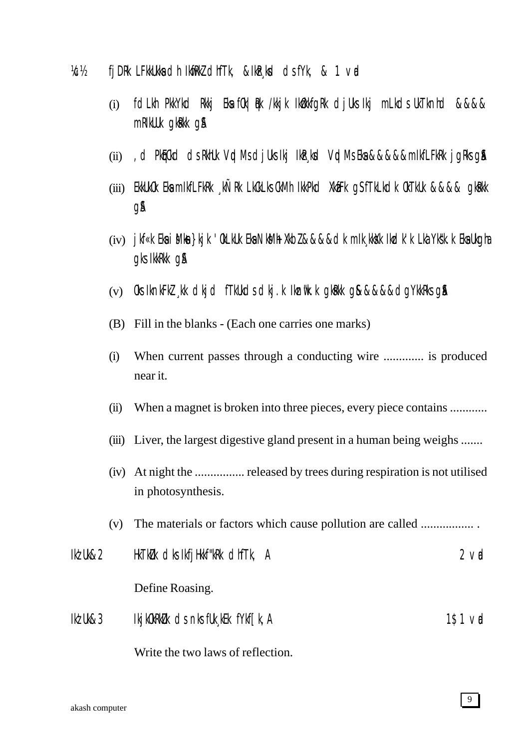¼c½ fjDRk LFkkuksa dh iwfrZ dhft, &izR;sd ds fy, & 1 vad

(i) fdlh pkkyd rkj esa fo|qr /kkjk izokfgr djus ij mlds ikl &&&& mRiUu gksrk gSA

(ii) ,d pqEcd ds rhu VqdM+s djus ij izR;sd VqdM+s esa &&&&& mifLFkr jgrs gSaA

(iii) euq"; esa mifLFkr lcls cM+h ikpd xzfUFk gS ftldk Hkkj &&&& gksrk gSA

(iv) jkf=k esa isM+ksa }kjk 'olu esa NksM+h xbZ &&&& dk mi;ksx izdk'k la'ys"k.k esa ugha gks ikrk gSA

(v) os inkFkZ ;k dkjd ftuds dkj.k iznw"k.k gksrk g& &&&& dgykrs gSaA

(B) Fill in the blanks - (Each one carries one marks)

(i) When current passes through a conducting wire ............. is produced near it.

(ii) When a magnet is broken into three pieces, every piece contains ............

(iii) Liver, the largest digestive gland present in a human being weighs .......

(iv) At night the ................ released by trees during respiration is not utilised in photosynthesis.

(v) The materials or factors which cause pollution are called ................. .

iz'u&2 HkTkZu dks ifjHkkf"kr dhft, A 2 vad

Define Roasing.

iz'u&3 ijkorZu ds nks fu;e fyf[k, A 1$1 vad

Write the two laws of reflection.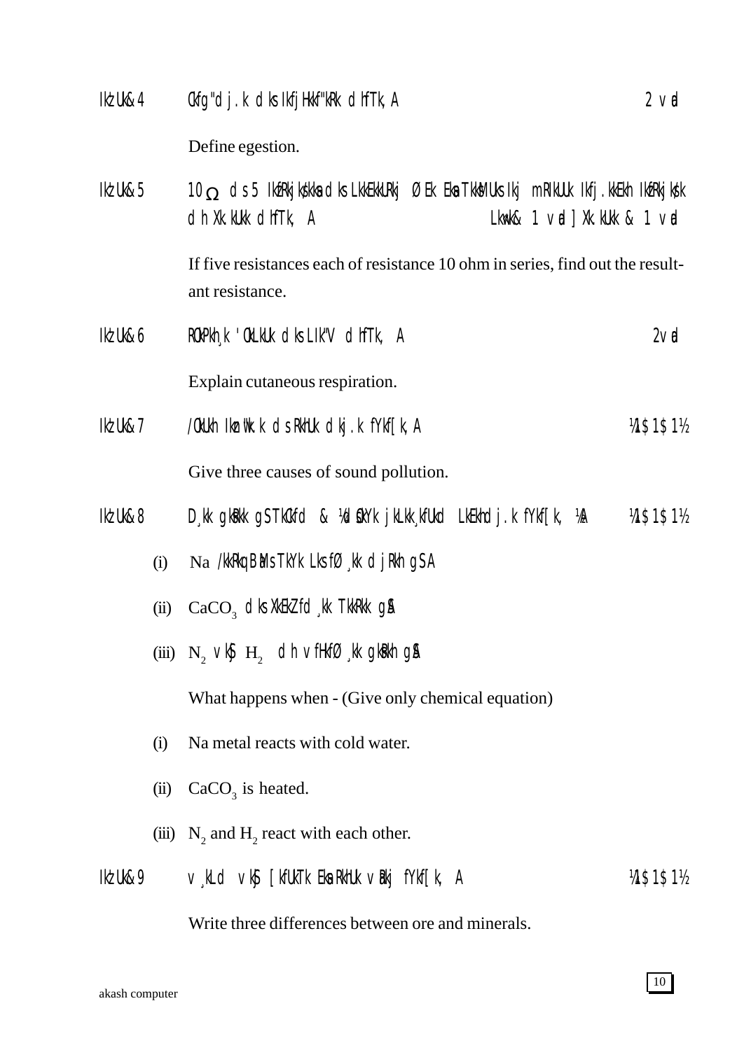Ikz'u&4 Ckfg"dj.k dks IkfjHkkf"kRk dhfTk,A 2 vad

Define egestion.

Ikz'u&5 10 Ω ds 5 IkfrRkjks/kksa dks LkkEkkuRkj ØEk Eka TkksMus Ikj mRiUUk Ikfj.kkEkh IkfrRkjks/k dh Xk.kUkk dhfTk, A Lkw=& 1 vad ] Xk.kUkk & 1 vad

If five resistances each of resistance 10 ohm in series, find out the resultant resistance.

Ikz'u&6 RoPkh;k 'oLkLkUk dks LIk"V dhfTk, A 2vad

Explain cutaneous respiration.

Ikz'u&7 /oUkh Ikznw\k.k ds RkhUk dkj.k fYkf[k,A ½1$1$1½

Give three causes of sound pollution.

Ikz'u&8 D;kk gksRkk gS TkCkfd & ½dsoYk jkLkk;fUkd LkEkhdj.k fYkf[k, ½A ½1$1$1½

(i) Na /kkRkq BaMs TkYk Lks fØ;kk djRkh gSA

(ii) $CaCO_3$ dks XkEkZ fd;kk TkkRkk gS\

(iii) $N_2$ vkSj $H_2$ dh vfHkfØ;kk gksRkh gS\

What happens when - (Give only chemical equation)

(i) Na metal reacts with cold water.

(ii) $CaCO_3$ is heated.

(iii) $N_2$ and $H_2$ react with each other.

Ikz'u&9 v;kLd vkSj [kfUkTk EkaRkhUk vRkj fYkf[k, A ½1$1$1½

Write three differences between ore and minerals.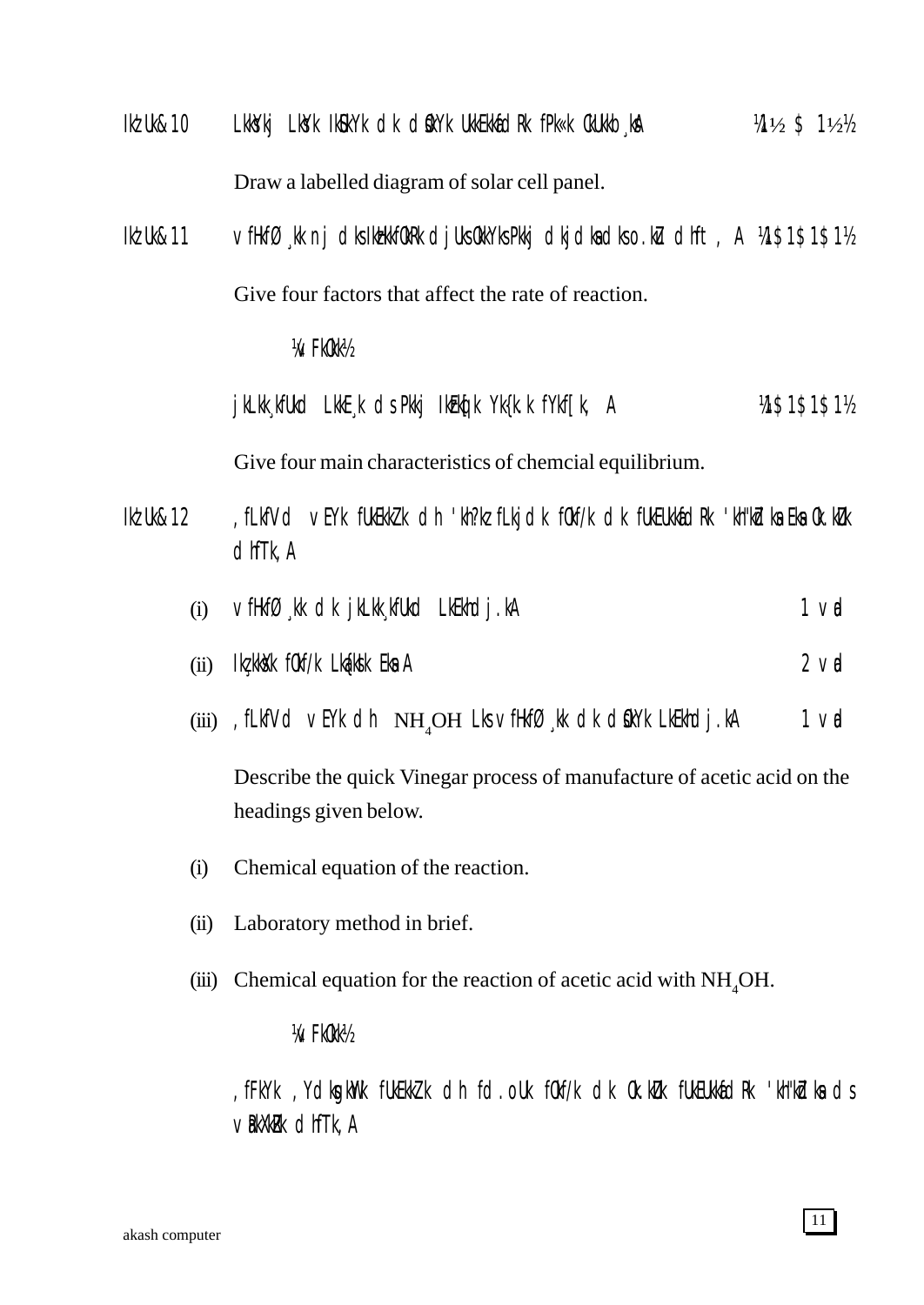Ikz'u&10 LkkSj LkSy IkSuy dk ukekafdr fp«k cukb¸kA ¼1½ $ 1½½

Draw a labelled diagram of solar cell panel.

Ikz'u&11 vfHkfØ¸kk nj dks izHkkfor djus okys pkj dkjdksa dk o.kZu dhft, A ¼1$1$1$1½

Give four factors that affect the rate of reaction.

¼vFkok½

jklk¸kfud LkkE¸k ds pkj izeq[k y{k.k fyf[k, A ¼1$1$1$1½

Give four main characteristics of chemcial equilibrium.

Ikz'u&12 ,fLkfVd vEYk fuekZ.k dh 'kh?kz fLkjdk fof/k dk fuEufyf[kr 'kh"kZdksa esa o.kZu dhfT,A

(i) vfHkfØ¸kk dk jklk¸kfud LkEkhdj.kA 1 vad

(ii) Ikz¸kksxk fof/k Lka{ksi esaA 2 vad

(iii) ,fLkfVd vEYk dh $NH_4OH$ Lks vfHkfØ¸kk dk dsfeYk LkEkhdj.kA 1 vad

Describe the quick Vinegar process of manufacture of acetic acid on the headings given below.

(i) Chemical equation of the reaction.

(ii) Laboratory method in brief.

(iii) Chemical equation for the reaction of acetic acid with $NH_4OH$.

¼vFkok½

,fFkYk ,YdksgkWy fuekZ.k dh fd.oUk fof/k dk o.kZu fuEufyf[kr 'kh"kZdksa ds vUrxZr dhfT,A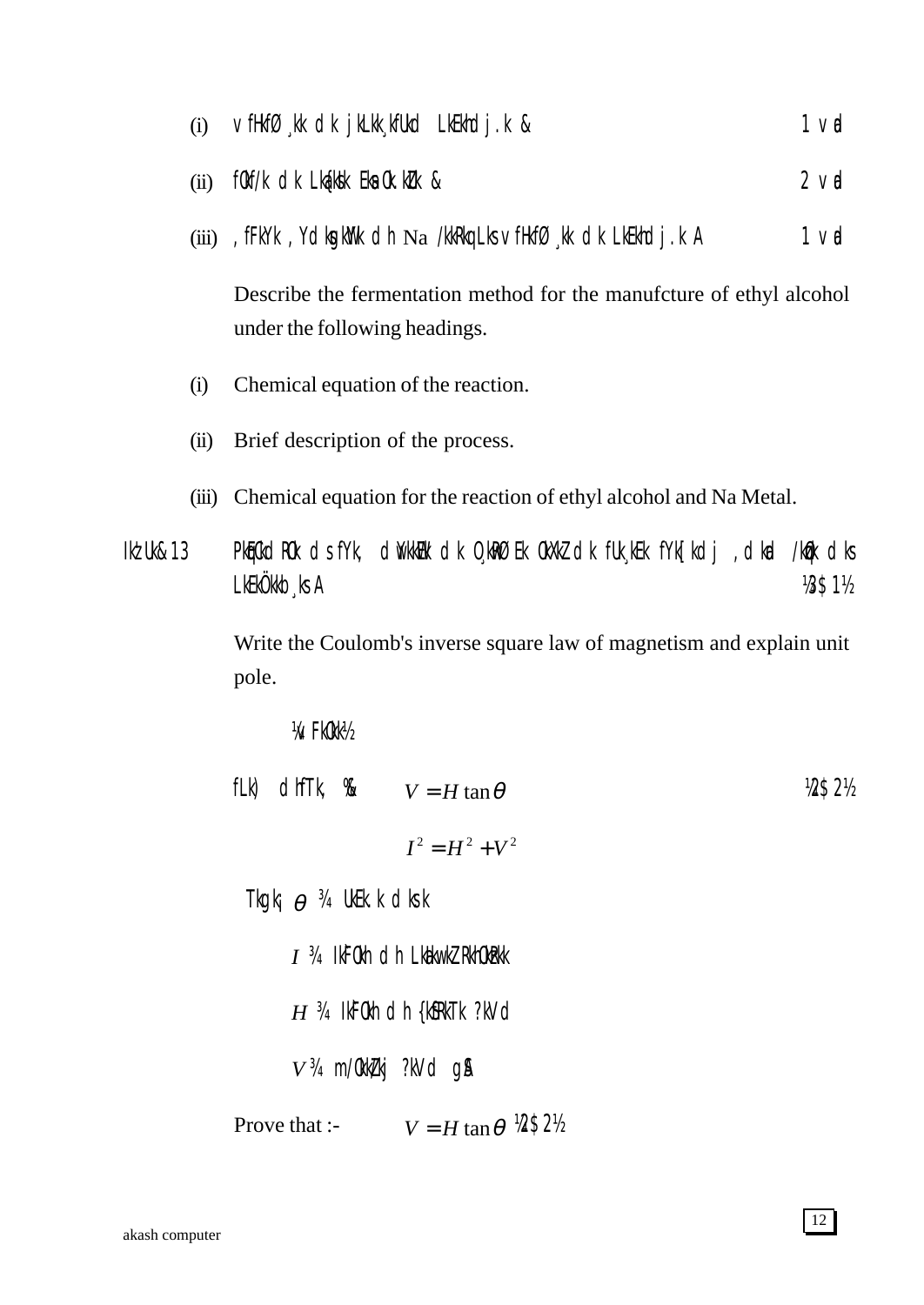(i) vfHkfØ¸kk dk jklk¸kfud LkEkhdj.k & 1 vad

(ii) fØf/k dk Lkaf{kIr Eksa 0.kZu & 2 vad

(iii) ,fFkYk ,YdksgkWy dh Na /kkrq Lks vfHkfØ¸kk dk LkEkhdj.k A 1 vad

Describe the fermentation method for the manufcture of ethyl alcohol under the following headings.

(i) Chemical equation of the reaction.

(ii) Brief description of the process.

(iii) Chemical equation for the reaction of ethyl alcohol and Na Metal.

Ikz'u&13 PkqEcd RoO dsfYk, dwykWEc dk O¸kqRØ Ek 0xZ dk fuk¸kEk fYk[kdj ,dkad /kzqo dks LkEkÖkkb¸ks A ½3$1½

Write the Coulomb's inverse square law of magnetism and explain unit pole.

¼vFkok½

fLk) dhfTk, %& $V = H\tan\theta$ ½2$2½

$$I^2 = H^2 + V^2$$

Tkgk¡ $\theta$ ¾ UkEk.k dks.k

$I$ ¾ IkF0h dh Lkaiw.kZ RkhOkRkk

$H$ ¾ IkF0h dh {kSfRkTk ?kVd

$V$ ¾ m/okZ/kj ?kVd gSA

Prove that :- $V = H\tan\theta$ ½2$2½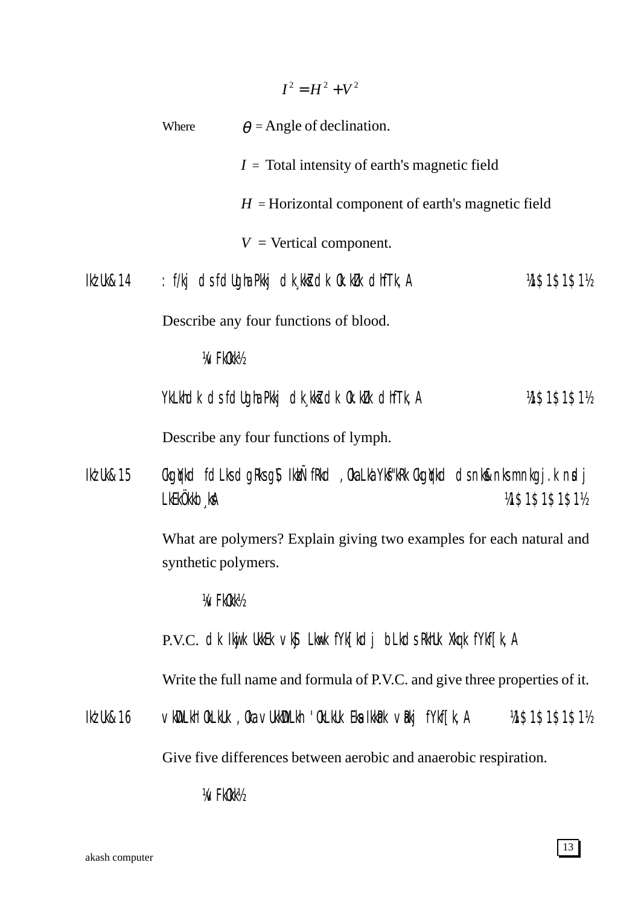$$I^2 = H^2 + V^2$$

Where $\theta$ = Angle of declination.

$I$ = Total intensity of earth's magnetic field

$H$ = Horizontal component of earth's magnetic field

$V$ = Vertical component.

IkzUk&14 : f/kj dsfdUghaPkkj dk¸kkZsdk 0kZ.kZu dhfTk,A ¼1$1$1$1½

Describe any four functions of blood.

¼vFkOkk½

YkLkhdk dsfdUghaPkkj dk¸kkZsdk 0kZ.kZu dhfTk,A ¼1$1$1$1½

Describe any four functions of lymph.

IkzUk&15 CkgqYkd fdLks dgRks g\$ IkzkÑfRkd ,Oka LkaYkf"kRk CkgqYkd ds nks&nks mnkgj.k nsdj LkEkÖkkb¸ksA ¼1$1$1$1$1½

What are polymers? Explain giving two examples for each natural and synthetic polymers.

¼vFkOkk½

P.V.C. dk Ikwjk UkkEk vkS LkwMk fYk[kdj bLkds RkhUk Xkq.k fYkf[k,A

Write the full name and formula of P.V.C. and give three properties of it.

IkzUk&16 vkDLkhh OkLkUk ,Oka vUkkDLkh 'OkLkUk Eksa IkkaPk vRkj fYkf[k,A ¼1$1$1$1$1½

Give five differences between aerobic and anaerobic respiration.

¼vFkOkk½

akash computer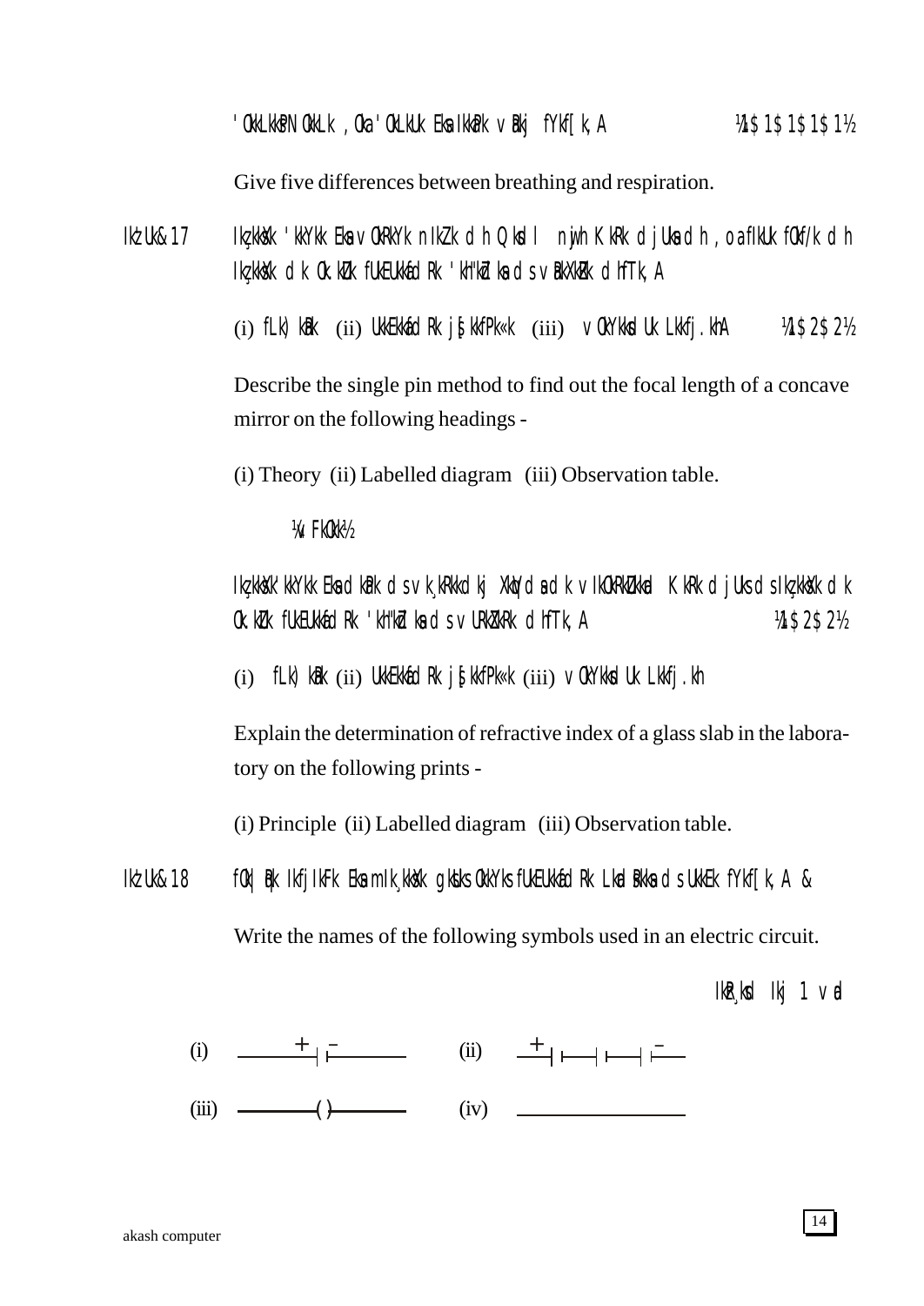'OkkLkkPN OkkLk ,Oa 'OkLkUk Eka IkkaPk vRkj fYkf[k,A ¼1$1$1$1$1½

Give five differences between breathing and respiration.

IkzUk&17 Ikz;kksXk 'kkYkk Eka vOkRkYk niZk dh Qksdl njwh KkRk djUka dh ,oa fIkUk fOkf/k dh Ikz;kksXk dk Ok.kZUk fUEUkfYkf[kRk 'kh"kZdka ds vRkXkZRk dhfTk,A

(i) fLk)kaRk (ii) UkkEkkafdRk js[kkfPk«k (iii) vOkYkksdUk LkkfYk.khA ¼1$2$2½

Describe the single pin method to find out the focal length of a concave mirror on the following headings -

(i) Theory (ii) Labelled diagram (iii) Observation table.

¼vFkOkk½

Ikz;kksXk'kkYkk Eka dkaPk ds vk;kRkkdkj XkqVds dk vIkOkRkZUkkad KkRk djUks ds Ikz;kksXk dk Ok.kZUk fUEUkfYkf[kRk 'kh"kZdka ds vURkXkZRk dhfTk,A ¼1$2$2½

(i) fLk)kaRk (ii) UkkEkkafdRk js[kkfPk«k (iii) vOkYkksdUk LkkfYk.kh

Explain the determination of refractive index of a glass slab in the laboratory on the following prints -

(i) Principle (ii) Labelled diagram (iii) Observation table.

IkzUk&18 fOk|qRk IkfjIkFk Eka Ik;kqDRk gkUks OkkYks fUEUkfYkf[kRk LkadsRkka ds UkkEk fYkf[k,A &

Write the names of the following symbols used in an electric circuit.

IkRk;sd Ikj 1 vad

(i) + − (ii) + − 

(iii) ( ) (iv)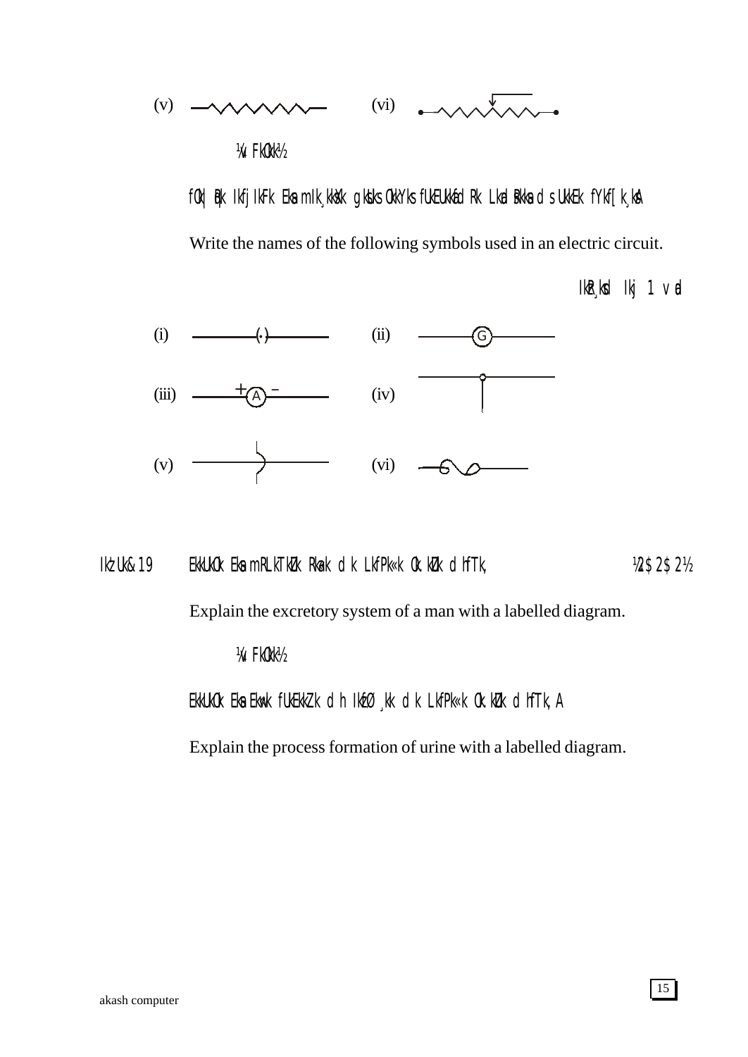(v) (vi)

¼vFkok½

fo|qr ifjiFk esa mi;ksx gksus okys fuEufyf[kr izrhdksa ds uke fyf[k;sA

Write the names of the following symbols used in an electric circuit.

izR;sd iz'u 1 vad

(i) (ii)

(iii) (iv)

(v) (vi)

iz'u&19 euq"; esa mRltZu rU=k dk lfp= o.kZu dhft,A ½2$2½

Explain the excretory system of a man with a labelled diagram.

¼vFkok½

euq"; esa ew= fuekZ.k dh izfØ;k dk lfp= o.kZu dhft,A

Explain the process formation of urine with a labelled diagram.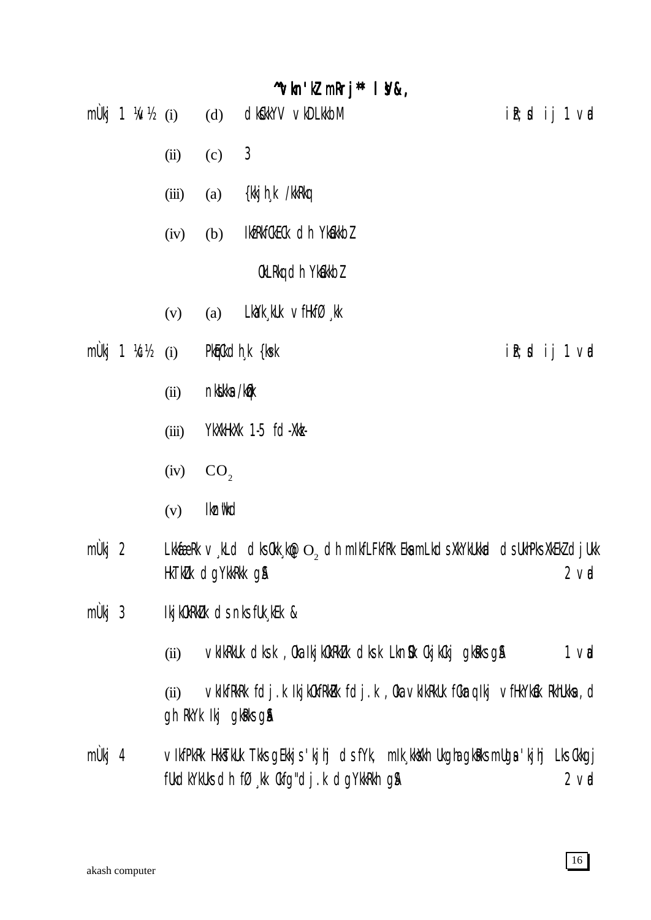# ^^vkn'kZ mRrj** lsV&,

mÙkj 1 ¼v½ (i) (d) dksckYV vkDLkkbM — iR;sd ij 1 vad

(ii) (c) 3

(iii) (a) {kkjh;k /kkrq

(iv) (b) IkzRkfCkECk dh YkEckbZ

OkLRkq dh YkEckbZ

(v) (a) LkaYk;kUk vfHkfØ;kk

mÙkj 1 ¼c½ (i) PkqEcdh; {ks=k — iR;sd ij 1 vad

(ii) nksukas /kqzo

(iii) YkXkHkXk 1-5 fd-Xkz-

(iv) $CO_2$

(v) Ikkn Ukkd

mÙkj 2 LkkfUnzRk v;Ld dks Ckk;kq@ $O_2$ dh mIkfLFkfRk Eksa mLkd s XkYkukad ds uhPks XkeZ djuk HkTkZu dgYkkRkk gSA — 2 vad

mÙkj 3 IkjkorZu ds nks fUk;e &

(ii) vkiRkUk dks.k ,oa IkjkorZu dks.k LknSo Ckjkcj gksRks gSA — 1 vad

(ii) vkifRkRk fdj.k IkjkofRkZRk fdj.k ,oa vkiRkUk fCkanq Ikj vfHkYkEc RkhUkksa ,d gh RkYk Ikj gksRks gSA

mÙkj 4 vIkfPkRk HkkstUk Tkks gEkkjs 'kjhj ds fYk, mIk;ksXkh Ukgha gksRks mUgsa 'kjhj Lks Ckkgj fudkYkUks dh fØ;k Ckfg"dj.k dgYkkRkh gSA — 2 vad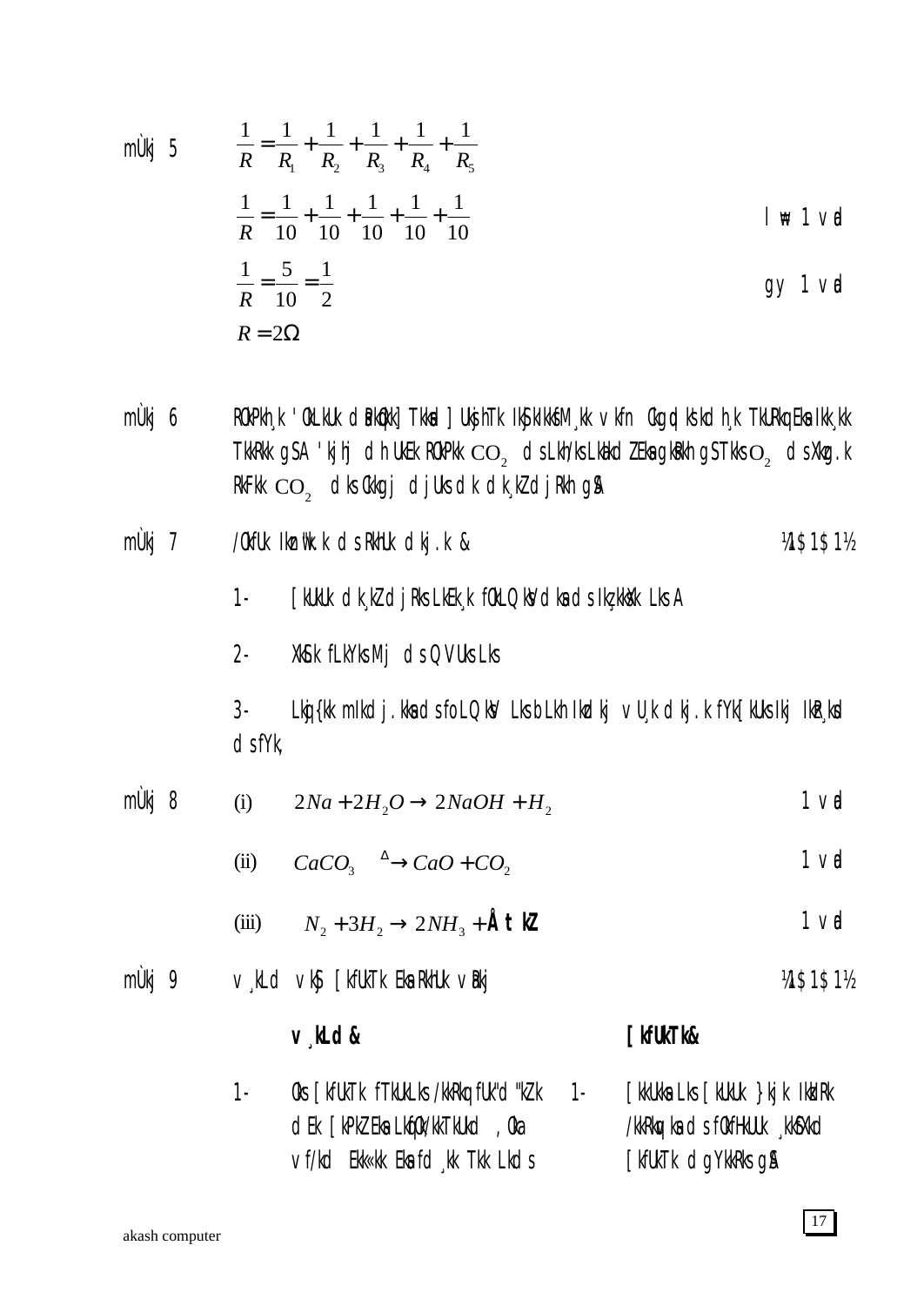mÙkj 5

$$\frac{1}{R} = \frac{1}{R_1} + \frac{1}{R_2} + \frac{1}{R_3} + \frac{1}{R_4} + \frac{1}{R_5}$$

$$\frac{1}{R} = \frac{1}{10} + \frac{1}{10} + \frac{1}{10} + \frac{1}{10} + \frac{1}{10}$$ lw= 1 vad

$$\frac{1}{R} = \frac{5}{10} = \frac{1}{2}$$ gy 1 vad

$$R = 2\Omega$$

mÙkj 6 ROkPkh¸k 'OkLkUk dPkQkk] Tkkd ] UkshTk IkS;kIkkbM¸kk vkfn Okgqdks dk h¸k TkURkq Eka Ikk¸kk TkkRkk gSA 'kjhj dh UkEk ROkPkk $CO_2$ dsLkh/ks LkEidZ Eka gkRkh gSTkks $O_2$ dsXkq.k RkFkk $CO_2$ dks Okkgj dj Uks dk dk¸kZ djRkh gSA

mÙkj 7 /OkfUk Iknw'k.k dsRkhUk dkj.k & ½1$1$1½

1- [kUkUk dk¸kZ djRks LkEk¸k fOkLQksV dksa dsIkz;ksXk LksA

2- XkkSk fLkYks Mj dsQVUks Lks

3- Lkkq{kk mIkdj.kksadsfoLQksV Lks bLkh Ikdkj vU¸k dkj.k fYk[kUks Ikj IkkR¸kkad dsfYk,

mÙkj 8

(i) $2Na + 2H_2O \rightarrow 2NaOH + H_2$ 1 vad

(ii) $CaCO_3 \xrightarrow{\Delta} CaO + CO_2$ 1 vad

(iii) $N_2 + 3H_2 \rightarrow 2NH_3 +$ **Å tkZ** 1 vad

mÙkj 9 v¸kLd vkS [kfUkTk EkaRkhUk vRkj ½1$1$1½

| **v¸kLd &** | **[kfUkTk&** |
| --- | --- |
| 1- Oks [kfUkTk fTkUkLks /kkRkq fUk"d"kZk dEk [kPkZ Eka LkqfOk/kkTkUkd ,Oka vf/kd Ekk«kk Eka fd¸kk TkkLkds | 1- [kkUkka Lks [kUkUk }kjk IkkIRk /kkRkqvkas dsfOkfHkUUk ¸kkSfXkd [kfUkTk dgYkkRks gSA |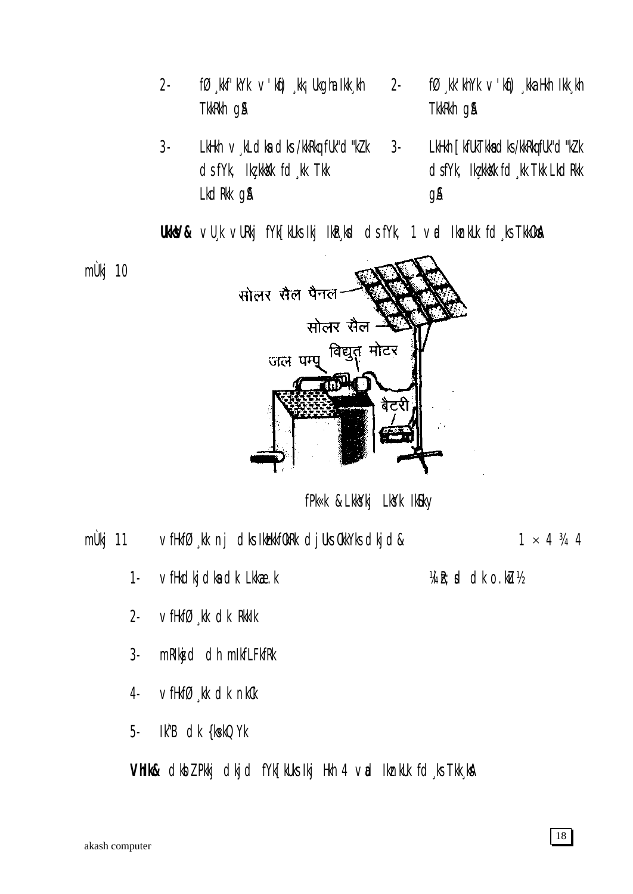2- fØ¸kkf'kYk v'kfØ¸kkq Ukgha Ikk¸kh TkkRkh gSA

3- LkHkh v¸kLdksa dks /kkRkqfUk"dZk dsfYk, Ikz¸kksX fd¸kk Tkk LkdRkk gSA

2- fØ¸kk'khYk v'kfØ¸kka Hkh Ikk¸kh TkkRkh gSA

3- LkHkh [kfUkTkksa dks /kkRkqfUk"dZk dsfYk, Ikz¸kksX fd¸kk Tkk LkdRkk gSA

**UkksV&** vU¸k vURkj fYk[kUks Ikj IkzR¸ksd dsfYk, 1 vad Ikzn kUk fd¸ks TkkOksaA

mÙkj 10

सोलर सैल पैनल

सोलर सैल

जल पम्प

विद्युत मोटर

बैटरी

fPk«k & LkkSYkj LkSYk IkSUkY

mÙkj 11 vfHkfØ¸kk nj dks IkzHkkfOkRk djUks OkkYks dkjd & $1 \times 4$ ¾ 4

1- vfHkdkjdksa dk Lkkae.k ¼Pk;ud dk o.kZu½

2- vfHkfØ¸kk dk Rkkik

3- mRIkszjd dh mIkfLFkfRk

4- vfHkfØ¸kk dk nkCk

5- IkÔB dk {ks«kQYk

**VhIk&** dkbZ Pkkj dkjd fYk[kUks Ikj Hkh 4 vad Ikzn kUk fd¸ks Tkk¸ksA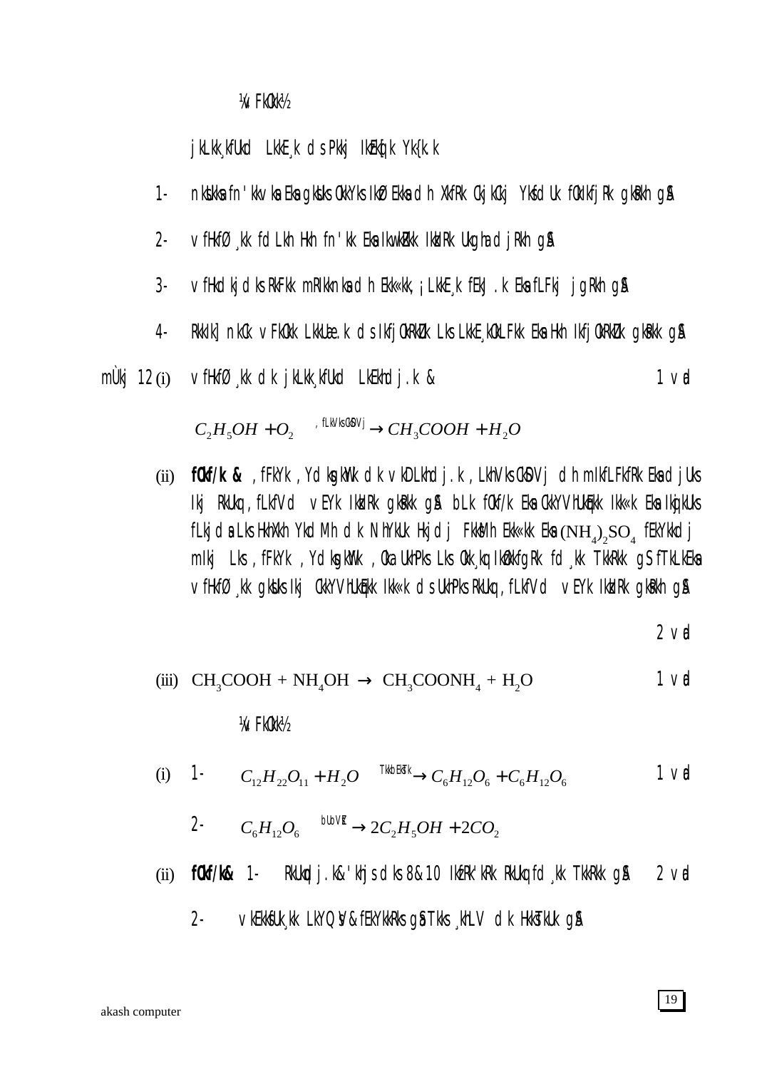¼v FkOkk½

jkLkk;kfUkd LkkE;k ds Pkkj IkEkq[k Yk{k.k

1- nksUkks fn'kkvks Eks gksUks OkkYks IkfØ;kvks dh XkfRk Ckjkckj Ykxsxh fLFkj Ykxh gksRkh gS

2- vfHkfØ;kk fdLkh Hkh fn'kk Eks IkwUkZRkk IkkIRk Ukgha djRkh gS

3- vfHkdkjdks RkFkk mRIkknks dh Ekk=kk,¡ LkkE; fEkJ.k Eks fLFkj jgRkh gS

4- RkkIkJ nkCk vFkOkk LkkUnzk ds IkfjOkRkZUk Lks LkkE;kOLFkk Eks Hkh IkfjOkRkZUk gksRkk gS

mÙkj 12 (i) vfHkfØ;kk dk jkLkk;kfUkd LkEkhdj.k & 1 vad

$$C_2H_5OH + O_2 \xrightarrow{\text{, fLkVkslkSDVj}} CH_3COOH + H_2O$$

(ii) **fOkf/k &** ,fFkYk ,YdksgkWYk dk vkDLkhdj.k ,LkhVksCkSDVj dh mIkfLFkfRk Eks djUks Ikj RkUkq ,fLkfVd vEYk IkkIRk gksRkk gS bLk fOkf/k Eks CkkYVhUkqEkk Ikk= Eks Ikq[kUks fLkjds Lks HkhXkh YkdMh dk NhYkUk Hkjdj FkksMh Ekk=kk Eks $(NH_4)_2SO_4$ fEkYkkdj mIkj Lks ,fFkYk ,YdksgkWYk ,Oka UkhPks Lks Ok;kq IkzOkkfgRk fd;kk TkkRkk gS fTkLkEkas vfHkfØ;kk gksUks Ikj CkkYVhUkqEkk Ikk=k ds UkhPks RkUkq ,fLkfVd vEYk IkkIRk gksRkh gS

2 vad

(iii) $CH_3COOH + NH_4OH \rightarrow CH_3COONH_4 + H_2O$ 1 vad

¼c FkOkk½

(i) 1- $C_{12}H_{22}O_{11} + H_2O \xrightarrow{\text{TkkbEkstk}} C_6H_{12}O_6 + C_6H_{12}O_6$ 1 vad

2- $C_6H_{12}O_6 \xrightarrow{\text{bUOkVZ}} 2C_2H_5OH + 2CO_2$

(ii) **fOkf/k&** 1- RkUkq djk.k&'khjs dks 8&10 IkzfRk'kRk RkUkq fd;kk TkkRkk gS 2 vad

2- vkEkkfUk;kk LkYQsV &fEkYkkRks gS Tkks ;kLV dk HkksTkUk gS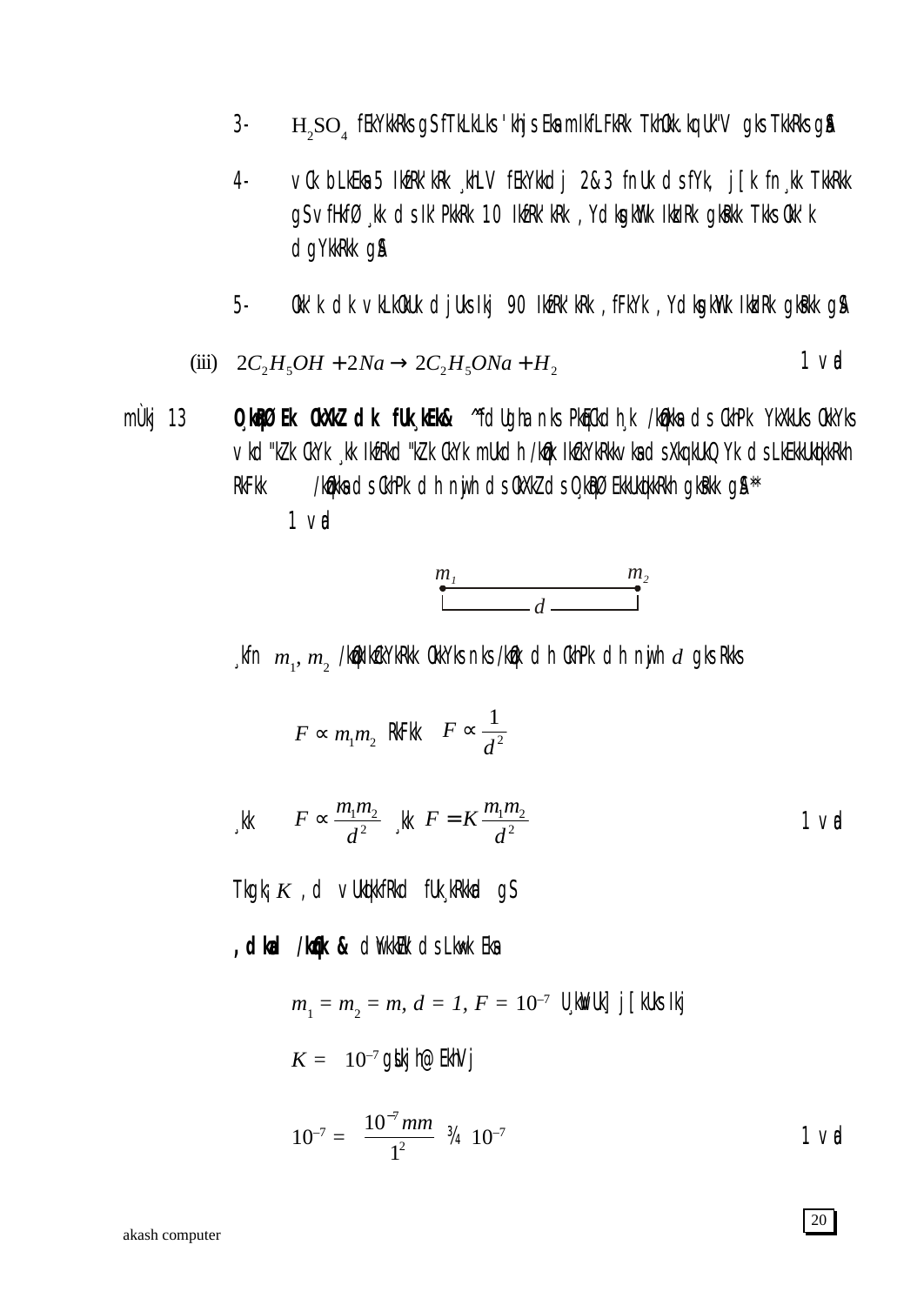3- $H_2SO_4$ fEkYkkRks gS fTkLkLks 'khjs Eka mlkfLFkRk TkhOkk.kq\ukV gks TkkRks gSA

4- vOk bLkEka 5 IkfRk'kRk ¸khLV fEkYkkdj 2&3 fnUk dsfYk; j[k fn¸kk TkkRkk gS vfHkfØ ¸kk dsIk'PkkRk 10 IkfRk'kRk ,YdksgkWy IkkdRk gkRkk Tkks Okk'k dgYkkRkk gSA

5- Okk'k dk vkLkoUk djUks Ikj 90 IkfRk'kRk ,fFkYk ,YdksgkWy IkkdRk gkRkk gSA

(iii) $2C_2H_5OH + 2Na \rightarrow 2C_2H_5ONa + H_2$ 1 vad

mÙkj 13 **O¸kkid Ek OkxkZ dk fUk¸kEk&** ^^fdUgha nks PkLrqvksa dh ¸kk /kqfUk¸kksa dsCkhPk YkXkUks OkkYks vkd"kZk CkYk ¸kk IkfRkd"kZk CkYk mUkdh /kqfUk IkfRkYkkksa vkaUkdsXkq.kUkQy dsLkEkkUkqikRkh RkFkk /kqfUk¸kksa dsCkhPk dh njwh dsOkxkZ dsO¸kqRØEkkUkqikRkh gkRkk gSA**

1 vad

$m_1$ ——— $m_2$
|——— $d$ ———|

¸kfn $m_1, m_2$ /kqfUkIkfRkYkRkk OkkYks nks /kqfUk dh CkhPk dh njwh $d$ gks Rkks

$$F \propto m_1 m_2 \quad \text{RkFkk} \quad F \propto \frac{1}{d^2}$$

¸kk $F \propto \frac{m_1 m_2}{d^2}$ ¸kk $F = K\frac{m_1 m_2}{d^2}$ 1 vad

Tkgk¡ $K$ ,d vUkqikfRkd fUk¸kRkkad gS

**,dkad /kqfUk &** dYkkEcZk dsLkw= Eka

$m_1 = m_2 = m,\ d = 1,\ F = 10^{-7}$ U¸kwVUk] j[kUks Ikj

$K =\ 10^{-7}$ gksUkj h@ EkhVj

$$10^{-7} = \frac{10^{-7} mm}{1^2} \quad ¾ \ 10^{-7}$$ 1 vad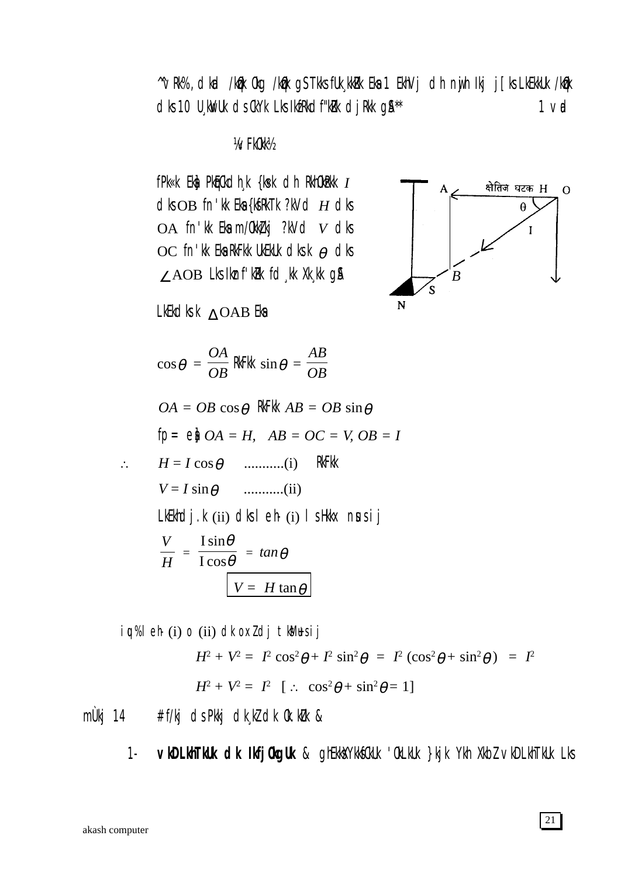^^vRk%, dksbZ /kqzo Okg /kqzo gS Tkks fLFkj Eksa 1 EkhVj dh nwjh Ikj j[ks LkEkkUk /kqzo dks 10 U;wVUk ds CkYk Lks IkzfRkdf"kZRk djRkk gSA** 1 vad

¼vFkOkk½

fPk«k Eksa PkqEcdh; {ks=k dh RkhOkzRkk $I$ dks $OB$ fn'kk Eksa {kSfRkTk ?kVd $H$ dks $OA$ fn'kk Eksa m/okZ/kj ?kVd $V$ dks $OC$ fn'kk Eksa RkFkk UkEkUk dks.k $\theta$ dks $\angle AOB$ Lks Ikznf'kZRk fd;kk Xk;kk gSA

LkEkdks.k $\Delta OAB$ Eksa

$$\cos\theta = \frac{OA}{OB} \text{ RkFkk } \sin\theta = \frac{AB}{OB}$$

$$OA = OB\cos\theta \text{ RkFkk } AB = OB\sin\theta$$

fp= esa $OA = H, \quad AB = OC = V, OB = I$

$\therefore \quad H = I\cos\theta \quad$ ...........(i) RkFkk

$V = I\sin\theta \quad$ ...........(ii)

LkEkhdj.k (ii) dks lehñ (i) ls Hkkx nsus ij

$$\frac{V}{H} = \frac{I\sin\theta}{I\cos\theta} = tan\theta$$

$$\boxed{V = H\tan\theta}$$

iqu% lehñ (i) o (ii) dk oxZ djds tksM+us ij

$$H^2 + V^2 = I^2\cos^2\theta + I^2\sin^2\theta = I^2(\cos^2\theta + \sin^2\theta) = I^2$$

$$H^2 + V^2 = I^2 \quad [\therefore \cos^2\theta + \sin^2\theta = 1]$$

mÙkj 14 # f/kj ds Pkkj dk;Z dk Ok.kZu &

1- **vkDLkhTkUk dk IkfjOkgUk** & ghEkksXyksfCkUk 'OkLkUk }kjk Ykh XkbZ vkDLkhTkUk Lks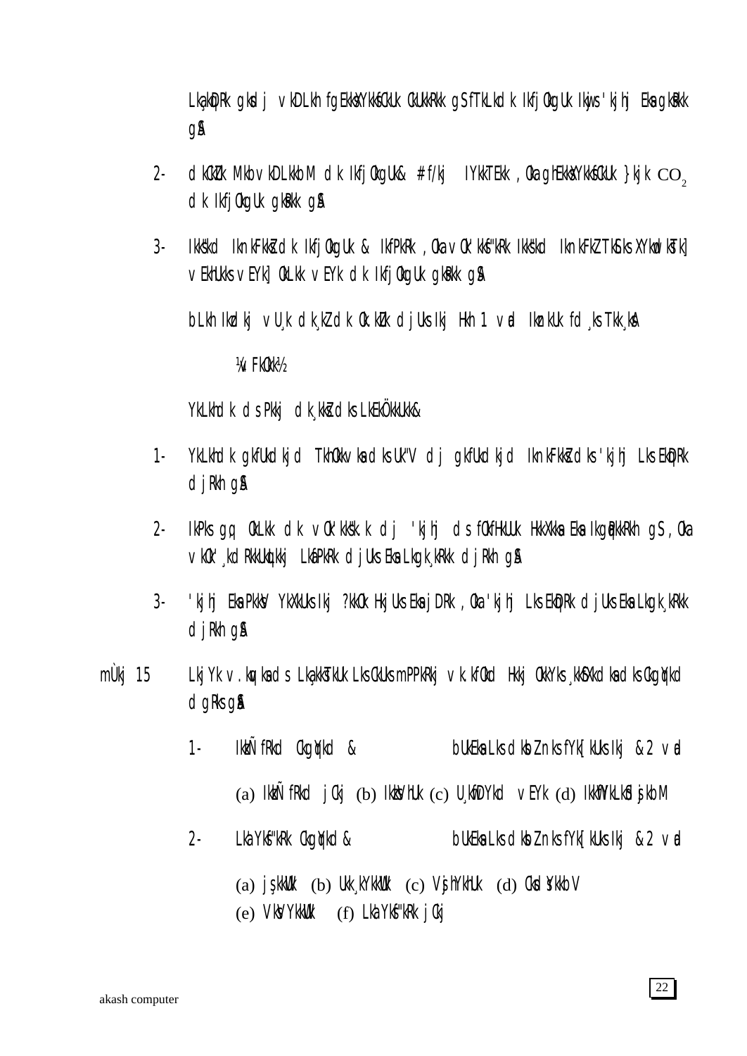Lka[kD]Rk gksdj vkDLkh fgEkksXYkksfCkUk CkUkkRkk gS fTkLkdk IkfjOkgUk Ikjws 'kjhj Eksa gksRkk gSA

2- dkCkZu MkbvkDLkkbM dk IkfjOkgUk& # f/kj IYkkTEkk ,Oka ghEkksXYkksfCkUk }kjk $CO_2$ dk IkfjOkgUk gksRkk gSA

3- Ikkšd IknkFkksZ dk IkfjOkgUk & IkfPkRk ,Oka vOk'kksf"kRk Ikkšd IknkFkZ Tkkfks XYkwdkTk] vEkhUkks vEYk] OkLkk vEYk dk IkfjOkgUk gksRkk gSA

bLkh Ikzdkj vU;k dk;kZ dk Ok.kZu djUks Ikj Hkh 1 vad Iknku fd;ks Tkk;ksA

¼vFkOkk½

YkLkhdk ds Pkkj dk;kksZ dks LkEkÖkkUkk&

1- YkLkhdk gkfUkdkjd TkhOkkvksa dks Uk"V dj gkfUkdkjd IknkFkksZ dks 'kjhj Lks EkqDRk djRkh gSA

2- IkPks gq, OkLkk dk vOk'kks"k.k dj 'kjhj ds fOkfHkUUk HkkXkksa Eksa Ikgq¡pkkRkh gS ,Oka vkOk';kdRkkUkqlkj LkafPkRk djUks Eksa Lkgk;kRkk djRkh gSA

3- 'kjhj Eksa PkksV YkXkUks Ikj ?kkOk HkjUks Eksa jDRk ,Oka 'kjhj Lks EkqDRk djUks Eksa Lkgk;kRkk djRkh gSA

mÙkj 15 LkjYk v.kqvksa ds Lka;kksTkUk Lks CkUkus mPPkRkj vk.kfOkd Hkkj OkkYks ;kkSfXkdksa dks Ckgqydk dgRks gSA

1- IkzkÑfRkd Ckgqydk & bUkEksa Lks dksbZ nks fYk[kUks Ikj &2 vad

(a) IkzkÑfRkd jCkj (b) IkzksVhUk (c) U;wfDYkd vEYk (d) IkkWYkhLkSDjkbM

2- LkaYksf"kRk Ckgqydk& bUkEksa Lks dksbZ nks fYk[kUks Ikj &2 vad

(a) jsskkUk (b) Ukk;YkkWUk (c) VSjhYkhUk (d) CksdsYkkbV
(e) VksVYkkWUk (f) LkaYksf"kRk jCkj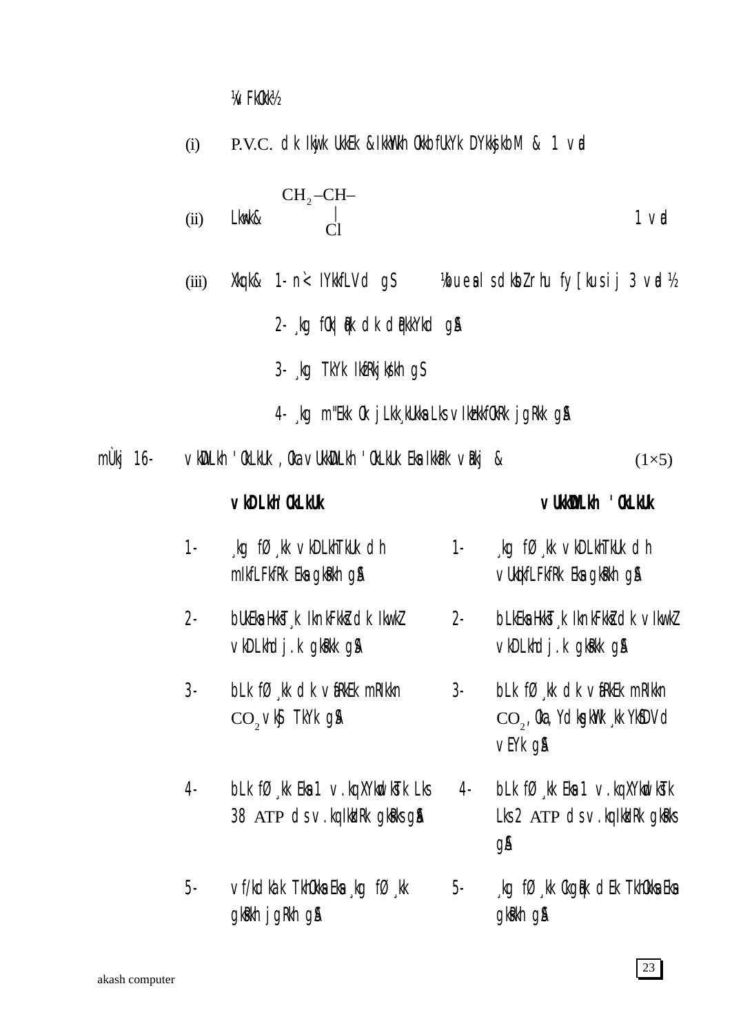¼vFkok½

(i) P.V.C. dk Ikjwk UkkEk &IkkWyh Okkbfuk; Yk DYkksjkbM & 1 vad

(ii) Lkwk& $\begin{matrix} CH_2\text{–}CH\text{–} \\ | \\ Cl \end{matrix}$ 1 vad

(iii) Xkq.k& 1- n`< lYkkfLVd gS ¼bu esa ls dksbZ rhu fy[kus ij 3 vad½

2- ;kg fOk|qr dk dqpkkYkd gSA

3- ;kg TkYk IkzfRkjks/kh gSA

4- ;kg m"Ekk Ok jLkk;kuksa Lks vIkzHkkfOkRk jgRkk gSA

mÙkj 16- vkDLkh 'OkLkuk ,Oka vUkkDLkh 'OkLkuk Eka IkkaPk vRkj & $(1\times5)$

| vkDLkh 'OkLkuk | | vUkkDLkh 'OkLkuk | |
|---|---|---|---|
| 1- | ;kg fØ;kk vkDLkhTkUk dh mIkfLFkfRk Eka gksRkh gSA | 1- | ;kg fØ;kk vkDLkhTkUk dh vUkqifLFkfRk Eka gksRkh gSA |
| 2- | bUkEka HkksT;k IknkFkksZ dk IkwkZ vkDLkhdj.k gksRkk gSA | 2- | bLkEka HkksT;k IknkFkksZ dk vIkwkZ vkDLkhdj.k gksRkk gSA |
| 3- | bLk fØ;kk dk vfRkEk mRIkkn $CO_2$ vkSj TkYk gSA | 3- | bLk fØ;kk dk vfRkEk mRIkkn $CO_2$, Oka ,YdksgkWy ;kk YkSDVhd vEYk gSA |
| 4- | bLk fØ;kk Eka 1 v.kq XYkwdkTk Lks 38 ATP ds v.kq IkzkIRk gksRks gSA | 4- | bLk fØ;kk Eka 1 v.kq XYkwdkTk Lks 2 ATP ds v.kq IkzkIRk gksRks gSA |
| 5- | vf/kdkaik TkhOkka Eka ;kg fØ;kk gksRkh jgRkh gSA | 5- | ;kg fØ;kk Okg|qPk dEk TkhOkka Eka gksRkh gSA |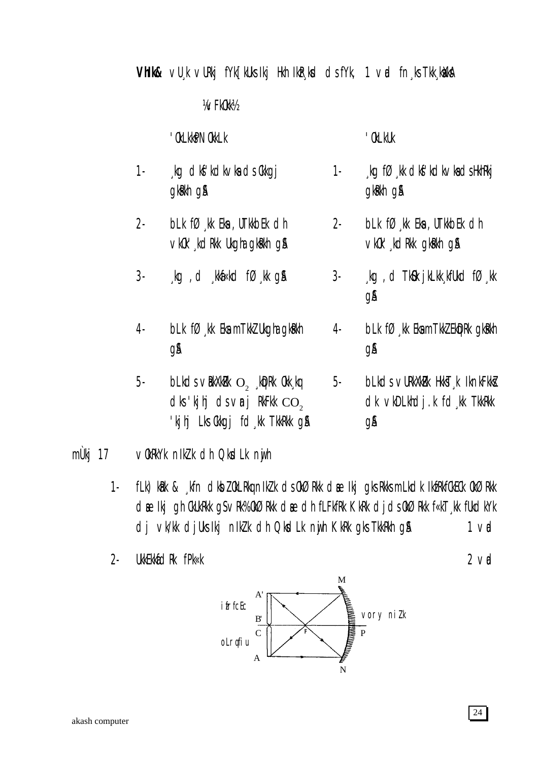**VhIk&** vU¸k vURkj fYk[kUks Ikj Hkh IkR¸kd ds fYk, 1 vad fn¸ks Tkk¸kaxsA

¼vFkOkk½

| | 'OkLkkPN OkkLk | | 'OkLkUk |
|---|---|---|---|
| 1- | ¸kg dksf'kdk vksa ds ckkgj gkRkh gSA | 1- | ¸kg fØ¸kk dksf'kdk vksa ds Hkhrj gkRkh gSA |
| 2- | bLk fØ¸kk Eksa ,UTkkbEk dh vkOk';kdRkk Ukgha gkRkh gSA | 2- | bLk fØ¸kk Eksa ,UTkkbEk dh vkOk';kdRkk gkRkh gSA |
| 3- | ¸kg ,d ¸kkaf«kd fØ¸kk gSA | 3- | ¸kg ,d TkSo jkLkk¸kfUkd fØ¸kk gSA |
| 4- | bLk fØ¸kk Eksa mTkkZ Ukgha gkRkh gSA | 4- | bLk fØ¸kk Eksa mTkkZ EkqDRk gkRkh gSA |
| 5- | bLkds vRkxkZRk $O_2$ ¸kqDRk Okk¸kq dks 'kjhj ds vanj RkFkk $CO_2$ 'kjhj Lks ckkgj fd¸kk TkkRkk gSA | 5- | bLkds vURkxkZRk HkksT¸k IknkFkksZ dk vkDLkhdj.k fd¸kk TkkRkk gSA |

mÙkj 17 vOkRkYk nIkZk dh Qksdl Lk nwjh

1- fLk)kUr & ¸kfn dksbZ OkLRkq nIkZk ds OkØRkk dsanz Ikj gks Rkks mLkdk IkzfRkfCkEc OkØRkk dsanz Ikj gh CkUkRkk gS vRk% OkØRkk dsanz dh fLFkfRk Kkr djds OkØRkk f«kT¸kk fUkdkyk dj vk/kk djUks Ikj nIkZk dh Qksdl Lk nwjh Kkr gks TkkRkh gSA 1 vad

2- UkkEkkafdRk fp«k 2 vad

(Diagram labels: M, A', B', C, A, N, F, P, ifrfcEc, oLrq fiu, vory niZk)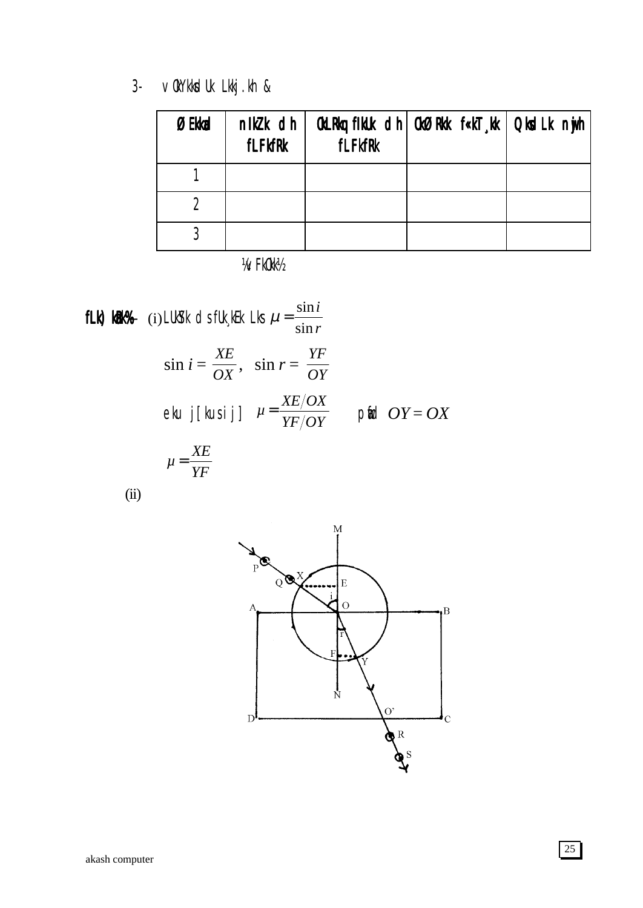3- vOkYkksdu Lkkj.kh &

| ØEkkad | nlkZk dh fLFkfRk | OkLRkq fiUk dh fLFkfRk | OkØ Rkk f«kT¸kk | Qksd Lk nwjh |
|---|---|---|---|---|
| 1 | | | | |
| 2 | | | | |
| 3 | | | | |

¼vFkOkk½

**fLk) kUr%-** (i) LUkSYk ds fUk;kEk Lks $\mu = \dfrac{\sin i}{\sin r}$

$$\sin i = \frac{XE}{OX}, \quad \sin r = \frac{YF}{OY}$$

eku j[kus ij] $\mu = \dfrac{XE/OX}{YF/OY}$ pwafd $OY = OX$

$$\mu = \frac{XE}{YF}$$

(ii)

M, P, Q, X, E, i, O, A, B, r, F, Y, N, O', D, C, R, S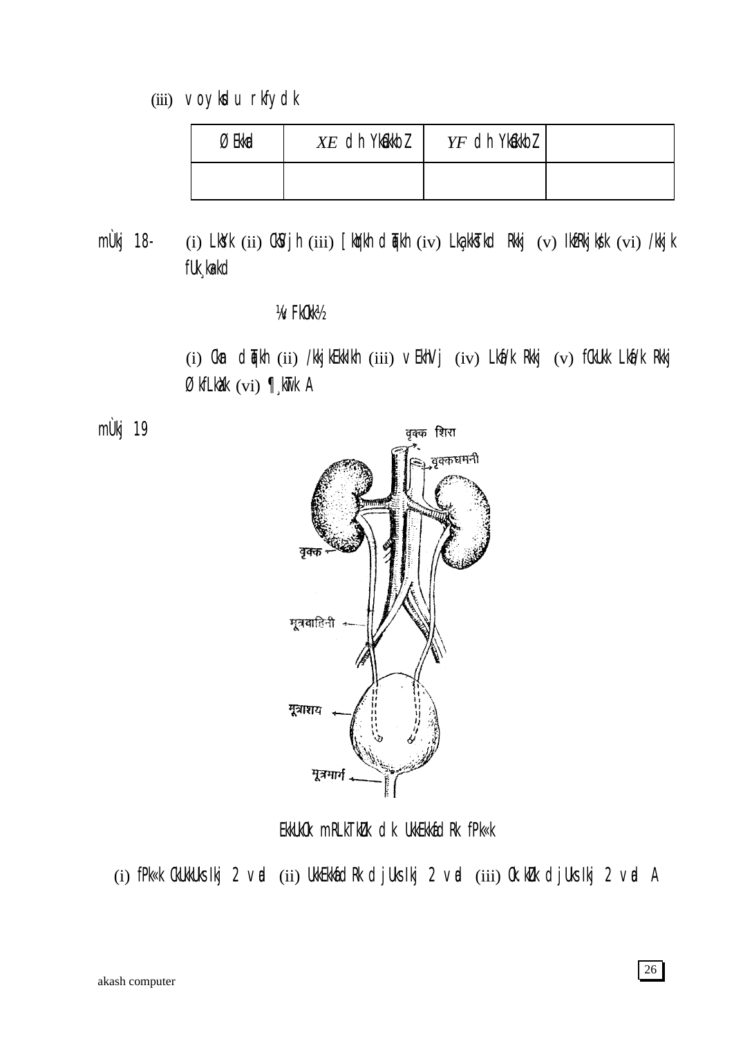(iii) vo ykdu rkfydk

| Øekad | $XE$ dh YkEckbZ | $YF$ dh YkEckbZ | |
|---|---|---|---|
| | | | |

mÙkj 18- (i) LkVsk (ii) CkSVjh (iii) [kqyh dqaMyh (iv) Lkq"kqEuk Rkkj (v) lekarj Øe (vi) /kkjk fu;ked

¼v FkOkk½

(i) Ckan dqaMyh (ii) /kkjkekih (iii) vEkhVj (iv) Lkfu/k Rkkj (v) fcUnq Lkfu/k Rkkj ØkfLkax (vi) ¶;wTk A

mÙkj 19

EkkuOk mRLkTkZu ra= ds UkkEkkafdr fPk=k

(i) fPk=k cukus ij 2 vad (ii) UkkEkkafdr djus ij 2 vad (iii) Ck.kZu djus ij 2 vad A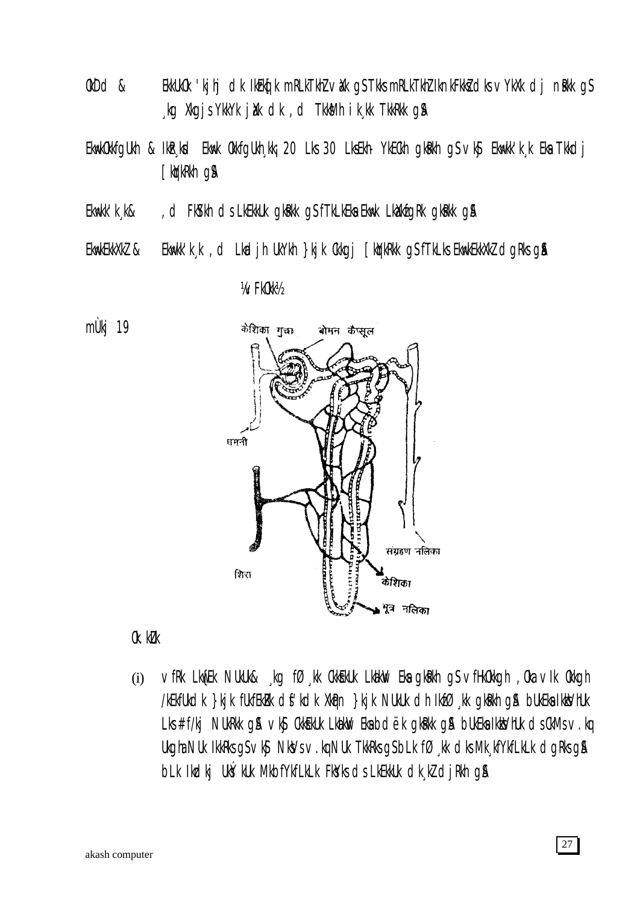OkDd & EkkUkOk 'kjhj dk IkEHkqj k mRLkTkhZ vaXk gS Tkks mRLkTkhZ IknkFkksZ dks vYkXk d j nsRkk gS ¸kg Xkqjs YkkYk jaXk dk ,d TkksMh ik¸kk TkkRkk gSA

EkwkOkkfgUkh & IkR¸ksd Ekwk OkkfgUkh¸kkj 20 Lks 30 LksEkh- YkEcKh gksRkh gS vkSj Ekwkk'k¸k Eks Tkkdj [kqYkRkh gSA

Ekwkk'k¸k& ,d FkSYkh ds LkEkkUk gksRkk gS fTkLkEks Ekwk LkaXkfgRk gksRkk gSA

EkwkEkkXkZ & Ekwkk'k¸k ,d Lkad jh UkYkh }kjk Ckkgj [kqYkRkk gS fTkLks EkwkEkkXkZ dgRks gSA

¼v FkOkk½

mÙkj 19

केशिका गुच्छ — बोमन कैप्सूल — धमनी — संग्रहण नलिका — शिरा — केशिका — मूत्र नलिका

Ck.kZUk

(i) vfRk LkwEk NUkUk& ¸kg fØ ¸kk CkkEkUk LkaHkqV Eks gksRkh gS vfHkOkkgh ,Oka vIk Okkgh /kEkfUk dk }kjk fUkfEkZRk dsf'kdk XkqPN }kjk NUkUk dh IkfØ ¸kk gksRkh gSA bUkEks IkksVhUk Lks# f/kj NUkRkk gSA vkSj CkkEkUk LkaHkqV Eks bdëk gksRkk gSA bUkEks IkkbVhUk ds cMs v.kq Ukgha NUk IkkRks gS vkSj NksVs v.kq NUk TkkRks gS bLk fØ ¸kk dks Mk¸kfYkfLkLk dgRks gSA bLk IkzdkjUkS ´kUk Mkb fYkfLkLk FkSYks ds LkEkkUk dk¸kZ djRkh gSA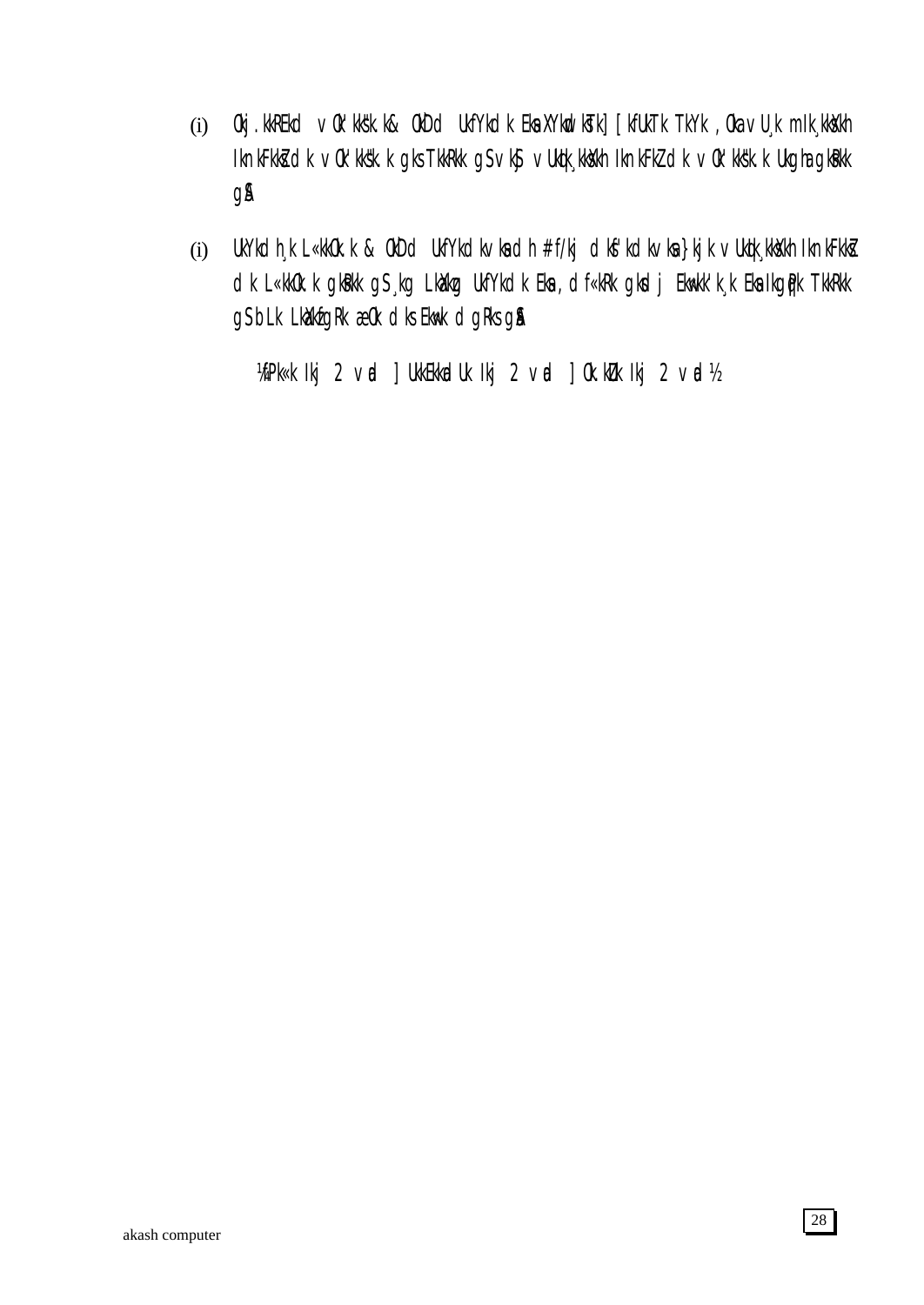(i) 0kj.kkREkd v0'kkšk.k& 0kD d UkfYkdk Eka XYkdksTk] [kfUkTk TkYk ,0ka vU¸k mIk¸kksXkh IknkFkkZ dk v0'kkšk.k gks TkkRkk gS vkS vUkq¸kksXkh IknkFkZ dk v0'kkšk.k Ukgha gkRkk gSA

(i) UkYkd h¸k L«kk0k.k & 0kD d UkfYkdk vkas dh # f/kj dks'kdk vkas}kjk vUkq¸kksXkh IknkFkkZ dk L«kk0k.k gkRkk gS¸kg LkkVkq UkfYkdk Eka ,d f«kRk gksd j Ekwkk'k¸k Eka IkgqPk TkkRkk gSbLk LkkVkfgRk æ0k dks Ekwk d gRks gSA

¼fPk«k Ikj 2 vad ] UkkEkkad Uk Ikj 2 vad ] 0k.kZu Ikj 2 vad½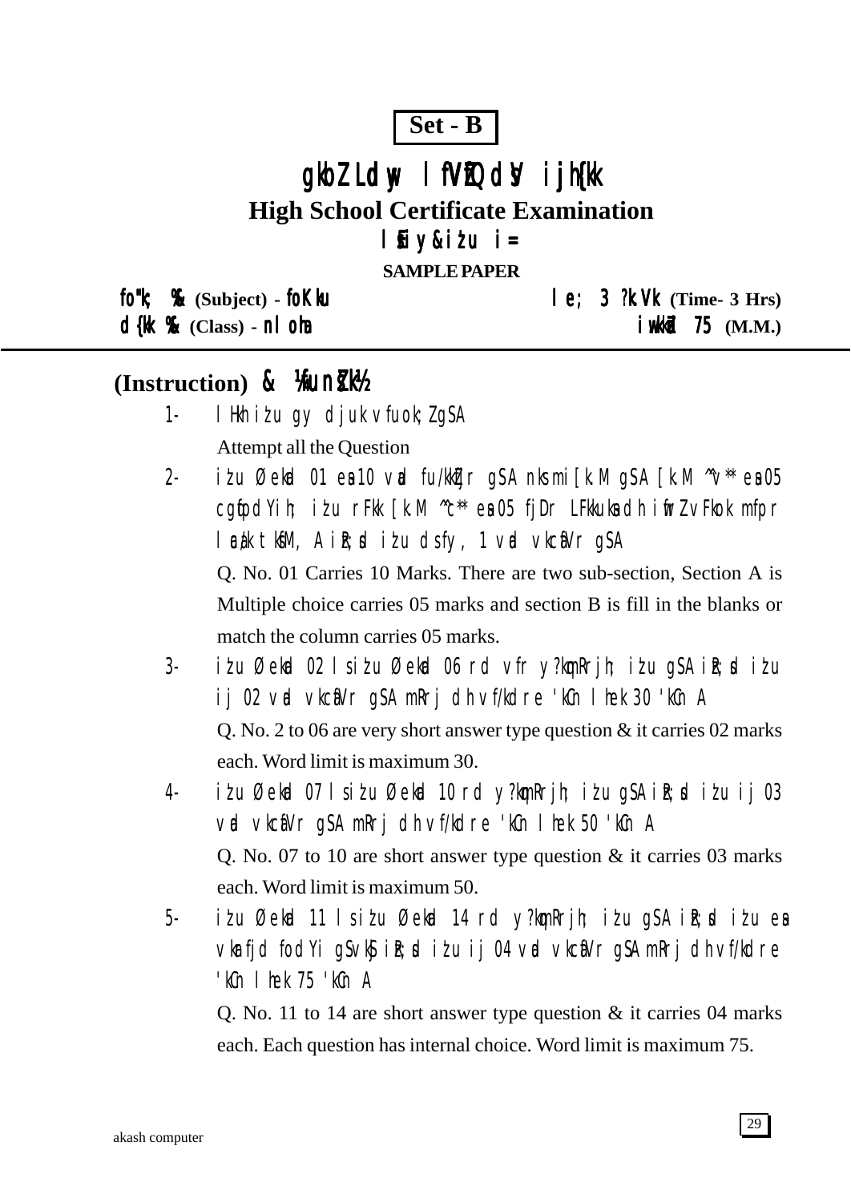**Set - B**

# gkbZ Ldwy lfVZfQdsV ijh{kk

## High School Certificate Examination

### lsEiy&iz'u i=

**SAMPLE PAPER**

fo"k; %& (Subject) - foKku | le; 3 ?k.Vk (Time- 3 Hrs)

d{kk %& (Class) - nloha | iw.kkZad 75 (M.M.)

---

**(Instruction) & ¼funsZ'k½**

1- lHkh iz'u gy djuk vfuok;Z gSA

   Attempt all the Question

2- iz'u Øekad 01 esa 10 vad fu/kkZfjr gSA nks mi[k.M gSA [k.M ^v** esa 05 cgqfodYih; iz'u rFkk [k.M ^c** esa 05 fjDr LFkkuksa dh iwfrZ vFkok mfpr lEca/k tksM+, A izR;sd iz'u ds fy, 1 vad vkcafVr gSA

   Q. No. 01 Carries 10 Marks. There are two sub-section, Section A is Multiple choice carries 05 marks and section B is fill in the blanks or match the column carries 05 marks.

3- iz'u Øekad 02 ls iz'u Øekad 06 rd vfr y?kqmRrjh; iz'u gSA izR;sd iz'u ij 02 vad vkcafVr gSA mRrj dh vf/kdre 'kCn lhek 30 'kCn A

   Q. No. 2 to 06 are very short answer type question & it carries 02 marks each. Word limit is maximum 30.

4- iz'u Øekad 07 ls iz'u Øekad 10 rd y?kqmRrjh; iz'u gSA izR;sd iz'u ij 03 vad vkcafVr gSA mRrj dh vf/kdre 'kCn lhek 50 'kCn A

   Q. No. 07 to 10 are short answer type question & it carries 03 marks each. Word limit is maximum 50.

5- iz'u Øekad 11 ls iz'u Øekad 14 rd y?kqmRrjh; iz'u gSA izR;sd iz'u esa vkarfjd fodYi gSvkSj izR;sd iz'u ij 04 vad vkcafVr gSA mRrj dh vf/kdre 'kCn lhek 75 'kCn A

   Q. No. 11 to 14 are short answer type question & it carries 04 marks each. Each question has internal choice. Word limit is maximum 75.

akash computer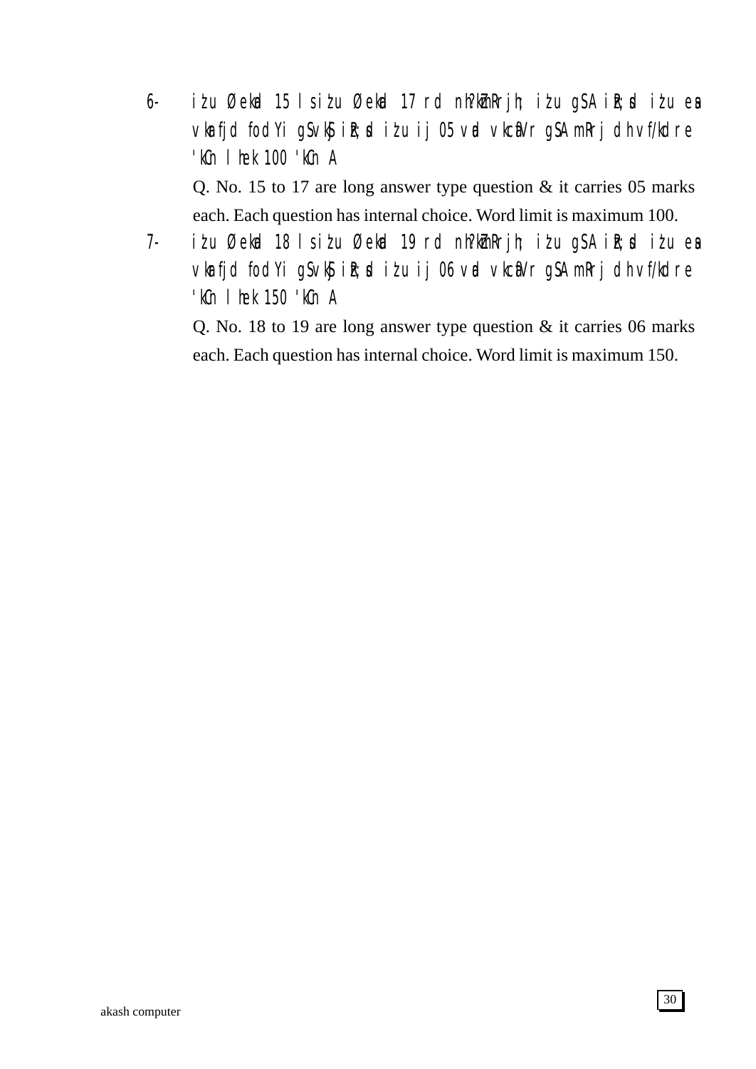6- iżu Øekad 15 l siżu Øekad 17 rd nh?kZmRrjh; iżu gSA iR;sd iżu ea vkarfjd fodYi gSvkS iR;sd iżu ij 05 vad vkcafVr gSA mRrj dh vf/kdre 'kCn lhek 100 'kCn A

Q. No. 15 to 17 are long answer type question & it carries 05 marks each. Each question has internal choice. Word limit is maximum 100.

7- iżu Øekad 18 l siżu Øekad 19 rd nh?kZmRrjh; iżu gSA iR;sd iżu ea vkarfjd fodYi gSvkS iR;sd iżu ij 06 vad vkcafVr gSA mRrj dh vf/kdre 'kCn lhek 150 'kCn A

Q. No. 18 to 19 are long answer type question & it carries 06 marks each. Each question has internal choice. Word limit is maximum 150.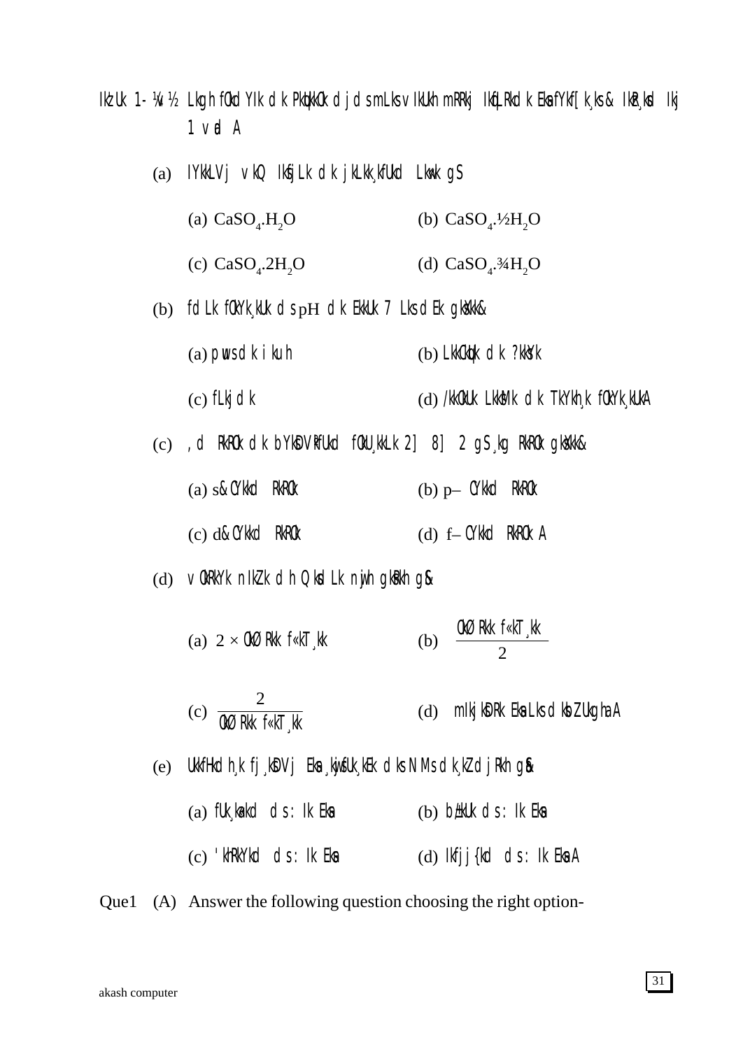Ikz'u 1- ¼v½ Lkgh fOkdYIk dk PkquKkOk djds mLks vIkUkh mRRkj IkqfLRkdk Eka fYkf[k¸ks& IkzR¸kd Ikj 1 vad A

(a) IYkkLVj vkQ IksfjLk dk jkLkk¸kfUkd Lkw= gS

   (a) $CaSO_4.H_2O$  (b) $CaSO_4.\frac{1}{2}H_2O$

   (c) $CaSO_4.2H_2O$  (d) $CaSO_4.\frac{3}{4}H_2O$

(b) fdLk fOkYk¸kUk ds pH dk EkkUk 7 Lks dEk gksXkk&

   (a) pwus dk ikuh  (b) LkkOkqUk dk ?kksYk

   (c) fLkjdk  (d) /kkOkUk LkksMk dk TkYkh¸k fOkYk¸kUkA

(c) ,d RkROk dk bYksDVªkfUkd fOkU¸kkLk 2] 8] 2 gS ¸kg RkROk gksXkk&

   (a) s&CYkkd RkROk  (b) p– CYkkd RkROk

   (c) d&CYkkd RkROk  (d) f– CYkkd RkROk A

(d) vOkRkYk niZ.k dh Qksdl Lk nwjh gksRkh g&

   (a) $2 \times$ OkØRkk f«kT¸kk  (b) $\frac{\text{OkØRkk f«kT¸kk}}{2}$

   (c) $\frac{2}{\text{OkØRkk f«kT¸kk}}$  (d) mIkjksDRk Eka Lks dksbZ Ukgha A

(e) UkkfHkdh¸k fj¸kDVj Eka ¸kqjsfUk¸kEk dks NM+s dk ¸kZ djRkh g&

   (a) fUk¸kaak d ds : Ik Eka  (b) b±/kUk ds : Ik Eka

   (c) 'khRkYkd ds : Ik Eka  (d) Ikfjj{kd ds : Ik EkaA

Que1 (A) Answer the following question choosing the right option-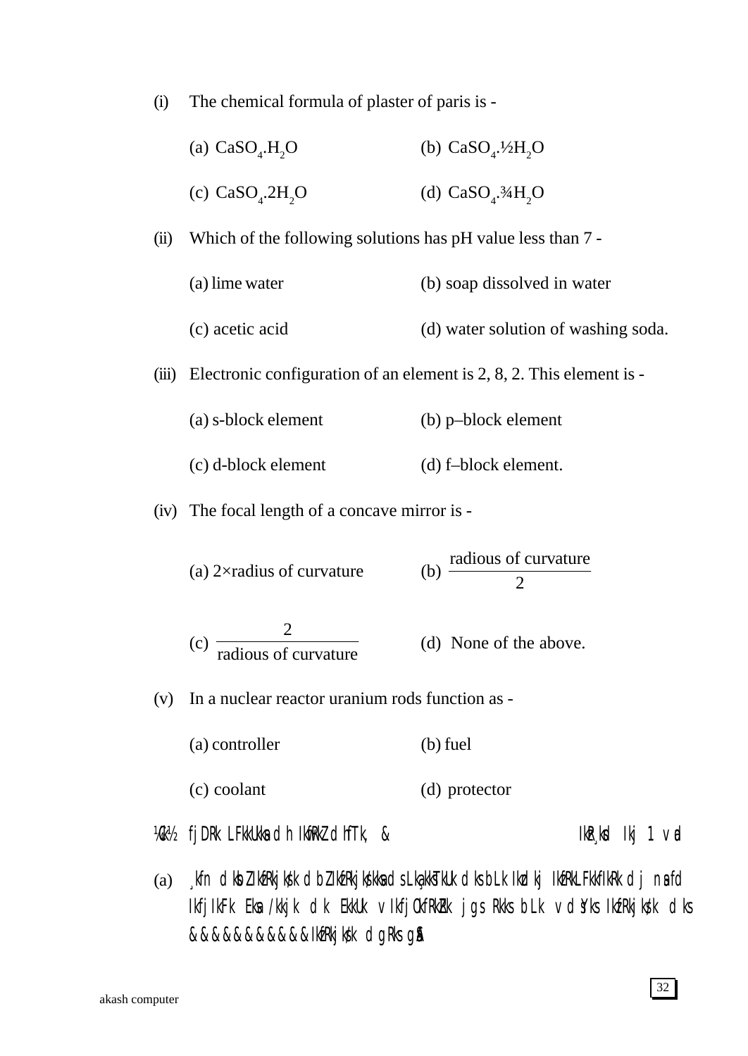(i) The chemical formula of plaster of paris is -

(a) $CaSO_4.H_2O$ (b) $CaSO_4.\frac{1}{2}H_2O$

(c) $CaSO_4.2H_2O$ (d) $CaSO_4.\frac{3}{4}H_2O$

(ii) Which of the following solutions has pH value less than 7 -

(a) lime water (b) soap dissolved in water

(c) acetic acid (d) water solution of washing soda.

(iii) Electronic configuration of an element is 2, 8, 2. This element is -

(a) s-block element (b) p–block element

(c) d-block element (d) f–block element.

(iv) The focal length of a concave mirror is -

(a) 2×radius of curvature (b) $\frac{\text{radious of curvature}}{2}$

(c) $\frac{2}{\text{radious of curvature}}$ (d) None of the above.

(v) In a nuclear reactor uranium rods function as -

(a) controller (b) fuel

(c) coolant (d) protector

¼[k½ fjDr LFkkuksa dh iwfrZ dhft, & izR;sd iz'u 1 vad

(a) ;fn dksbZ izfrjks/kd dbZ izfrjks/kdksa ds Js.kh la;kstu dks bl izdkj izfrLFkkfir dj nsa fd ifjiFk esa /kkjk dk eku vifjofrZr jgs rks bl vdsys izfrjks/kd dks &&&&&&&&&&& izfrjks/kd dgrs gSaA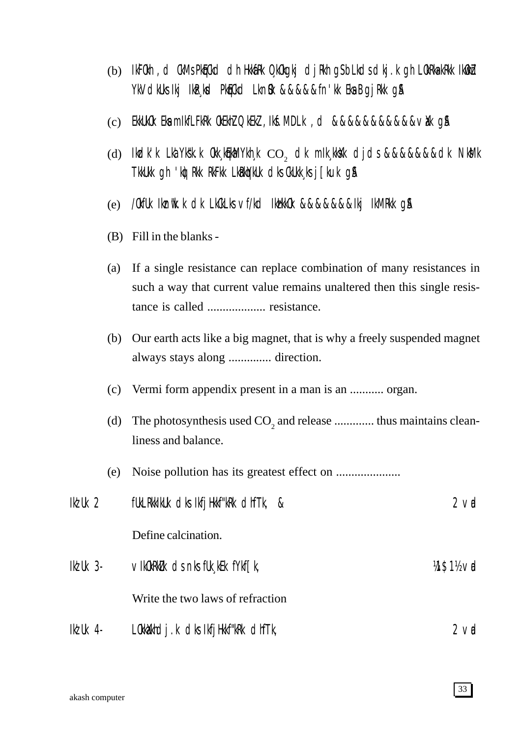(b) ikFoh ,d cM+s pqEcd dh Hkkafr O;ogkj djrh gS blds dkj.k gh LorU=rk iwoZd YkVdkus ij iz;qDr pqEcd lnSo &&&&& fn'kk esa B+grk gSA

(c) euq"; esa mifLFkr Ñfe:i ifj'ks"kkax ,d &&&&&&&&&&& vax gSA

(d) izdk'k laLys"k.k ØØØ ok;qeaMy esa $CO_2$ dk mi;ksx djds &&&&&&& dks NksM+k Tkkuk gh 'kq)rk rFkk larqyu dks cuk, j[kuk gSA

(e) /ofu iznw"k.k dk lcls vf/kd izHkko &&&&&&& ij iM+rk gSA

(B) Fill in the blanks -

(a) If a single resistance can replace combination of many resistances in such a way that current value remains unaltered then this single resistance is called ................... resistance.

(b) Our earth acts like a big magnet, that is why a freely suspended magnet always stays along .............. direction.

(c) Vermi form appendix present in a man is an ........... organ.

(d) The photosynthesis used $CO_2$ and release ............. thus maintains cleanliness and balance.

(e) Noise pollution has its greatest effect on .....................

iz'u 2 &nbsp;&nbsp;&nbsp; fuLrkiu dks ifjHkkf"kr dhft, & &nbsp;&nbsp;&nbsp; 2 vad

Define calcination.

iz'u 3- &nbsp;&nbsp;&nbsp; viorZu ds nks fu;e fyf[k, &nbsp;&nbsp;&nbsp; ½1$1½ vad

Write the two laws of refraction

iz'u 4- &nbsp;&nbsp;&nbsp; LFkkukarj.k dks ifjHkkf"kr dhft, &nbsp;&nbsp;&nbsp; 2 vad

akash computer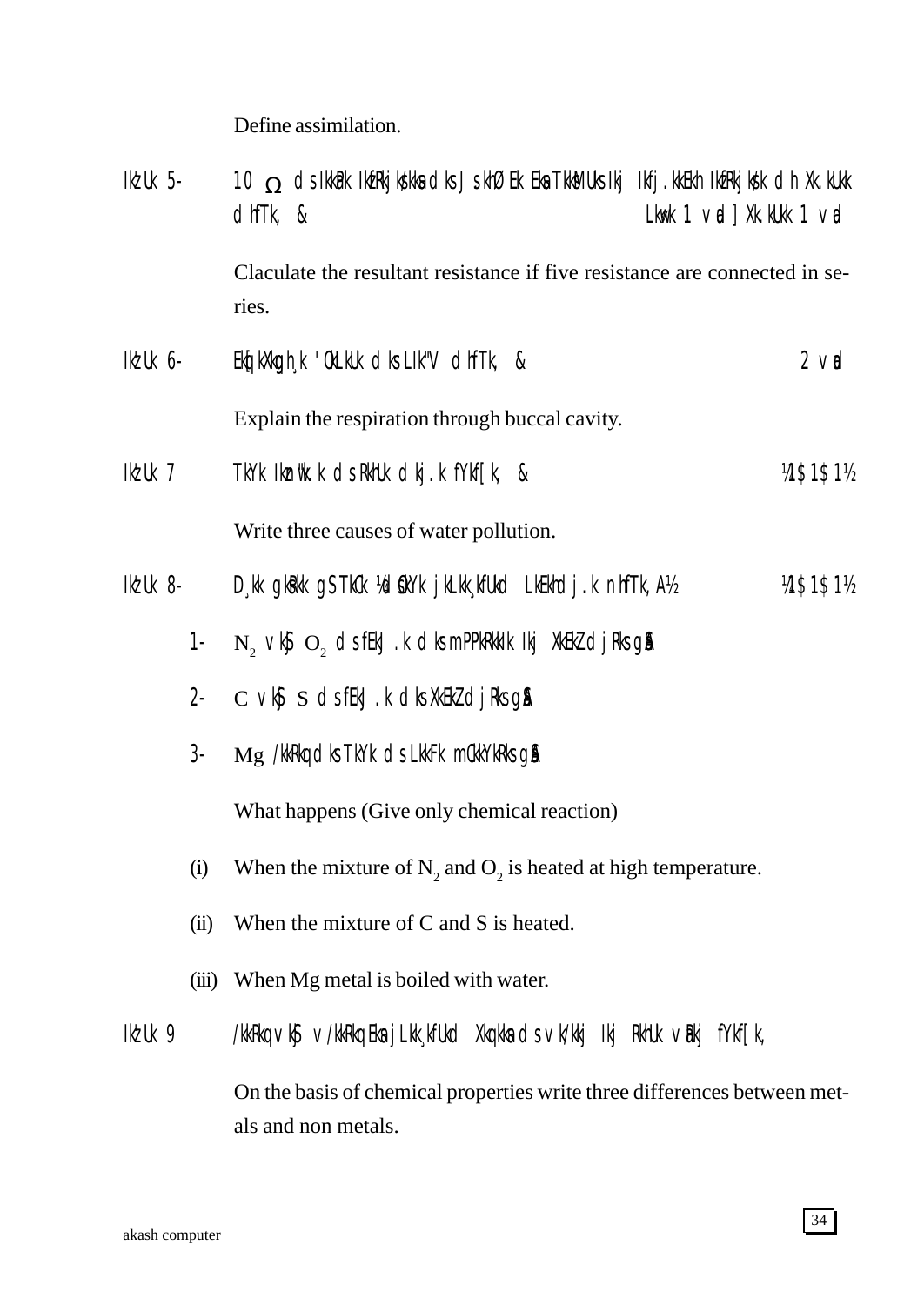Define assimilation.

Ikz'u 5- 10 Ω ds IkkWp Ikzfrjks/kksa dks Js.khØe esa tksMus Ikj Ikfj.kkeh Ikzfrjks/k dh x.kuk dhft, & Lkwk 1 vad] x.kuk 1 vad

Claculate the resultant resistance if five resistance are connected in series.

Ikz'u 6- eq[kxqgk }kjk 'olu dks Li"V dhft, & 2 vad

Explain the respiration through buccal cavity.

Ikz'u 7 ty Ikznw"k.k ds rhu dkj.k fyf[k, & ¼1$1$1½

Write three causes of water pollution.

Ikz'u 8- D;k gksrk gS tc ¼dsoy jklk;fud lehdj.k nhft,½ ¼1$1$1½

1- $N_2$ vkSj $O_2$ ds feJ.k dks mPp rkieku Ikj xeZ djrs gSaA

2- C vkSj S ds feJ.k dks xeZ djrs gSaA

3- Mg /kkrq dks ty ds lkFk mcykrs gSaA

What happens (Give only chemical reaction)

(i) When the mixture of $N_2$ and $O_2$ is heated at high temperature.

(ii) When the mixture of C and S is heated.

(iii) When Mg metal is boiled with water.

Ikz'u 9 /kkrq vkSj v/kkrq esa jklk;fud xq.kksa ds vk/kkj Ikj rhu vUrj fyf[k,

On the basis of chemical properties write three differences between metals and non metals.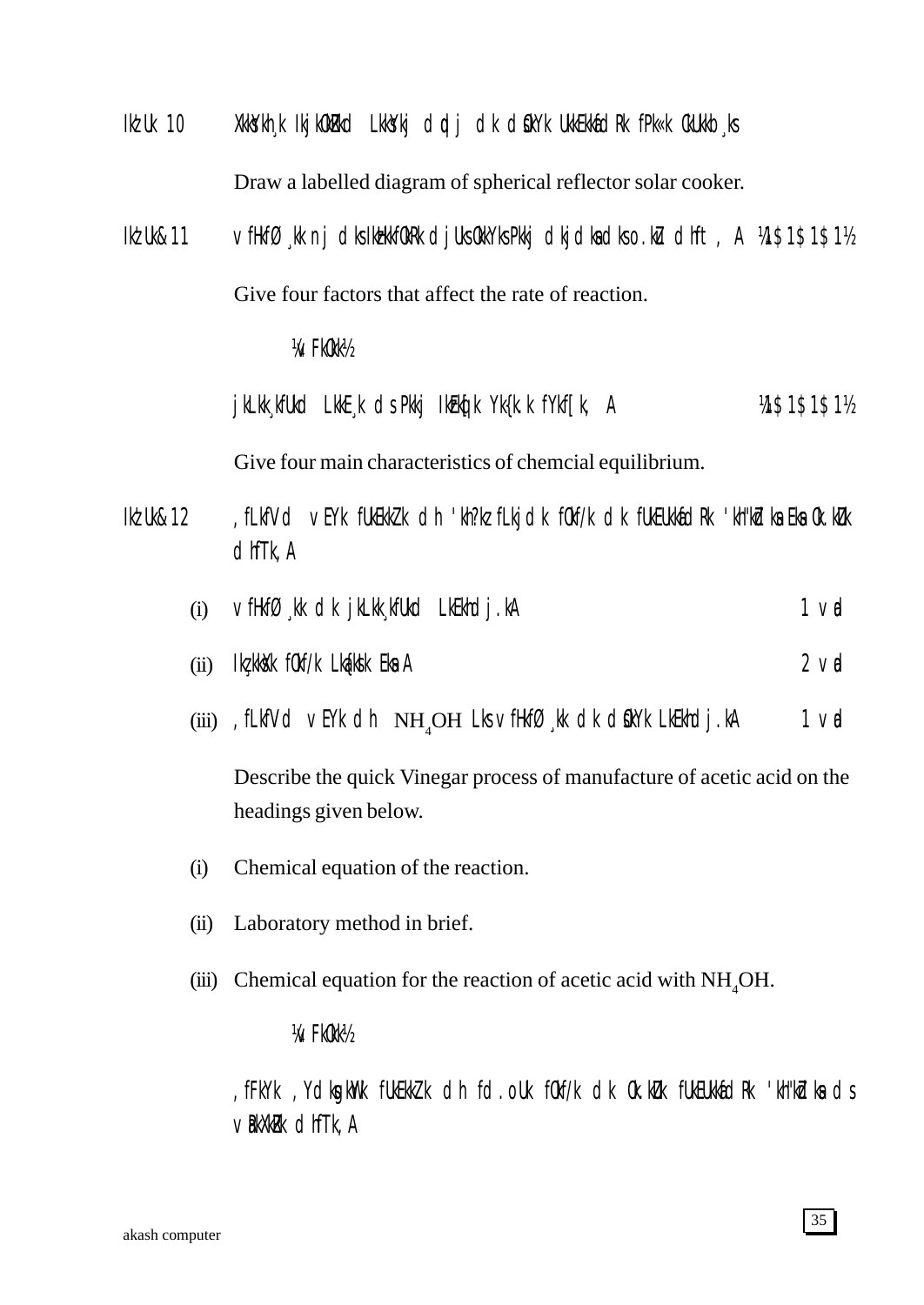Ikz'u 10 XkkWYkh¸k IkjkoÙkZd LkkSYkj dqdj dk dqÙkYk UkkEkkafdRk fPk«k CkUkkb¸ks

Draw a labelled diagram of spherical reflector solar cooker.

Ikz'u&11 vfHkfØ¸kk nj dks IkzHkkfOkRk djUks OkkYks PkkJ dkjdkas dks o.kZu dhft, A ½1$1$1$1½

Give four factors that affect the rate of reaction.

¼vFkOkk½

jkLkk¸kfUkd LkkE¸k ds Pkkj IkzEkq[k Yk{k.k fYkf[k, A ½1$1$1$1½

Give four main characteristics of chemcial equilibrium.

Ikz'u&12 ,fLkfVd vEYk fUkEkkZ.k dh 'kh?kz fLkjdk fOkf/k dk fUkEUkkafdRk 'kh"kZdksa Eksa Ok.kZUk dhfT;s A

(i) vfHkfØ¸kk dk jkLkk¸kfUkd LkEkhdj.kA 1 vad

(ii) Ikz¸kksXk fOkf/k Lka{ksIk Eksa A 2 vad

(iii) ,fLkfVd vEYk dh $NH_4OH$ Lks vfHkfØ¸kk dk dqÙkYk LkEkhdj.kA 1 vad

Describe the quick Vinegar process of manufacture of acetic acid on the headings given below.

(i) Chemical equation of the reaction.

(ii) Laboratory method in brief.

(iii) Chemical equation for the reaction of acetic acid with $NH_4OH$.

¼vFkOkk½

,fFkYk ,YdksgkWYk fUkEkkZ.k dh fd.oUk fOkf/k dk Ok.kZUk fUkEUkkafdRk 'kh"kZdksa ds vRkXkZRk dhfT;s A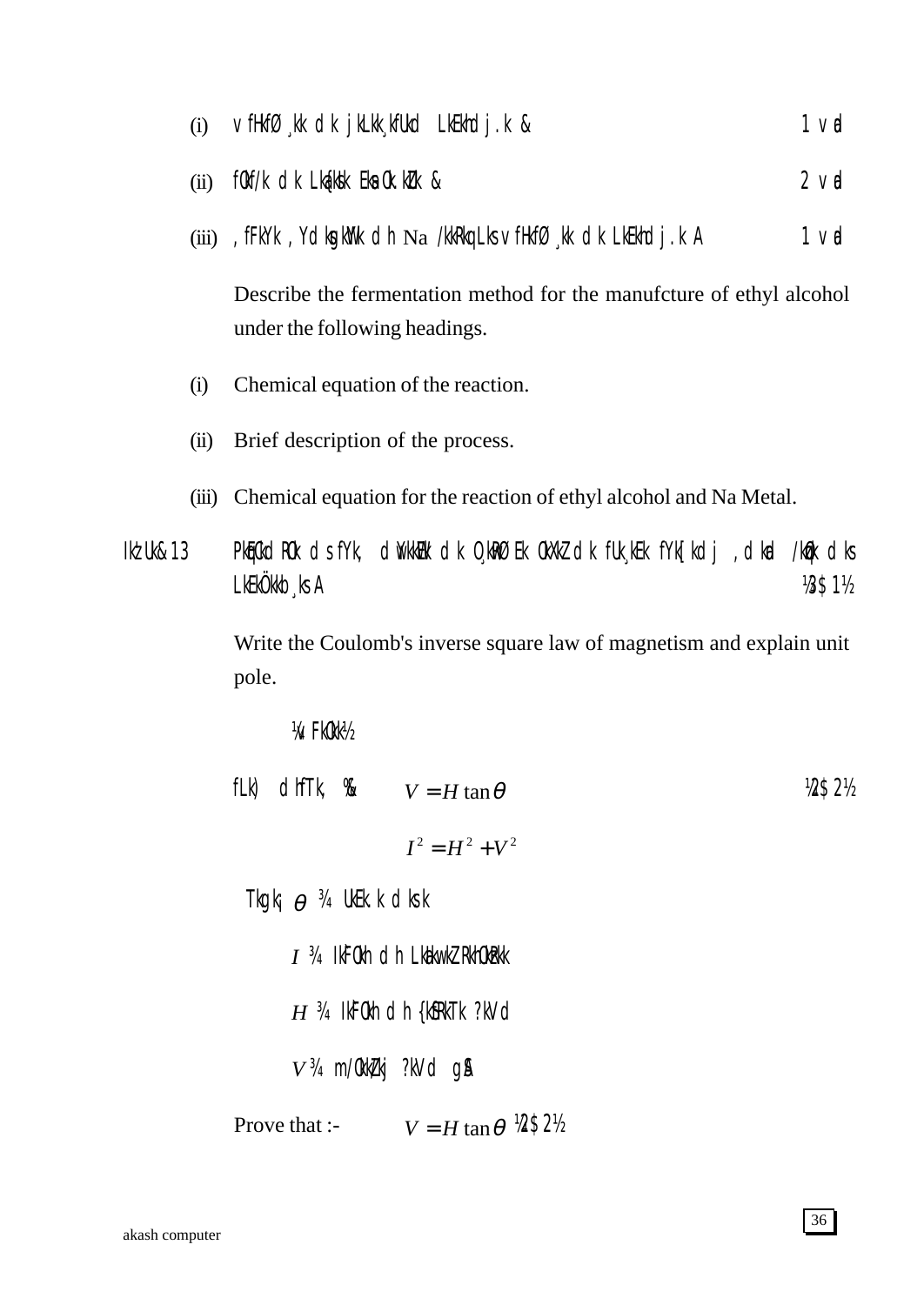(i) vfHkfØ¸kk dk jklk;kfud lehdj.k & 1 vad

(ii) fof/k dk laf{kIr o.kZu & 2 vad

(iii) ,fFky ,YdksgkWy dh Na /kkrq ls vfHkfØ¸kk dk lehdj.k A 1 vad

Describe the fermentation method for the manufcture of ethyl alcohol under the following headings.

(i) Chemical equation of the reaction.

(ii) Brief description of the process.

(iii) Chemical equation for the reaction of ethyl alcohol and Na Metal.

iz'u&13 pqEcd Rod ds fy, dwykWe dk O;qRØe oxZ fu;e fy[kdj ,dkad /kqzo dks le>kb;s A ¼3$1½

Write the Coulomb's inverse square law of magnetism and explain unit pole.

¼vFkok½

fl) dhft, %& $V = H \tan\theta$ ¼2$2½

$I^2 = H^2 + V^2$

tgk¡ $\theta$ ¾ ueu.k dks.k

$I$ ¾ i`Foh dh lEiw.kZ rhozrk

$H$ ¾ i`Foh dh {kSfrt ?kVd

$V$ ¾ m/okZ/kj ?kVd gSA

Prove that :- $V = H \tan\theta$ ¼2$2½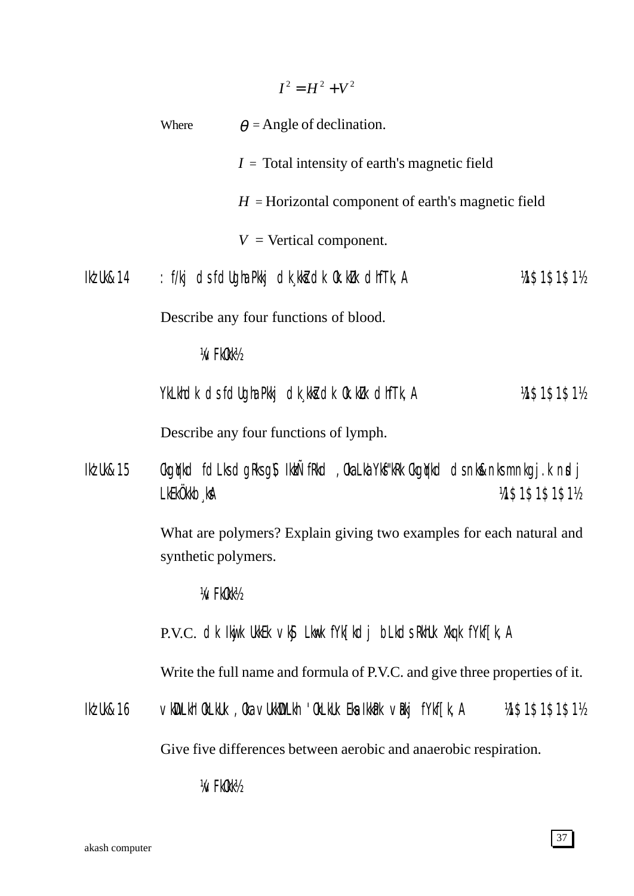$$I^2 = H^2 + V^2$$

Where $\theta$ = Angle of declination.

$I$ = Total intensity of earth's magnetic field

$H$ = Horizontal component of earth's magnetic field

$V$ = Vertical component.

Ikz'u&14 : f/kj ds fdUgha Pkkj dk¸kks± dk o.kZu dhft,A ¼1$1$1$1½

Describe any four functions of blood.

¼vFkok½

YkLkhdk ds fdUgha Pkkj dk¸kks± dk o.kZu dhft,A ¼1$1$1$1½

Describe any four functions of lymph.

Ikz'u&15 cgqyd fdLks dgrs gS\ Ikzkd`frd ,oa LkaLYksf"kRk cgqyd ds nks&nks mnkgj.k nsdj LkEkÖkkb¸ksA ¼1$1$1$1$1½

What are polymers? Explain giving two examples for each natural and synthetic polymers.

¼vFkok½

P.V.C. dk Ikwjk ukEk vkSj Lkw= fYk[kdj bLkds rhUk Xkq.k fYkf[k,A

Write the full name and formula of P.V.C. and give three properties of it.

Ikz'u&16 vkWDLkhh 'oLkuk ,oa vukWDLkh 'oLkuk Eksa IkkaPk vUrj fYkf[k,A ¼1$1$1$1$1½

Give five differences between aerobic and anaerobic respiration.

¼vFkok½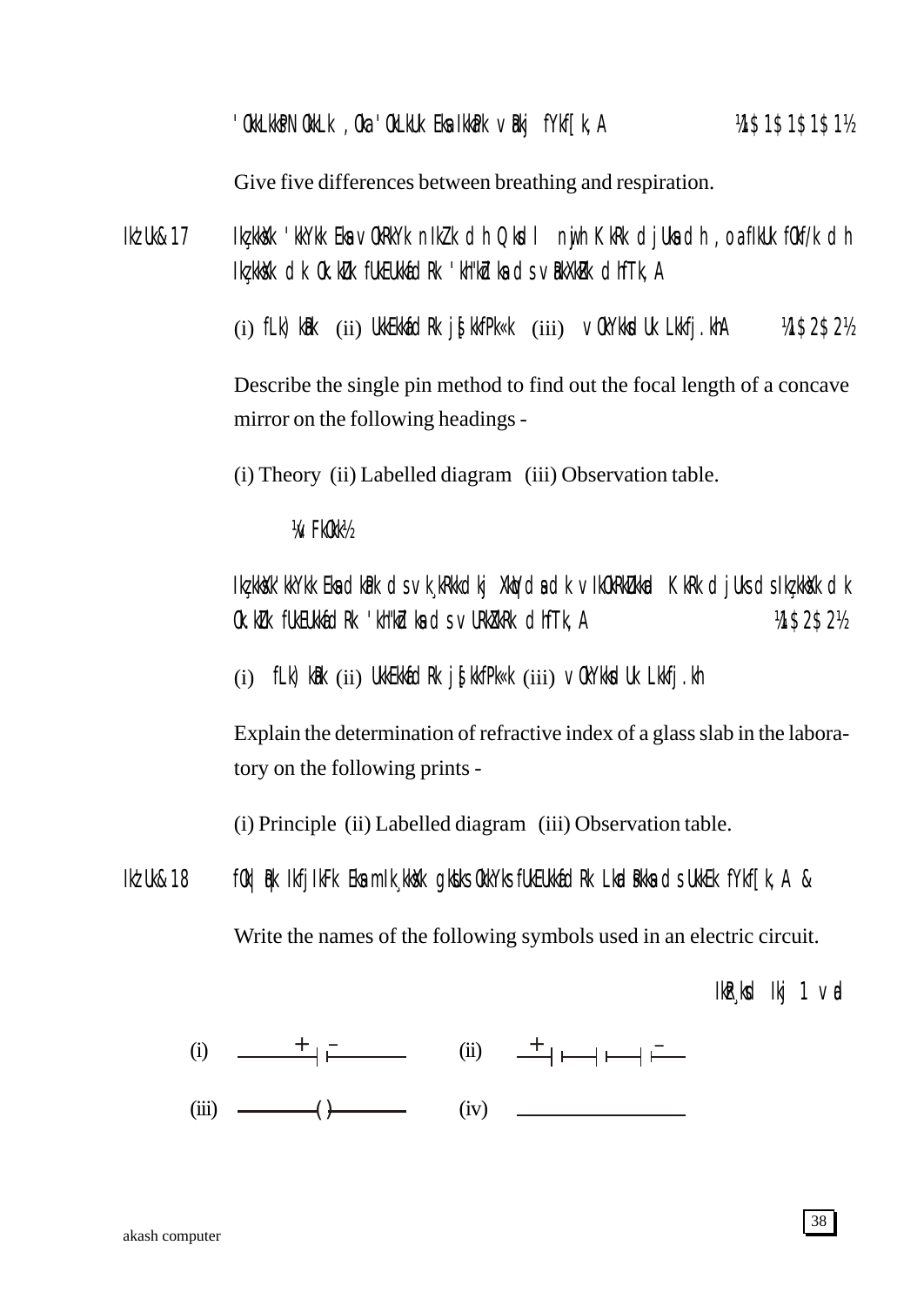'OkkLkkPN OkkLk ,Oka 'OkLkuLk Eka IkkaPk vRkj fYkf[k,A ¼1$1$1$1$1½

Give five differences between breathing and respiration.

IkzUk&17 Ikz;kksXk 'kkYkk Eka vOkRkYk niZk dh Q kdl njwh K kRk djUka dh ,oa fIkUk fOkf/k dh Ikz;kksXk dk Ok.kZUk fUkEUkfYkf[kRk 'kh"kZdka ds vRkXkZRk dhfTk,A

(i) fLk)kaRk (ii) UkkEkkafdRk js[kkfPk«k (iii) vOkYkksdUk Lkkfj.khA ¼1$2$2½

Describe the single pin method to find out the focal length of a concave mirror on the following headings -

(i) Theory (ii) Labelled diagram (iii) Observation table.

¼vFkOkk½

Ikz;kksX'kkYkk Eka dkaPk ds vk;kRkkdkj XkqVds dk vIkOkRkZUkkad K kRk djUks ds Ikz;kksXk dk Ok.kZUk fUkEUkfYkf[kRk 'kh"kZdka ds vURkZXkRk dhfTk,A ¼1$2$2½

(i) fLk)kaRk (ii) UkkEkkafdRk js[kkfPk«k (iii) vOkYkksdUk Lkkfj.kh

Explain the determination of refractive index of a glass slab in the laboratory on the following prints -

(i) Principle (ii) Labelled diagram (iii) Observation table.

IkzUk&18 fOk|qRk IkfjIkFk Eka mIk;kksXk gksUks OkkYks fUkEUkfYkf[kRk LkadRkka ds UkkEk fYkf[k,A &

Write the names of the following symbols used in an electric circuit.

IkR;sd Ikj 1 vad

(i) + | –

(ii) + | | | –

(iii) ( )

(iv)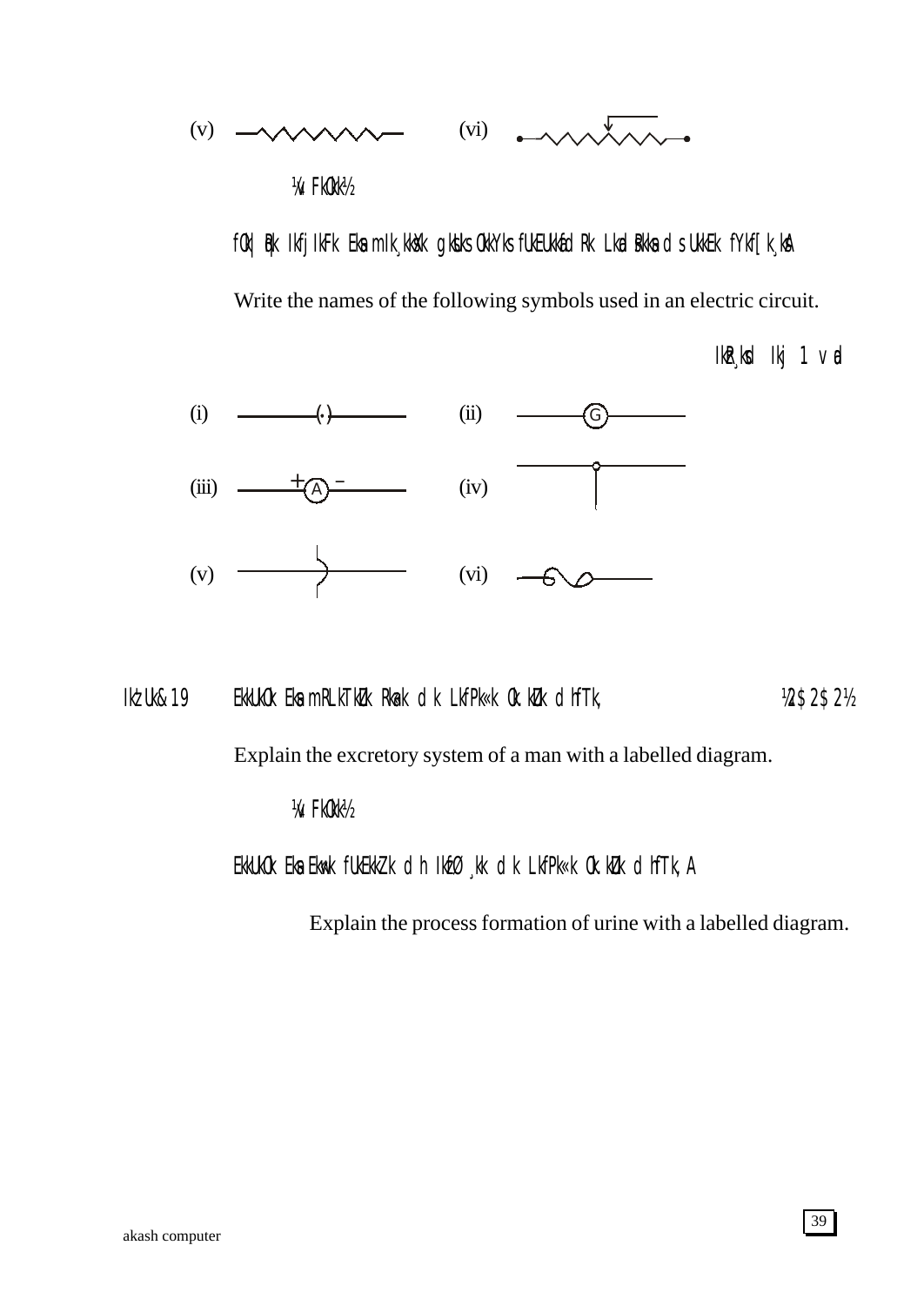(v) (vi)

¼vFkok½

fuEu fp= esa fo|qr ifjiFk esa iz;qDr gksus okys fofHkUu ?kVdksa ds izrhd fn, x, gSaA bUgsa igpkfu,A

Write the names of the following symbols used in an electric circuit.

izR;sd Hkkx 1 vad

(i) (ii) G

(iii) + A – (iv)

(v) (vi)

iz'u&19 ekuo esa mRltZu ra= dk ukekafdr fp= cukdj o.kZu dhft,A ¼2$2$2½

Explain the excretory system of a man with a labelled diagram.

¼vFkok½

ekuo esa ew= fuekZ.k dh izfØ;k dk ukekafdr fp= cukdj o.kZu dhft,A

Explain the process formation of urine with a labelled diagram.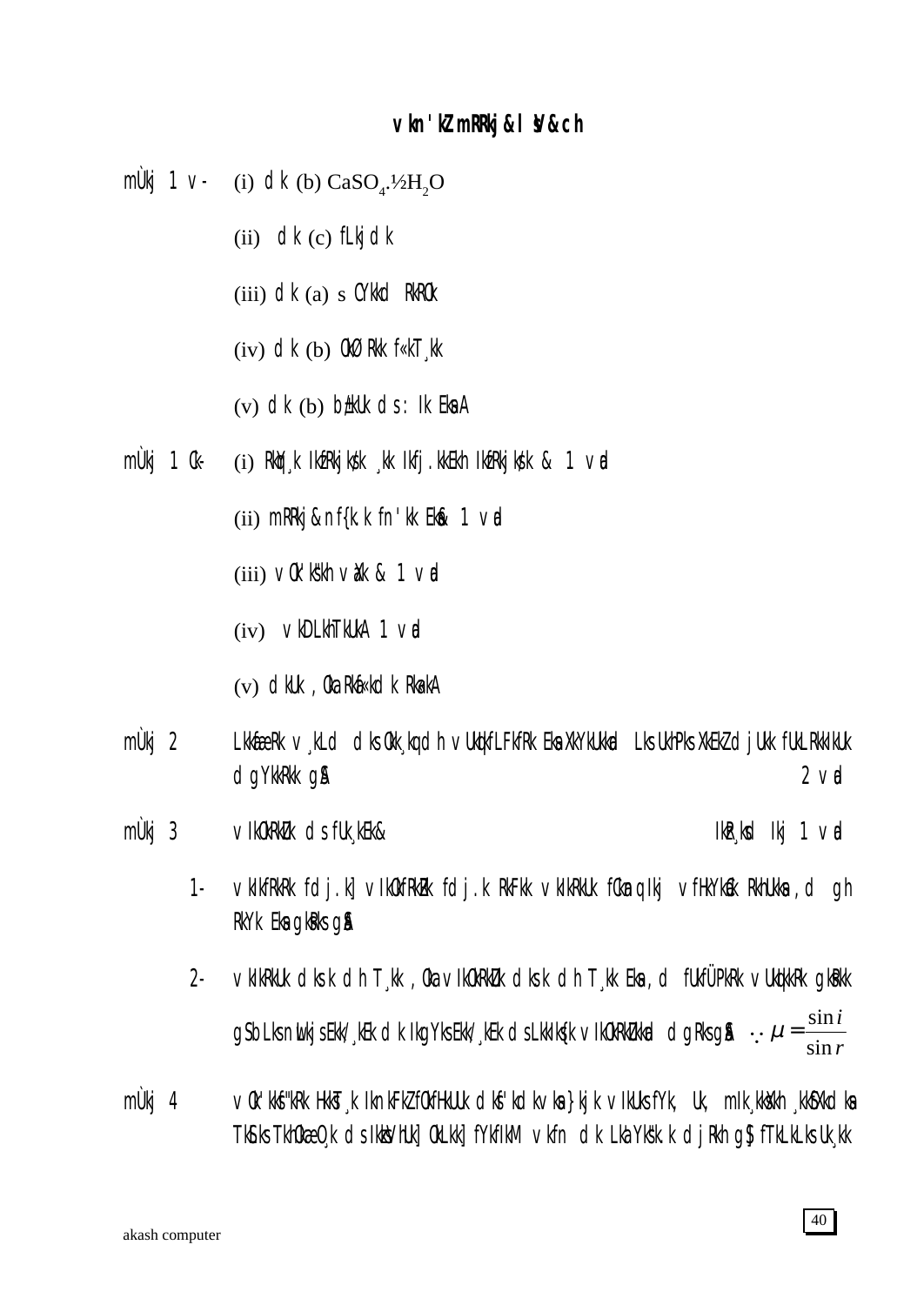# vkn'kZ mRrj & lsV&ch

mÙkj 1 v- (i) dk (b) $CaSO_4.\frac{1}{2}H_2O$

(ii) dk (c) fLkjdk

(iii) dk (a) s CYkkd RkRO;k

(iv) dk (b) ÓkØ Rkk f«kT;kk

(v) dk (b) b±kUk ds : Ik Eksa A

mÙkj 1 Ck- (i) RkkEz;k IkfjRkj;kfk ;kk Ikfj.kkEkh IkfjRkj;kfk & 1 vad

(ii) mRRkj&nf{k.k fn'kk Eks& 1 vad

(iii) vO;k"kh vaXk & 1 vad

(iv) vkDLkhTkUkA 1 vad

(v) dkUk ,Oka Rkkf«kdk RkaskA

mÙkj 2 LkkfæRk v;kLd dks Okk;kq dh vUkqfLFkfRk Eksa XkEkZ djUks Lks UkhPks XkEkZ djUks fUkLRkkjkUk dgYkkRkk gSA 2 vad

mÙkj 3 vIkOkRkZUk ds fUk;kEk& IkzR;sd Ikj 1 vad

1- vkIkfRkRk fdj.k] vIkOkfRkZRk fdj.k RkFkk vkIkRkUk fCkUnq Ikj vfHkYkEc RkhUkksa ,d gh RkYk Eksa gksRks gSA

2- vkIkRkUk dks.k dh T;kk ,Oka vIkOkRkZUk dks.k dh T;kk Eksa ,d fUkfÜPkRk vUkqikRk gksRkk gS bLks nwljs EkkE;Ek dk IkgYks EkkE;Ek ds LkkIks{k vIkOkRkZukad dgRks gSA $\therefore \mu = \frac{\sin i}{\sin r}$

mÙkj 4 vO;kf"kRk HkkT;k IknkFkZ fOkfHkUUk dkf'kdkvksa }kjk vIkUks fYk, Uk, mIk;kxkh ;kfSXkd ksa TkSIks TkhOkæO;k ds IkkSVhUk] OkLkk] fYkfIkM vkfn dk LkaYks"k.k djRkh gS] fTkLkLks Uk;kk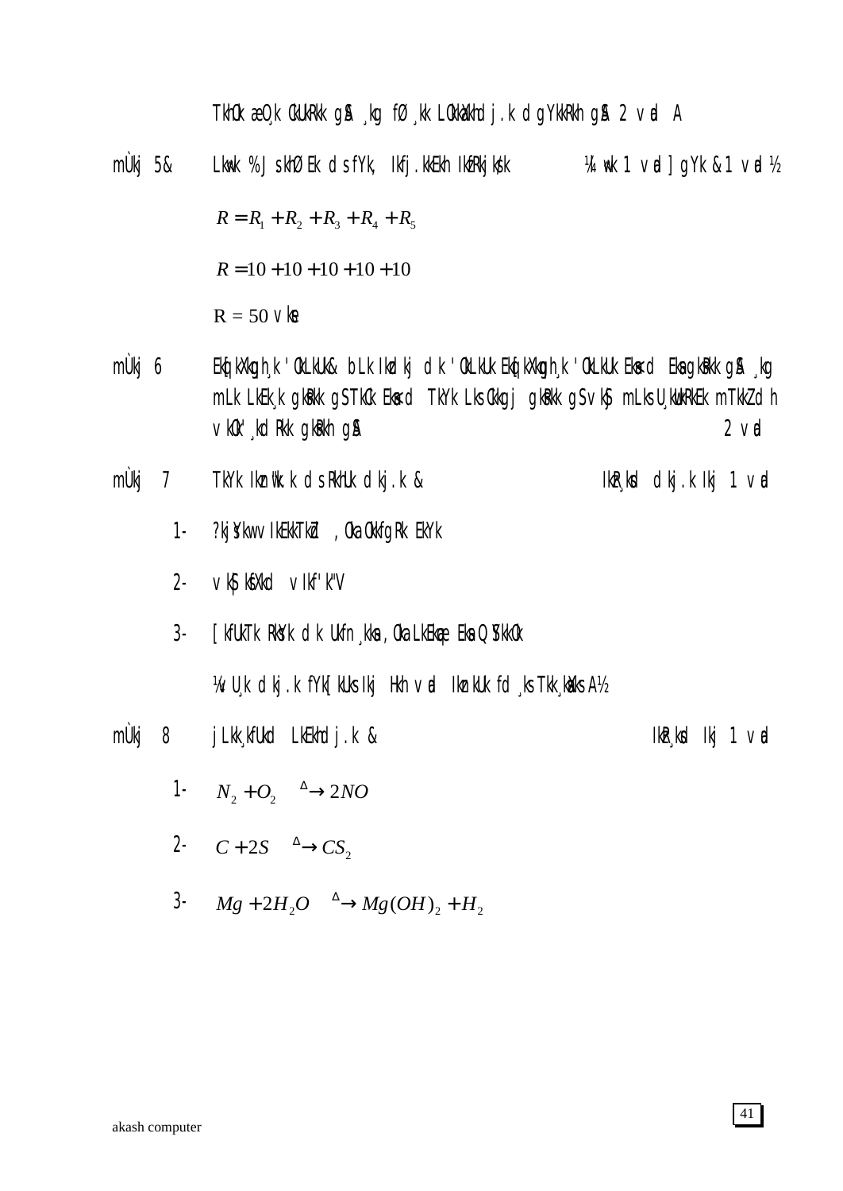TkhOk æO¸k ÛkUkRkk gS ¸kg fØ¸kk LOkkXkhdj.k dgYkkRkh gS 2 vad A

mÙkj 5& Lkwak % JskhØ Ek ds fYk, Ikfj.kkEkh IkfrRkjks/k ¼ vk 1 vad ] gYk &1 vad ½

$$R = R_1 + R_2 + R_3 + R_4 + R_5$$

$$R = 10 + 10 + 10 + 10 + 10$$

R = 50 vkse

mÙkj 6 Ekq[kXkqh¸k 'OkLkUk& bLk Ikzdkj dk 'OkLkUk Ekq[kXkqh¸k 'OkLkUk Ekkrk Eka gksRkk gS ¸kg mLk LkEk¸k gksRkk gS TkOk Ekkrk TkYk Lks Ckkgj gksRkk gS vkSj mLks U¸kwUkRkEk mTkkZ dh vkOk'¸kdRkk gksRkh gS 2 vad

mÙkj 7 TkYk Ikznw"k.k ds RkhUk dkj.k & IkkB¸kd dkj.k Ikj 1 vad

1- ?kjsYkw vIkEkkTkZd ,Oka OkkfgRk EkYk

2- vkS|ksfXkd vIkf'k"V

3- [kfUkTk RkSYk dk Ukfn¸kka ,Oka LkEkqæ Eka QSYkkOk

¼vU¸k dkj.k fYk[kUks Ikj Hkh vad Ikznku fd¸ks TkkÅ¸ksaxs A½

mÙkj 8 jLkk¸kfUkd LkEkhdj.k & IkkB¸kd Ikj 1 vad

1- $N_2 + O_2 \xrightarrow{\Delta} 2NO$

2- $C + 2S \xrightarrow{\Delta} CS_2$

3- $Mg + 2H_2O \xrightarrow{\Delta} Mg(OH)_2 + H_2$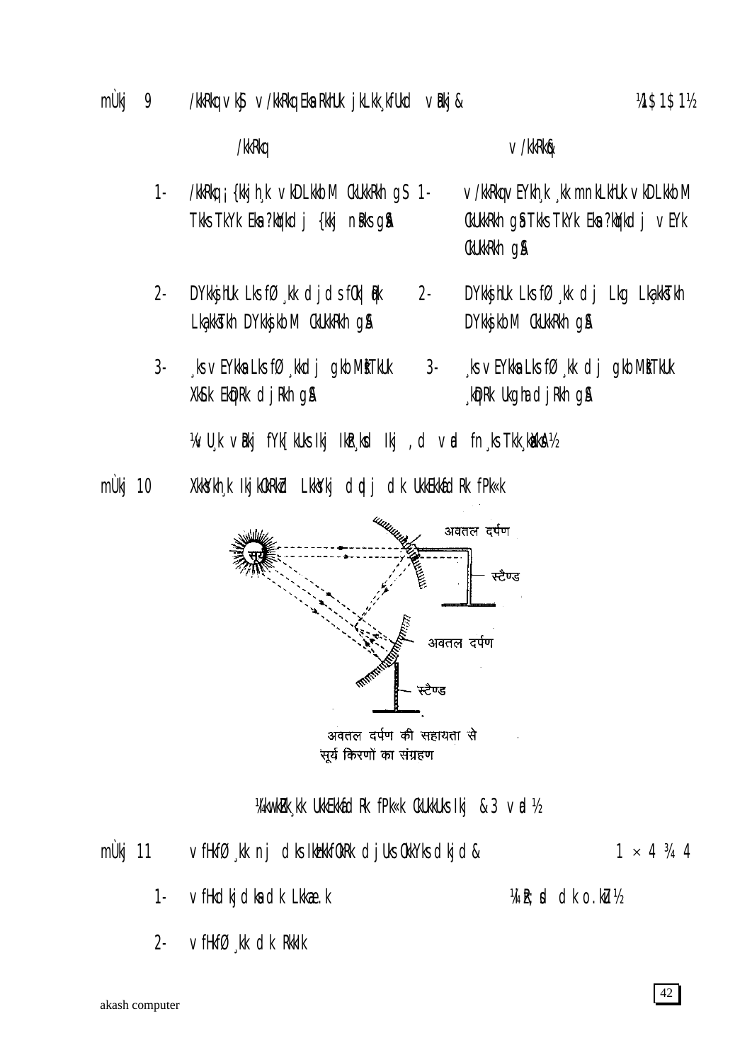mÙkj 9 /kkRkq vkSj v/kkRkq Eka RkhUk jkLkk;kfUkd vRkj& ¼1$1$1½

| /kkRkq | v/kkRkq& |
|---|---|
| 1- /kkRkq;¡ {kkjh;k vkDLkkbM cUkkRkh gS Tkks TkYk Eka ?kqYkdj {kkj nsRks gSA | 1- v/kkRkq vEYkh; ;k mnkLkhUk vkDLkkbM cUkkRkh gSA Tkks TkYk Eka ?kqYkdj vEYk cUkkRkh gSA |
| 2- DYkksjhUk Lks fØ;k djds fOk|qRk LkaLkksTkh DYkksjkbM cUkkRkh gSA | 2- DYkksjhUk Lks fØ;k dj Lkg LkaLkksTkh DYkksjkbM cUkkRkh gSA |
| 3- ;ks vEYkka Lks fØ;kdj gkbMªksTkUk XkSLk EkqDRk djRkh gSA | 3- ;ks vEYkka Lks fØ;k dj gkbMªksTkUk ;kqDRk Ukgha djRkh gSA |

¼vU;k vRkj fYk[kUks Ikj IkwÆ;kad Ikj ,d vad fn;ks Tkk;sxkA½

mÙkj 10 XkksYkh; Ikj kOkRkZd LkRkYkj dqdj dk UkkEkkafdRk fPk«k

सूर्य — अवतल दर्पण — स्टैण्ड — अवतल दर्पण — स्टैण्ड

अवतल दर्पण की सहायता से सूर्य किरणों का संग्रहण

¼kwukRk;k UkkEkkafdRk fPk«k cUkkUks Ikj &3 vad½

mÙkj 11 vfHkfØ;k nj dks IkzHkkfOkRk djUks OkkYks dkjd& $1 \times 4$ ¾ 4

1- vfHkdkjdka dk Lkkaæ.k ¼kRk;sd dk o.kZu½

2- vfHkfØ;k dk RkkIk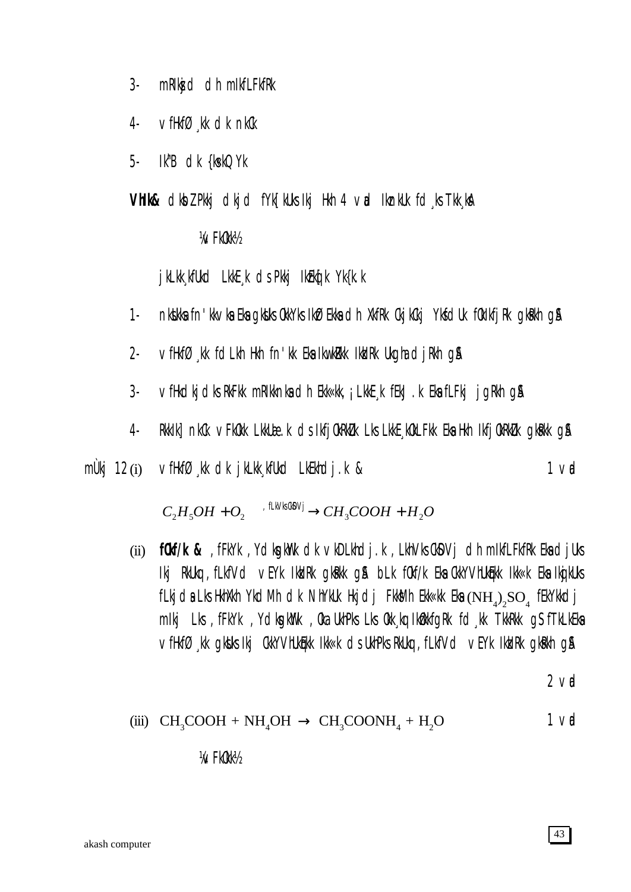3- mRIkjsd dh mIkfLFkfRk

4- vfHkfØ¸kk dk nkCk

5- Ik"B dk {ks=Qy

**VhIk&** dksbZ Pkkj dkjd fyf[kus Ikj Hkh 4 vad Ikznku fd¸ks Tkk¸ksA

¼vFkOkk½

jkLkk¸kfUkd LkkE¸k ds Pkkj IkzEkq[k Yk{k.k

1- nksuksa fn'kkvksa Esa gksus okkYks IkzØEkksa dh XkfRk Ckjkcj Ykfdu fØ¸kkfjRk gksRkh gSA

2- vfHkfØ¸kk fdLkh Hkh fn'kk Esa IkwuZRkk IkkIRk Ukgha djRkh gSA

3- vfHkdkjdks RkFkk mRIkknksa dh Ekk«kk,¡ LkkE¸k fEkJ.k Esa fLFkj jgRkh gSA

4- RkkIk] nkCk vFkOkk LkkUæ.k ds IkfjOkRkZu Lks LkkE¸kOkLFkk Esa Hkh IkfjOkRkZu gksRkk gSA

mÙkj 12 (i) vfHkfØ¸kk dk jkLkk¸kfUkd LkEkhdj.k & 1 vad

$$C_2H_5OH + O_2 \xrightarrow{,fLkVkscSDVj} CH_3COOH + H_2O$$

(ii) **fOkf/k &** ,fFkYk ,YdksgkWYk dk vkDLkhdj.k ,LkhVkscSDVj dh mIkfLFkfRk Esa djkus Ikj RkUkq ,fLkfVd vEYk IkzkIRk gksRkk gSA bLk fOkf/k Esa CkkYVhUkqEkk Ikk«k Esa Ikqjkus fLkjds Lks HkhXkh Ykdm+h dk NhYkuk Hkjdj Fkksm+h Ekk«kk Esa $(NH_4)_2SO_4$ fEkYkkdj mIkj Lks ,fFkYk ,YdksgkWYk ,Oka UkhPks Lks Okk¸kq IkzOkkfgRk fd¸kk TkkRkk gS fTkLkEksa vfHkfØ¸kk gksus Ikj CkkYVhUkqEkk Ikk«k ds UkhPks RkUkq ,fLkfVd vEYk IkzkIRk gksRkk gSA

2 vad

(iii) $CH_3COOH + NH_4OH \rightarrow CH_3COONH_4 + H_2O$ 1 vad

¼vFkOkk½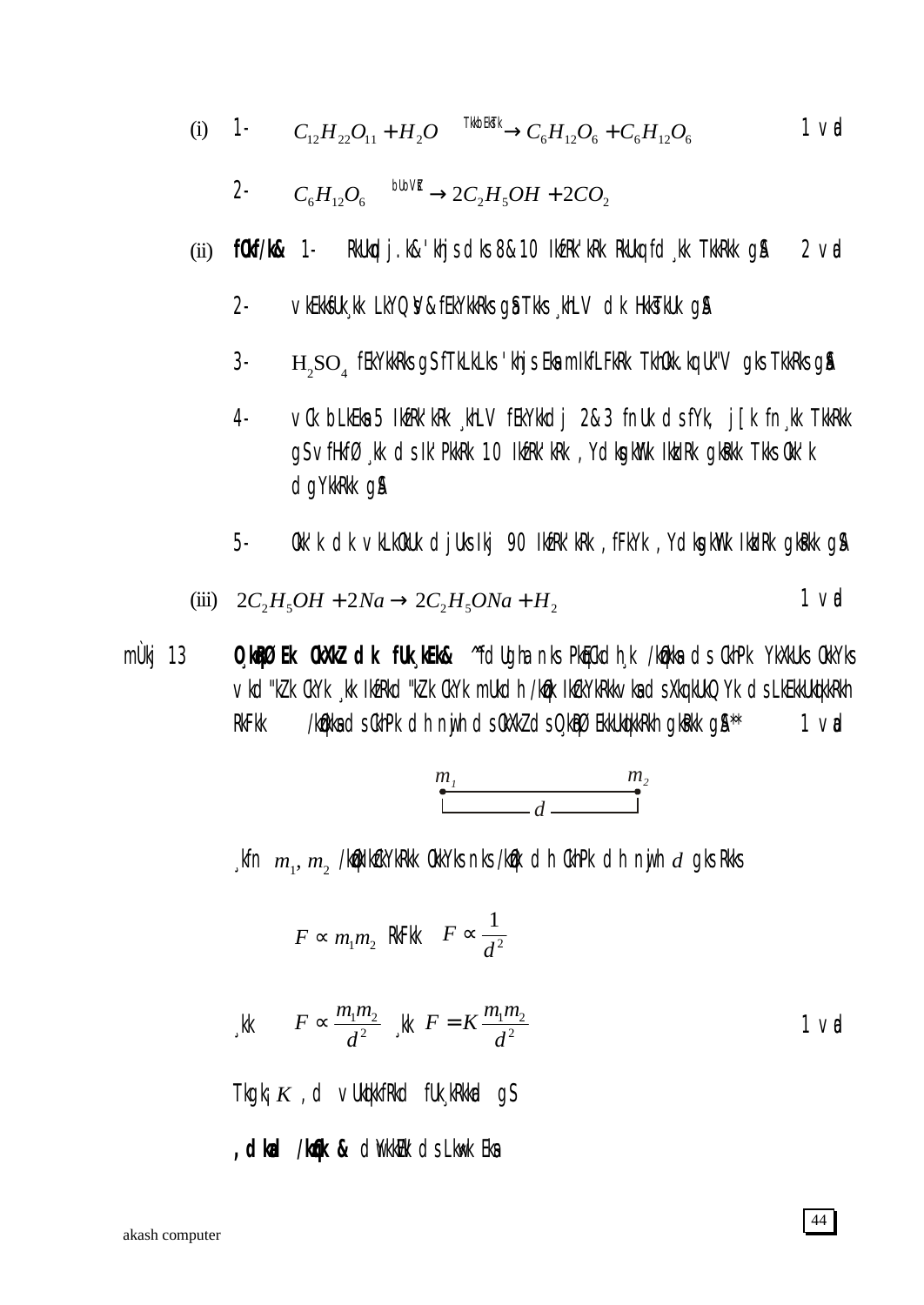(i) 1- $C_{12}H_{22}O_{11} + H_2O \xrightarrow{\text{TkkbesTk}} C_6H_{12}O_6 + C_6H_{12}O_6$ 1 vad

2- $C_6H_{12}O_6 \xrightarrow{\text{bUoVZt}} 2C_2H_5OH + 2CO_2$

(ii) **fØf/k&** 1- RkUkq j.k& 'khjs dks 8&10 IkfrR'kRk RkUkq fd ¸kk TkkRkk gSA 2 vad

2- vkEkksfuUk ¸kk LkYQsV& fEkYkkRks gSa Tkks ¸khLV dk Hkkstu gSA

3- $H_2SO_4$ fEkYkkRks gS fTkLkLks 'khjs Eks mIkfLFkRk TkhOkk.kq UkYV gks TkkRks gSA

4- vCk bLkEks 5 IkfrR'kRk ¸khLV fEkYkkdj 2&3 fnUk ds fYk, j[k fn¸kk TkkRkk gS vFkkfØ ¸kk ds Ik'PkkRk 10 IkfrR'kRk ,YdksgkWy IkkIRk gksRkk Tkks OkkÎ'k dgYkkRkk gSA

5- OkkÎ'k dk vkLkOkUk djUks Ikj 90 IkfrR'kRk ,fFkYk ,YdksgkWy IkkIRk gksRkk gSA

(iii) $2C_2H_5OH + 2Na \rightarrow 2C_2H_5ONa + H_2$ 1 vad

mÙkj 13 **O¸kqRØ Ek OkXkZ dk fUk¸kEk&** ^^fdUgha nks PkkjfCkd h¸k /kfÙkaks ds CkhPk YkXkUks OkkYks vkd"kZk CkYk ¸kk IkfRkd"kZk CkYk mUkd h /kfÙkr IkfØYkRkkvksa ds XkqkUkQYk ds LkeEkkUkqikkRkh RkFkk /kfÙkaks ds CkhPk dh nwjh ds OkXkZ ds O¸kqRØ EkkUkqikkRkh gksRkk gSA** 1 vad

$m_1$ —— $d$ —— $m_2$

¸kfn $m_1, m_2$ /kfØkkfØYkRkk OkkYks nks /kfÙk dh CkhPk dh nwjh $d$ gks Rkks

$$F \propto m_1 m_2 \quad \text{RkFkk} \quad F \propto \frac{1}{d^2}$$

¸kk $F \propto \frac{m_1 m_2}{d^2}$ ¸kk $F = K\frac{m_1 m_2}{d^2}$ 1 vad

Tkgk¡ $K$ ,d vUkqikfRkd fUk¸kRkkad gS

**,dkad /kfØk &** dWkkWEk'k ds Lkwk Eks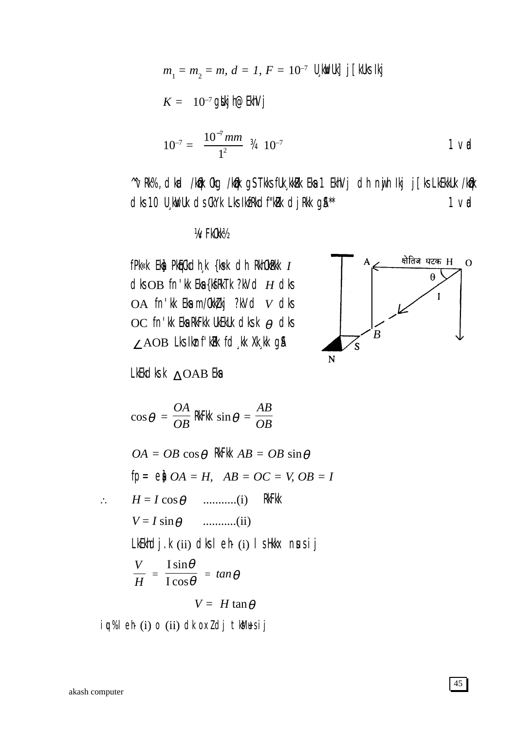$m_1 = m_2 = m, d = 1, F = 10^{-7}$ U;wVu j[kus ij

$K = 10^{-7}$ gsujh@EkhVj

$$10^{-7} = \frac{10^{-7} mm}{1^2} \;¾\; 10^{-7}$$ 1 vad

^^vRk%,d kad /kzqo Okg /kzqo gS Tkks fUk;kZRk Eksa 1 EkhVj dh nwjh ij j[ks LkEkkUk /kzqo dks 10 U;wVu ds cYk Lks Ikzfrd"kZk djRkk gS** 1 vad

¼v FkcRk½

fPk«k Eksa PkqEcd h;k {ks«k dh RkhoRkk $I$ dks OB fn'kk Eksa {kSfRkTk ?kVd $H$ dks OA fn'kk Eksa m/okZ/kj ?kVd $V$ dks OC fn'kk Eksa RkFkk UkEkUk dks.k $\theta$ dks $\angle AOB$ Lks Ikznf'kZRk fd;k x;k gSA

LkEkdks.k $\Delta OAB$ Eksa

$$\cos\theta = \frac{OA}{OB} \text{ RkFkk } \sin\theta = \frac{AB}{OB}$$

$OA = OB \cos\theta$ RkFkk $AB = OB \sin\theta$

fp= esa $OA = H, \quad AB = OC = V, OB = I$

$\therefore \quad H = I \cos\theta$ ...........(i) RkFkk

$V = I \sin\theta$ ...........(ii)

LkEkhdj.k (ii) dks lehå (i) lsHkkx nsus ij

$$\frac{V}{H} = \frac{I \sin\theta}{I \cos\theta} = tan\theta$$

$$V = H \tan\theta$$

iqu% lehå (i) o (ii) dk oxZ dj tksM+us ij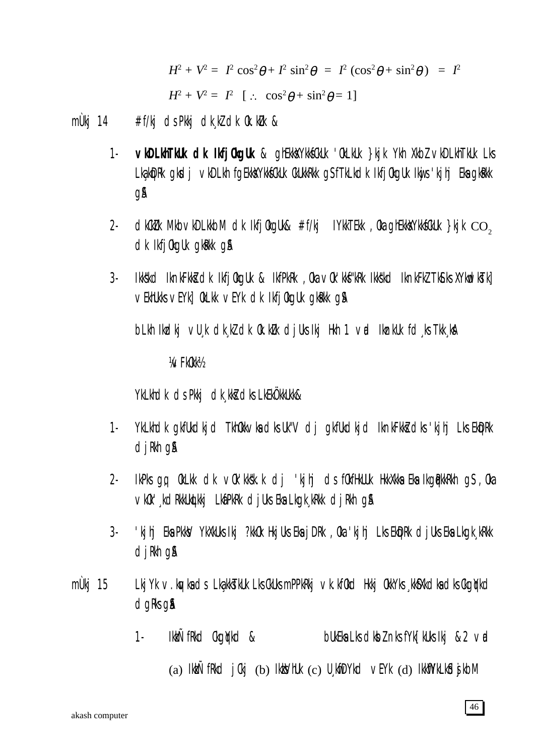$$H^2 + V^2 = I^2 \cos^2\theta + I^2 \sin^2\theta = I^2 (\cos^2\theta + \sin^2\theta) = I^2$$

$$H^2 + V^2 = I^2 \quad [\therefore \cos^2\theta + \sin^2\theta = 1]$$

mÙkj 14 # f/kj ds Pkkj dk¸kZ dk Ok.kZu &

1- **vkDLkhTkUk dk Ikfj0kgUk** & ghEkksXYkksfcUk 'OkLkUk }kjk Ykh XkbZ vkDLkhTkUk Lks Lk;kqDRk gksdj vkDLkh fgEkksXYkksfcUk cUkkRkk gS fTkLkdk IkfjOkgUk Ikjws 'kjhj Eksa gksRkk g\$A

2- dkcZUk MkbvkDLkkbM dk IkfjOkgUk& # f/kj IYkkTEkk ,Oka ghEkksXYkksfcUk }kjk $CO_2$ dk IkfjOkgUk gksRkk g\$A

3- Ikks"kd Iknkfkkz dk IkfjOkgUk & IkfPkRk ,Oka vOk'kks"kRk Ikks"kd IknkfkZ Tkks Lks XYkwdksTk] vEkhUkks vEYk] OkLkk vEYk dk IkfjOkgUk gksRkk g\$A

bLkh Ikzdkj vU;k dk¸kZ dk Ok.kZu djUks Ikj Hkh 1 vad Iknkuk fd¸ks Tkk¸ksA

¼vFkOkk½

YkLkhdk ds Pkkj dk¸kkZ dks LkEkÖkkUkk&

1- YkLkhdk gkfUkdkjd TkhOkk vksa dks Uk"V dj gkfUkdkjd IknkFkkZ dks 'kjhj Lks EkkgRk djRkh g\$A

2- IkPks gq, OkLkk dk vOk'kks"k.k dj 'kjhj ds fOkfHkUUk HkkXkksa Eksa Ikgqpkk Rkh gS ,Oka vkOk';kdRkkUkqlkkj LkafPkRk djUks Eksa Lkgk¸kRkk djRkh g\$A

3- 'kjhj Eksa PkksV YkXkUks Ikj ?kkOk HkjUks Eksa jDRk ,Oka 'kjhj Lks EkkgRk djUks Eksa Lkgk¸kRkk djRkh g\$A

mÙkj 15 LkjYk v.kq ksa ds Lka;kksTkUk Lks cUkus mPPkRkj v.kfOkd Hkkj OkkYks ¸kkSfXkd ksa dks cgqYkd dgRks g\$A

1- IkkÑfRkd cgqYkd & bUkEksa Lks dksbZ nks fYk[kUks Ikj &2 vad

(a) IkkÑfRkd jCkj (b) IkkWVhUk (c) U;kwfDYkd vEYk (d) IkkWfYkLkSfjkbM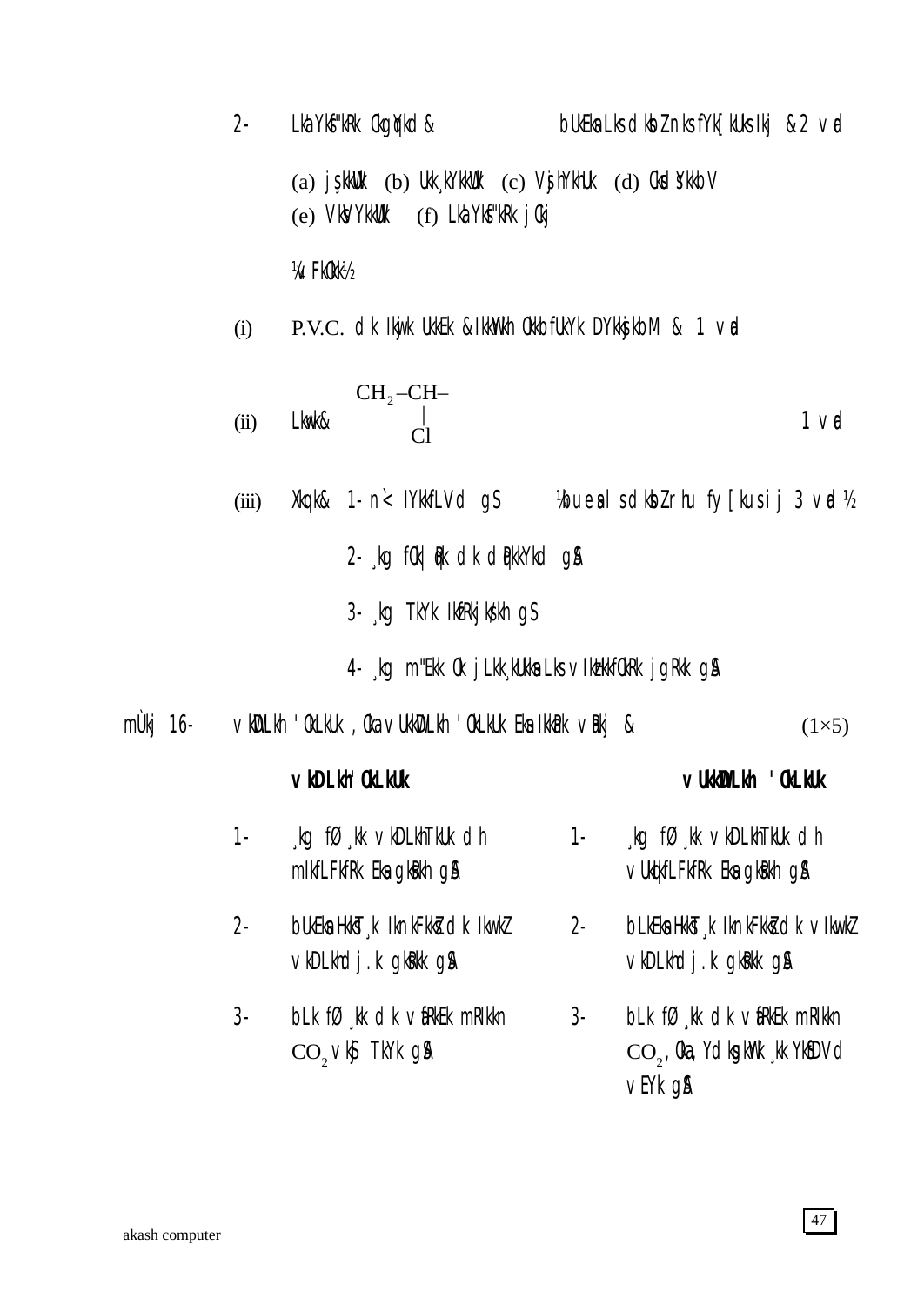2- Lka;ksftr cgqyd & bueas ls dksbZ nks fy[kuk Fkk & 2 vad

(a) j\$kkWu (b) uk;ykWu (c) Vs jhyhu (d) cSdsykbV
(e) VsjhyhukW (f) Lka;ksftr jcj

¼dksbZ nks½

(i) P.V.C. dk iwjk uke & ikWyh okbfuy DyksjkbM & 1 vad

(ii) Lkw= & $\underset{\displaystyle Cl}{\overset{\displaystyle CH_2–CH–}{|}}$ 1 vad

(iii) Xkq.k & 1- n`<+ IykfLVd gS ¼buesa ls dksbZ rhu fy[kus ij 3 vad½

2- ;g fo|qr~ dk dqpkyd gSA

3- ;g Tkyk IkfrjksËkh gSA

4- ;g m"ek ok jLkk;ukas ls vIkfHkfØ;k jgrk gSA

mÙkj 16- vkDlhdkj.kh; ,oa vukWDlhdkj.kh; 'olu esa rhu vUrj & $(1×5)$

| | **vkDlh'olu** | | **vukWDlh 'olu** |
|---|---|---|---|
| 1- | ;g fØ;k vkDlhTku dh mIkfLFkfr esa gksrh gSA | 1- | ;g fØ;k vkDlhTku dh vuqifLFkfr esa gksrh gSA |
| 2- | bUesa HkksT; inkFkksZa dk iw.kZ vkDlhdj.k gksrk gSA | 2- | bLkesa HkksT; inkFkksZa dk viw.kZ vkDlhdj.k gksrk gSA |
| 3- | bLk fØ;k dk vfUre mRikn $CO_2$ vkSj Tky gSA | 3- | bLk fØ;k dk vfUre mRikn $CO_2$, ,oa ,YdksgkWy ;k ySfDVd vEy gSA |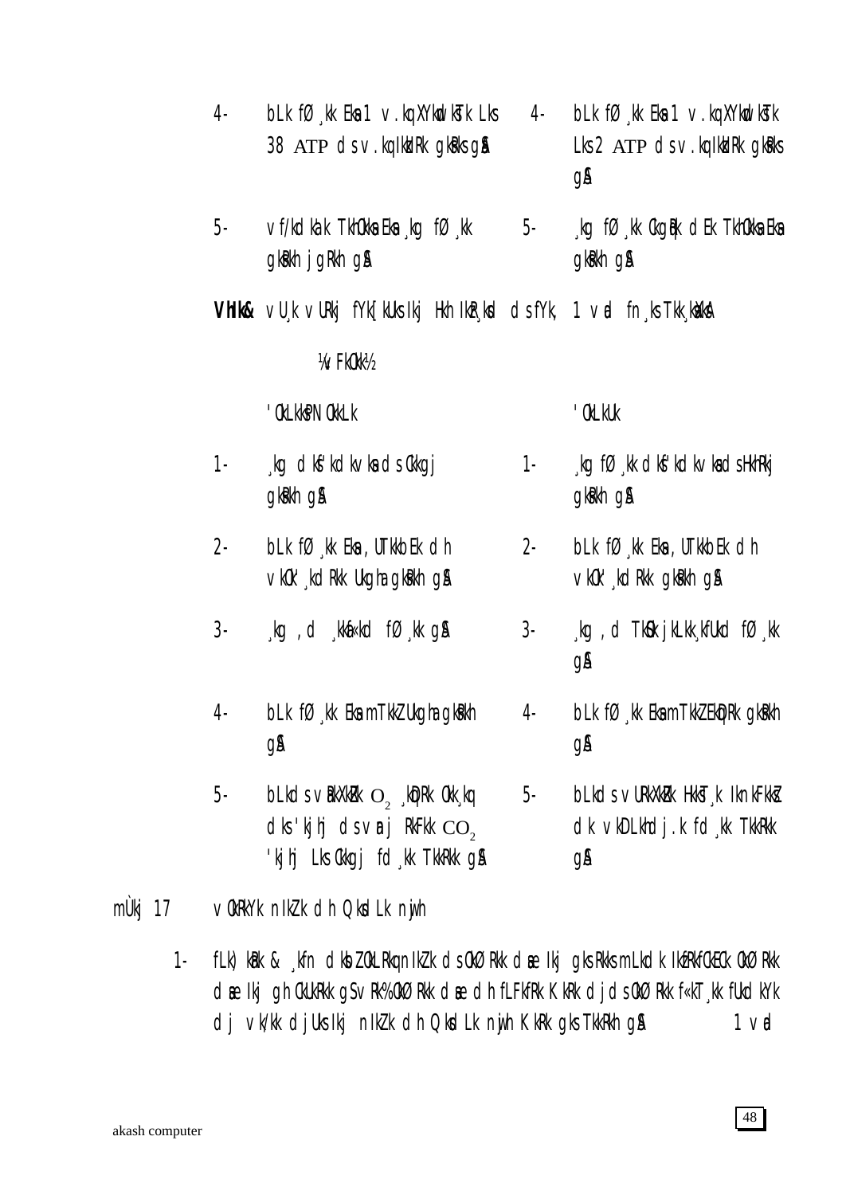| | | | |
|---|---|---|---|
| 4- | bLk fØ¸kk Eksa 1 v.kq Xywdkst Lks 38 ATP ds v.kq iSnk gksrs gSA | 4- | bLk fØ¸kk Eksa 1 v.kq XywdkstLks 2 ATP ds v.kq iSnk gksrs gSA |
| 5- | vf/kdka'k Tkhoksa Eksa ¸kg fØ¸kk gksrh jgrh gSA | 5- | ¸kg fØ¸kk dqN gh dEk Tkhoksa Eksa gksrh gSA |

**VhIIk&** vU¸k vUrj fYk[kus Ikj Hkh IkwjS ¸kad ds fYk, 1 vad fn¸ks Tkk¸kaxsA

¼v FkOkk½

| | 'OkLkkoPN OkkLk | | 'OkLkUk |
|---|---|---|---|
| 1- | ¸kg dksf'kdk vksa ds Ckkgj gksrh gSA | 1- | ¸kg fØ¸kk dksf'kdk vksa ds Hkhrj gksrh gSA |
| 2- | bLk fØ¸kk Eksa ,UTkkbEk dh vkO'¸kdRkk Ukgha gksrh gSA | 2- | bLk fØ¸kk Eksa ,UTkkbEk dh vkO'¸kdRkk gksrh gSA |
| 3- | ¸kg ,d ¸kkaf«kd fØ¸kk gSA | 3- | ¸kg ,d TkSo jLkk¸kfUkd fØ¸kk gSA |
| 4- | bLk fØ¸kk Eksa mTkkZ Ukgha gksrh gSA | 4- | bLk fØ¸kk Eksa mTkkZ EkqDRk gksrh gSA |
| 5- | bLkds vkDLkhtUk $O_2$ ¸kqDRk Okk¸kq dks 'kjhj ds vUnj RkFkk $CO_2$ 'kjhj Lks Ckkgj fd¸kk TkkRkk gSA | 5- | bLkds vUrxZRk HkksT¸k IknkFkksZ dk vkDLkhdj.k fd¸kk TkkRkk gSA |

mÙkj 17 vOkRkYk niZ.k dh Qksdl nwjh

1- fLFkfRk & ¸kfn dkbZ OkLRkq niZ.k ds OkØ Rkk dsUnz Ikj gks Rkks mLkdk IkzfRkfCkEC OkØ Rkk dsUnz Ikj gh CkUkRkk gS vRk% OkØ Rkk dsUnz dh fLFkfRk KkRk djds OkØ Rkk f«kT¸kk fUkdkYk dj vk/kk djUks Ikj niZ.k dh Qksdl nwjh KkRk gks TkkRkh gSA 1 vad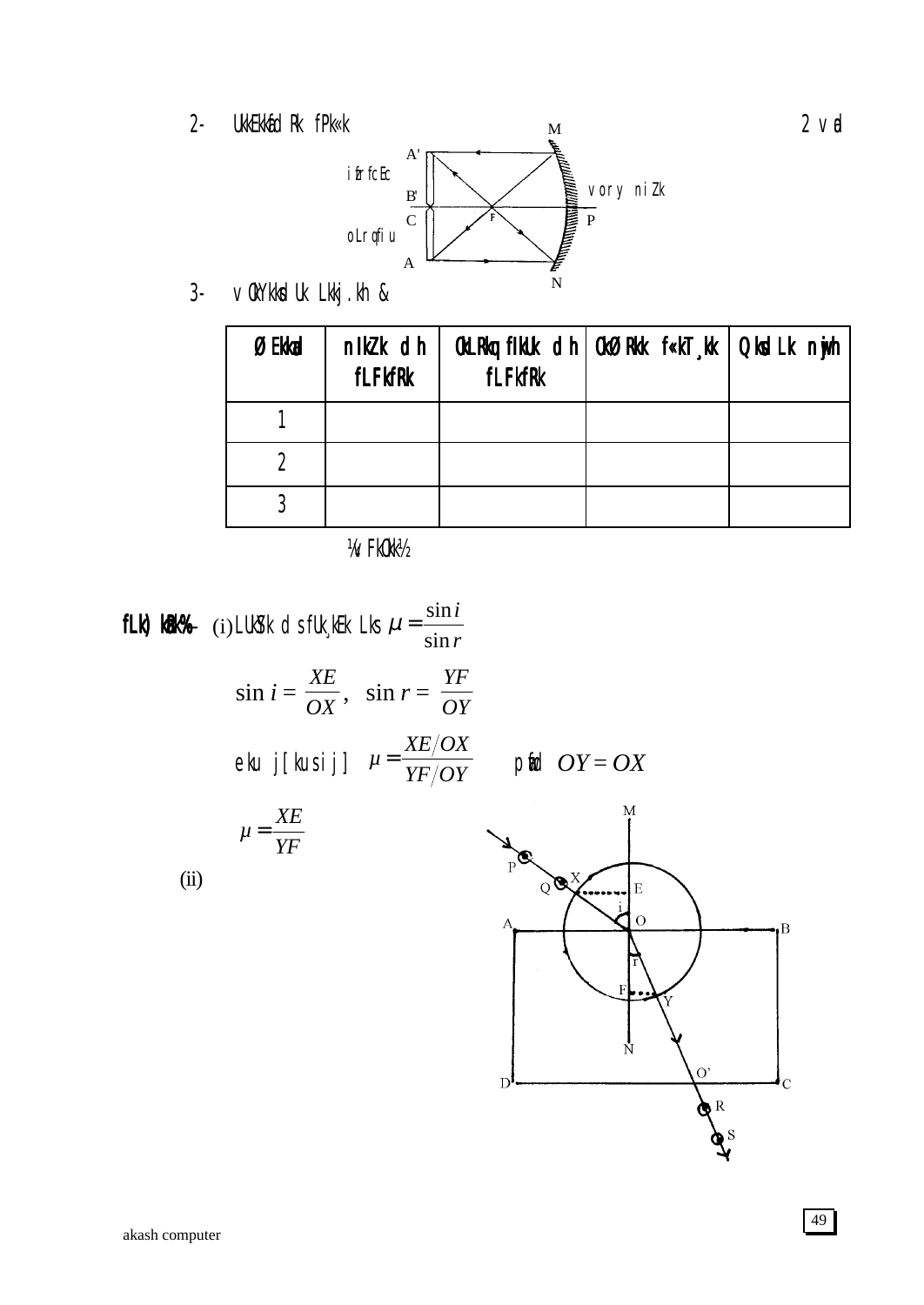2- UkkEkkfâd Rk fPk«k                                                                 2 vad

M

A'

ifrfcEc

B'                                    vory niZk

C          F                                  P

oLrqfiu

A

N

3- vOYkksdUk Lkkj.kh &

| ØEkkad | nikZk dh fLFkfRk | ØkLRkq fiUkUk dh fLFkfRk | ØkØ Rkkk f«kT¸kk | Qksdl Lk njwh |
|---|---|---|---|---|
| 1 | | | | |
| 2 | | | | |
| 3 | | | | |

¼vFkOkk½

**fLk) kr%-** (i) LUkSYk ds fUk¸kEk Lks $\mu = \dfrac{\sin i}{\sin r}$

$$\sin i = \frac{XE}{OX}, \quad \sin r = \frac{YF}{OY}$$

eku j[kus ij] $\mu = \dfrac{XE/OX}{YF/OY}$ pwafd $OY = OX$

$$\mu = \frac{XE}{YF}$$

(ii)

M, P, X, Q, E, i, A, O, B, r, F, Y, N, O', D, C, R, S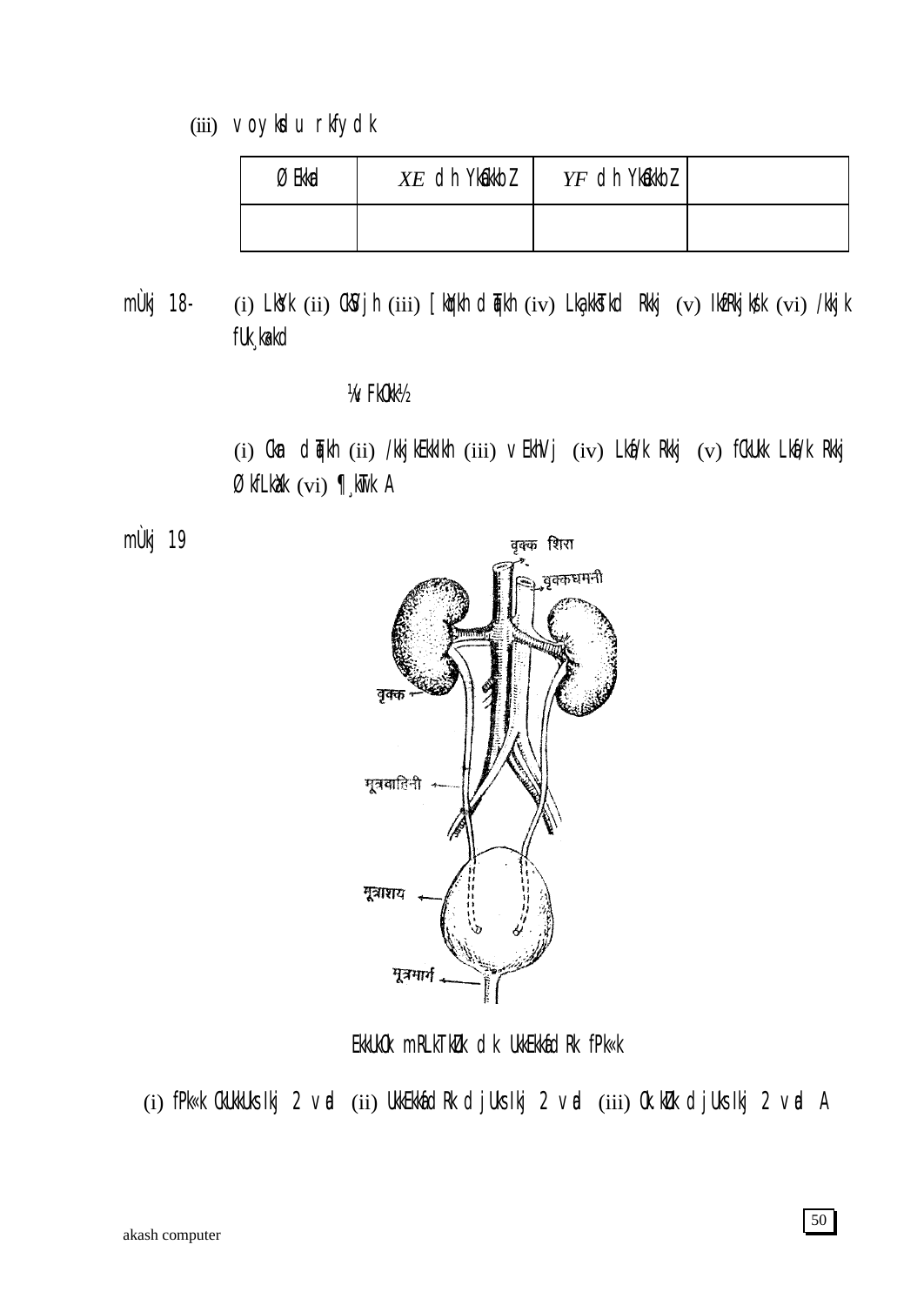(iii) vo ykdu rkfydk

| ØEkkad | $XE$ dh YkEckbZ | $YF$ dh YkEckbZ | |
|---|---|---|---|
| | | | |

mÙkj 18- (i) LkkWV (ii) CkSVjh (iii) [kqyh dqaMh (iv) Lkq,kkSTkd Rkkj (v) lkfRkjk;k (vi) /kkjk fUk;ka=d

¼v FkOk½

(i) Ckm dqaMh (ii) /kkjkEkkIkh (iii) vEkhVj (iv) Lkks/k Rkkj (v) fCkUkk Lkks/k Rkkj ØkfLkaXk (vi) ¶;wTk A

mÙkj 19

EkkUkOk mRLkTkZUk dk UkkEkkafdRk fPk«k

(i) fPk«k CkUkkUks Ikj 2 vad (ii) UkkEkkafdRk dj Uks Ikj 2 vad (iii) Ok.kZUk dj Uks Ikj 2 vad A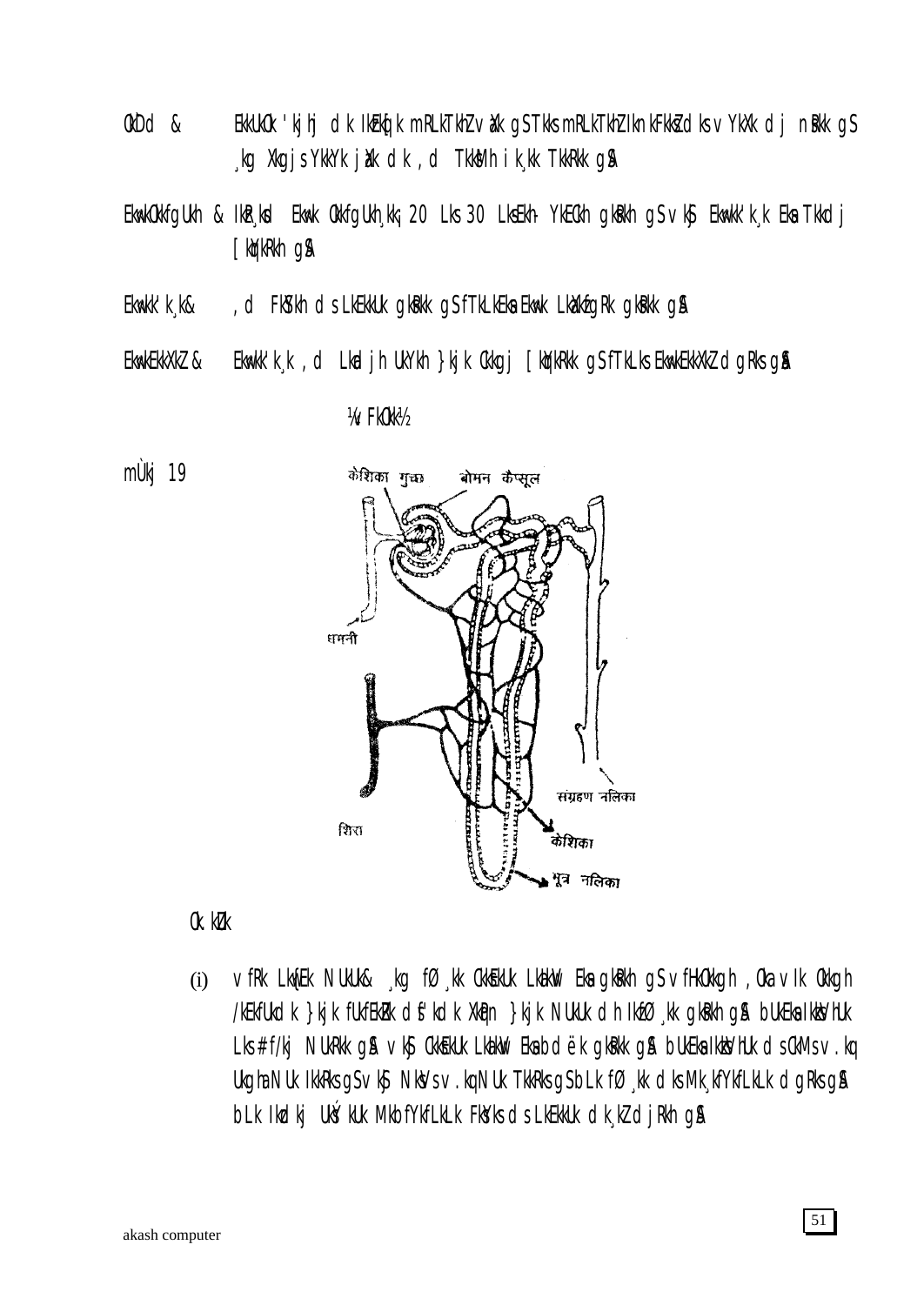ØkDd &   EkkuuOk 'kjhj dk IkEkq[k mRLkTkhZ vax gS Tkks mRLkTkhZ IknkFkksZ dks vYkXk djrk gS ¸kg XkqjsYkkYk jax dk ,d Tkks³h ik¸kk TkkRkk gSA

EkwkOkkfgUkh & Ik¶R¸ksd EkwkOkkfgUkh ¸kk¡ 20 Lks 30 LksEkh- YkEcKh gksRkh gS vkSj EkwkK'k¸k Eksa Tkkdj [kqYkRkh gSA

EkwkK'k¸k&   ,d FkSYkh ds LkEkkUk gksRkk gS fTkLkEksa Ekwk LkaXkfgRk gksRkk gSA

EkwkEkkXkZ &   EkwkK'k¸k ,d Lkdjh UkYkh }kjk Ckkgj [kqYkRkk gS fTkLks EkwkEkkXkZ dgRks gSA

¼vFkOkk½

mÙkj 19

केशिका गुच्छ   बोमन कैप्सूल

धमनी

संग्रहण नलिका

शिरा

केशिका

मूत्र नलिका

Ck.kZUk

(i) vfRk Lkw¿Ek NUkUk& ¸kg fØ¸kk CkksEkUk LkaiqV Eksa gksRkh gS vfHkOkkgh ,Oka vIk Okkgh /kEkfUk dk }kjk fUkEkkZ.k ds'kdk XkqPn }kjk NUkUk dh IkfØ¸kk gksRkh gSA bUkEksa IkkuoYkhUk Lks# f/kj NUkRkk gSA vkSj CkksEkUk LkaiqV Eksa bdëk gksRkk gSA bUkEksa IkksVhUk dsCkMs v.kq Ukgha NUk IkkRks gS vkSj NksVs v.kq NUk TkkRks gS bLk fØ¸kk dks Mk¸kfYkfLkLk dgRks gSA bLk Ikzdkj UksQ¨kUk MkbfYkfLkLk FkSYks ds LkEkkUk dk¸kZ djRkh gSA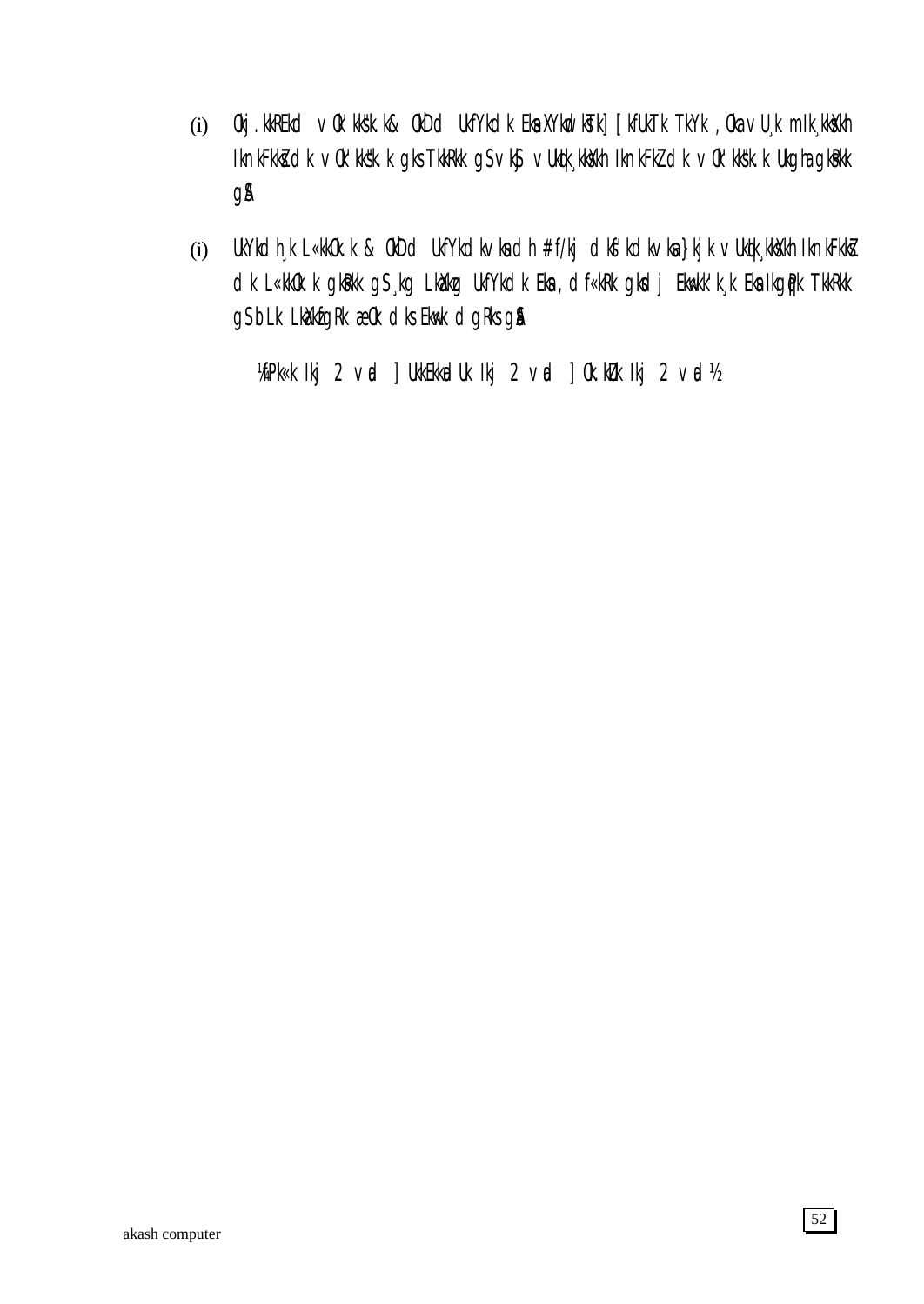(i) Økj.kkRed vO'kks"k.k& ØkfUr d UkfYkdk Eka XYkqdksTk] [kfUkTk TkYk ,Oka vU;k mIk;kksXkh IknkFkksZ dk vO'kks"k.k gks TkkRkk gS vkSj vUkqi;kksXkh IknkFkZ dk vO'kks"k.k Ukgha gksRkk gSA

(i) UkfYkdh; L«kkO.k & ØkfUr d UkfYkdk vka dh # f/kj dksf'kdk vka}kjk vUkqi;kksXkh IknkFkksZ dk L«kkO.k gksRkk gS ;kg LkaXkzg UkfYkdk Eka ,d«kRk gksdj EkwHkk'k;k Eka IkgqpRk TkkRkk gS bLk LkaXkzfgRk æO.k dks Ekw=k dgRks gSA

¼fp«k Ikj 2 vad ] UkkEkkadUk Ikj 2 vad ] O.kZu Ikj 2 vad½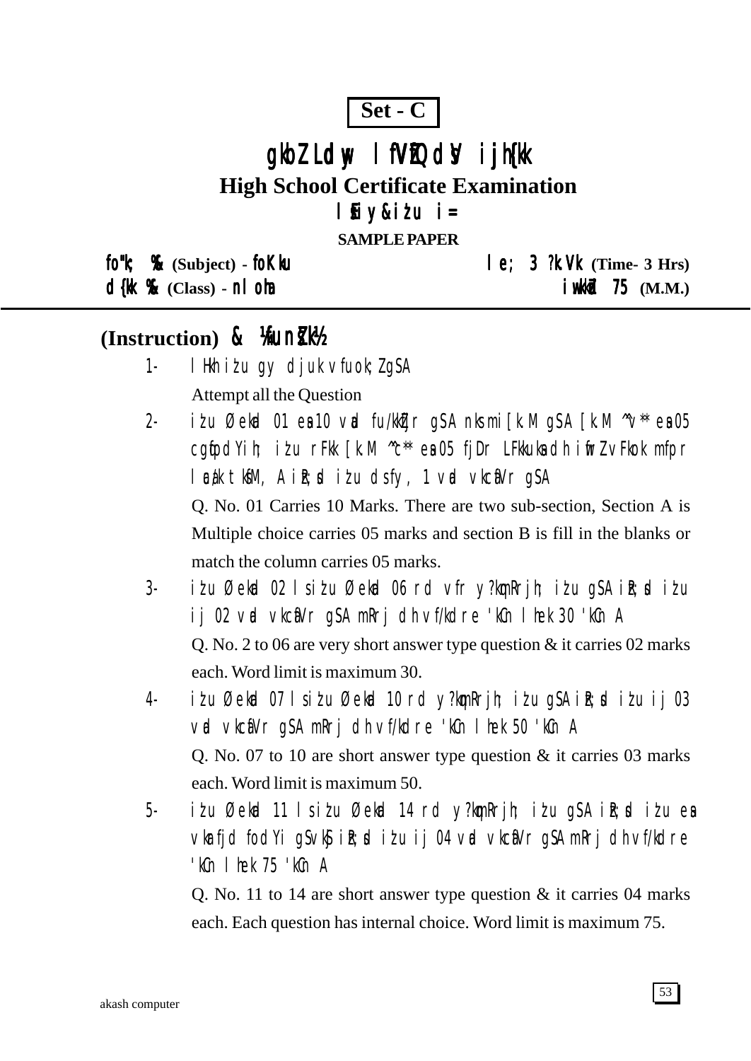**Set - C**

# gkbZ Ldwy lfVZfQdsV ijh{kk

## High School Certificate Examination

### lSEiy&iz'u i=

**SAMPLE PAPER**

fo"k; %& (Subject) - foKku — le; 3 ?k.Vk (Time- 3 Hrs)

d{kk %& (Class) - nlohc — iw.kkZad 75 (M.M.)

## (Instruction) & ¼funsZ'k½

1- lHkh iz'u gy djuk vfuok;Z gSA

   Attempt all the Question

2- iz'u Øekad 01 esa 10 vad fu/kkZfjr gSA nks mi[k.M gSA [k.M ^^v** esa 05 cgqfodYih; iz'u rFkk [k.M ^^c** esa 05 fjDr LFkkuksa dh iwfrZ vFkok mfpr lac/k tksfM+, A izR;sd iz'u ds fy, 1 vad vkcafVr gSA

   Q. No. 01 Carries 10 Marks. There are two sub-section, Section A is Multiple choice carries 05 marks and section B is fill in the blanks or match the column carries 05 marks.

3- iz'u Øekad 02 ls iz'u Øekad 06 rd vfr y?kqmRrjh; iz'u gSA izR;sd iz'u ij 02 vad vkcafVr gSA mRrj dh vf/kdre 'kCn lhek 30 'kCn A

   Q. No. 2 to 06 are very short answer type question & it carries 02 marks each. Word limit is maximum 30.

4- iz'u Øekad 07 ls iz'u Øekad 10 rd y?kqmRrjh; iz'u gSA izR;sd iz'u ij 03 vad vkcafVr gSA mRrj dh vf/kdre 'kCn lhek 50 'kCn A

   Q. No. 07 to 10 are short answer type question & it carries 03 marks each. Word limit is maximum 50.

5- iz'u Øekad 11 ls iz'u Øekad 14 rd y?kqmRrjh; iz'u gSA izR;sd iz'u esa vkarfjd fodYi gSvkSj izR;sd iz'u ij 04 vad vkcafVr gSA mRrj dh vf/kdre 'kCn lhek 75 'kCn A

   Q. No. 11 to 14 are short answer type question & it carries 04 marks each. Each question has internal choice. Word limit is maximum 75.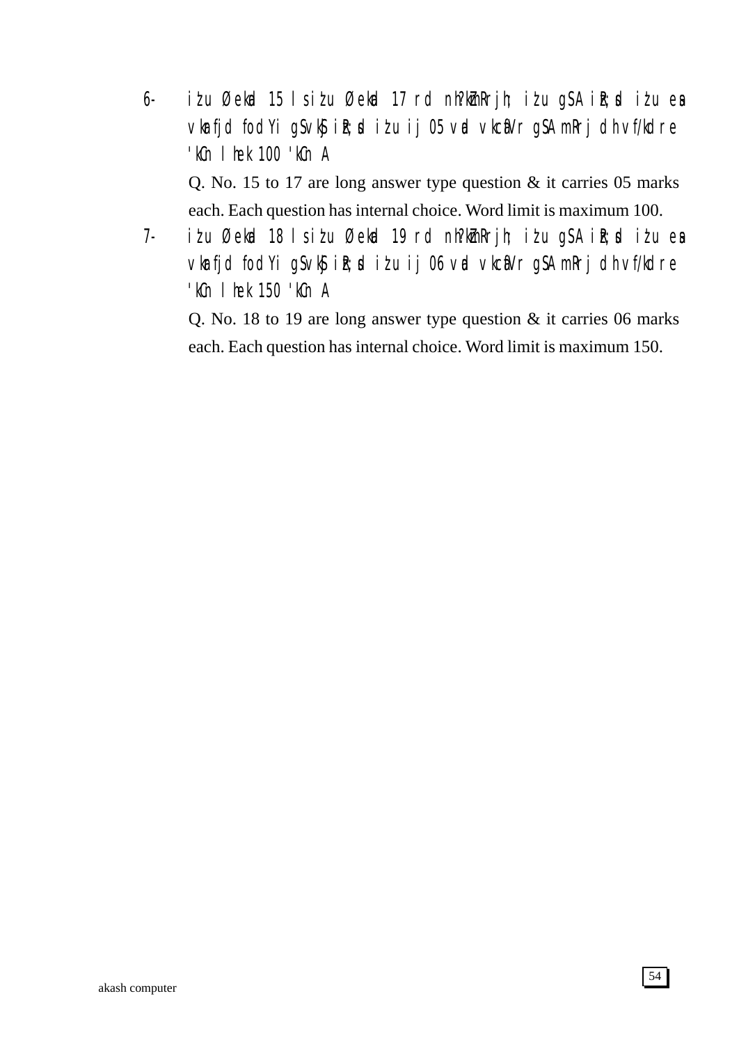6- iżu Øekad 15 l siżu Øekad 17 rd nh?kZmÙkjh; iżu gSA iR;sd iżu esa vkarfjd fodYi gSvkSj iR;sd iżu ij 05 vad vkcafVr gSA mÙkj dh vf/kdre 'kCn lhek 100 'kCn A

Q. No. 15 to 17 are long answer type question & it carries 05 marks each. Each question has internal choice. Word limit is maximum 100.

7- iżu Øekad 18 l siżu Øekad 19 rd nh?kZmÙkjh; iżu gSA iR;sd iżu esa vkarfjd fodYi gSvkSj iR;sd iżu ij 06 vad vkcafVr gSA mÙkj dh vf/kdre 'kCn lhek 150 'kCn A

Q. No. 18 to 19 are long answer type question & it carries 06 marks each. Each question has internal choice. Word limit is maximum 150.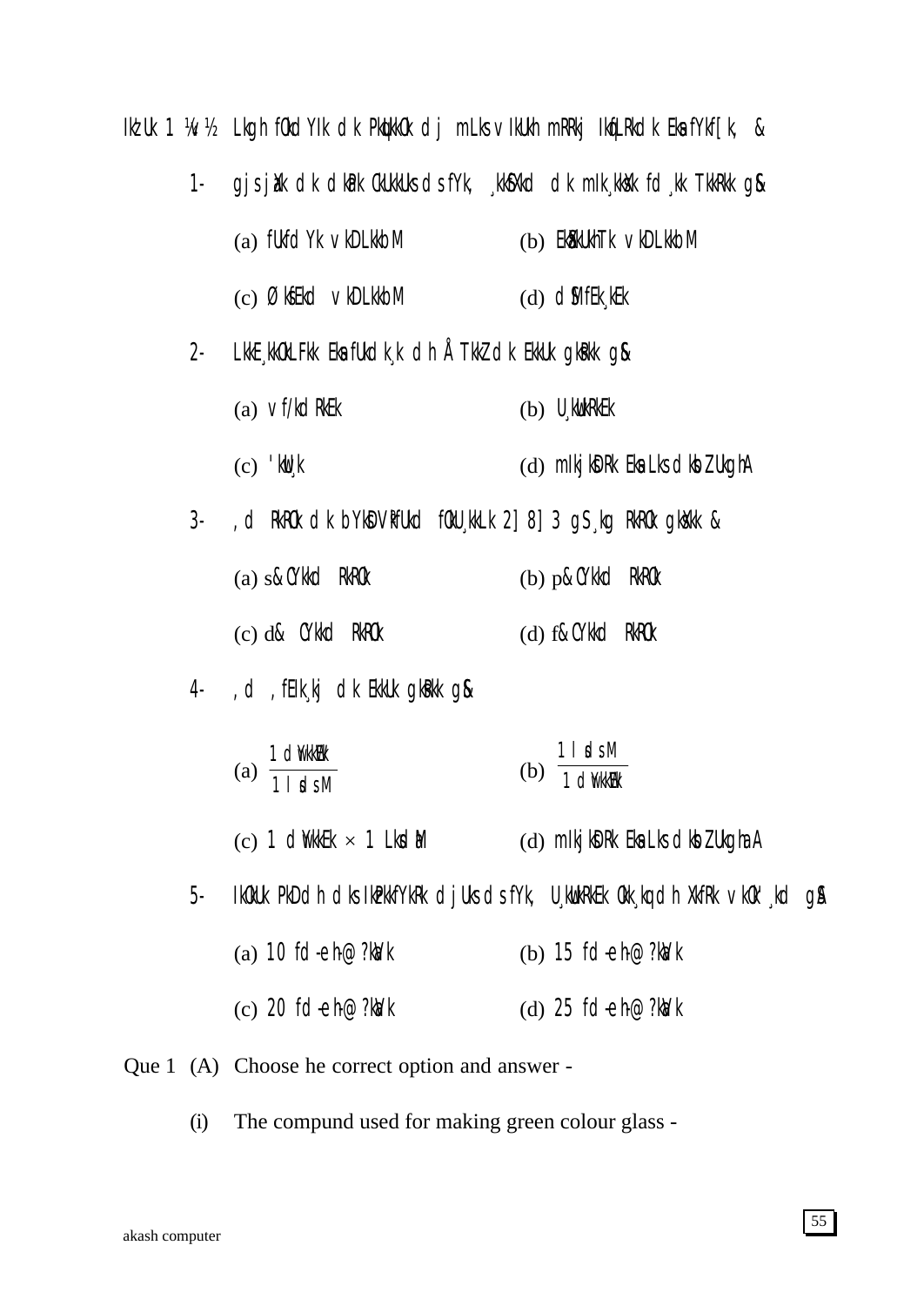Ikz'u 1 ¼v½ Lkgh fodYi dk pqukko dj mLks vius mRrj iqfLrdk esa fyf[k, &

1- gjs jax dk dkap cukus ds fy, ç;qDr dk mik;ksx fd;k tkrk gS&

(a) fudy vkDLkbM (b) ekSaxuht vkDLkbM

(c) Øksfed vkDLkbM (d) dksfcYV

2- LkkE;koLFkk esa fudk; dh ÅtkZ dk eku gksrk gS&

(a) vf/kdre (b) U;wure

(c) 'kwU; (d) mijksDr esa ls dksbZ ugha

3- ,d rRo dk bysDVªkfud foU;kl 2] 8] 3 gS ;g rRo gksxk &

(a) s& CykWd rRo (b) p& CykWd rRo

(c) d& CykWd rRo (d) f& CykWd rRo

4- ,d ,fEi;j dk eku gksrk gS&

(a) $\frac{1 \text{ dwyksEc}}{1 \text{ lsd sM}}$ (b) $\frac{1 \text{ lsd sM}}{1 \text{ dwykEc}}$

(c) 1 dwykEc × 1 Lksd.M (d) mijksDr esa ls dksbZ ugha

5- IkDdh lM+d dh dksf.kdh; f=T;k ds fy, U;wure Nk;kdh xfr vko';d gS

(a) 10 fd-eh-@?k.Vk (b) 15 fd-eh-@?k.Vk

(c) 20 fd-eh-@?k.Vk (d) 25 fd-eh-@?k.Vk

Que 1 (A) Choose he correct option and answer -

(i) The compund used for making green colour glass -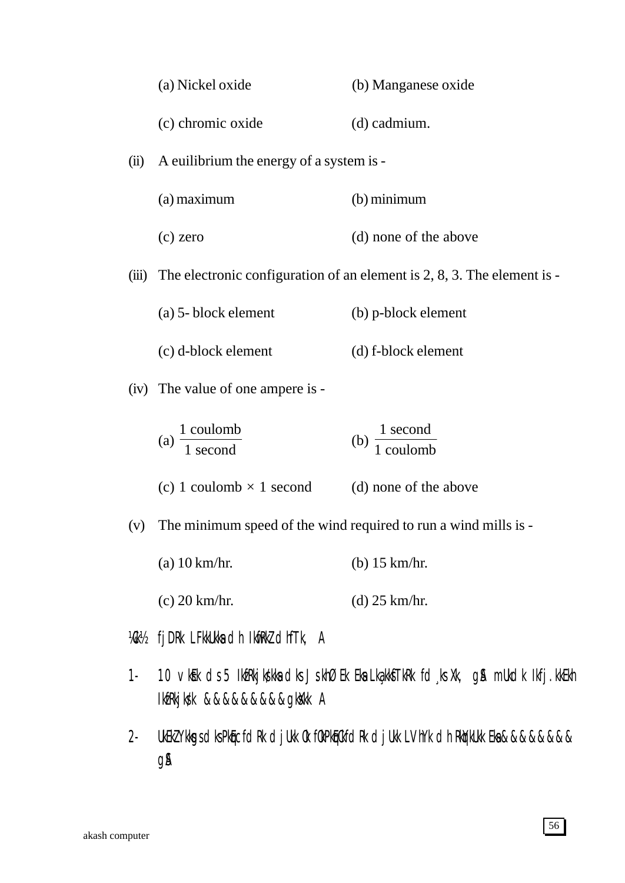(a) Nickel oxide (b) Manganese oxide

(c) chromic oxide (d) cadmium.

(ii) A euilibrium the energy of a system is -

(a) maximum (b) minimum

(c) zero (d) none of the above

(iii) The electronic configuration of an element is 2, 8, 3. The element is -

(a) 5- block element (b) p-block element

(c) d-block element (d) f-block element

(iv) The value of one ampere is -

(a) $\frac{1 \text{ coulomb}}{1 \text{ second}}$ (b) $\frac{1 \text{ second}}{1 \text{ coulomb}}$

(c) 1 coulomb × 1 second (d) none of the above

(v) The minimum speed of the wind required to run a wind mills is -

(a) 10 km/hr. (b) 15 km/hr.

(c) 20 km/hr. (d) 25 km/hr.

¼[k½ fjDRk LFkkUkksa dh IkwfRkZ dhfTk, A

1- 10 vkEk ds 5 IkwfRkjkssa dks JskhØ Ekk EksaLkaj[kkfTkRk fd¸ks Xk, gSa mUkdk Ikfj.kkEkh IkwfRkjksa &&&&&&&&&&gksXkk A

2- UkEkZYkkgs ds Pkkfcd Rk djUkk Ok fOkPkafcRk djUkk LVhYk dh RkRkdkUkk Eksa&&&&&&&& gSA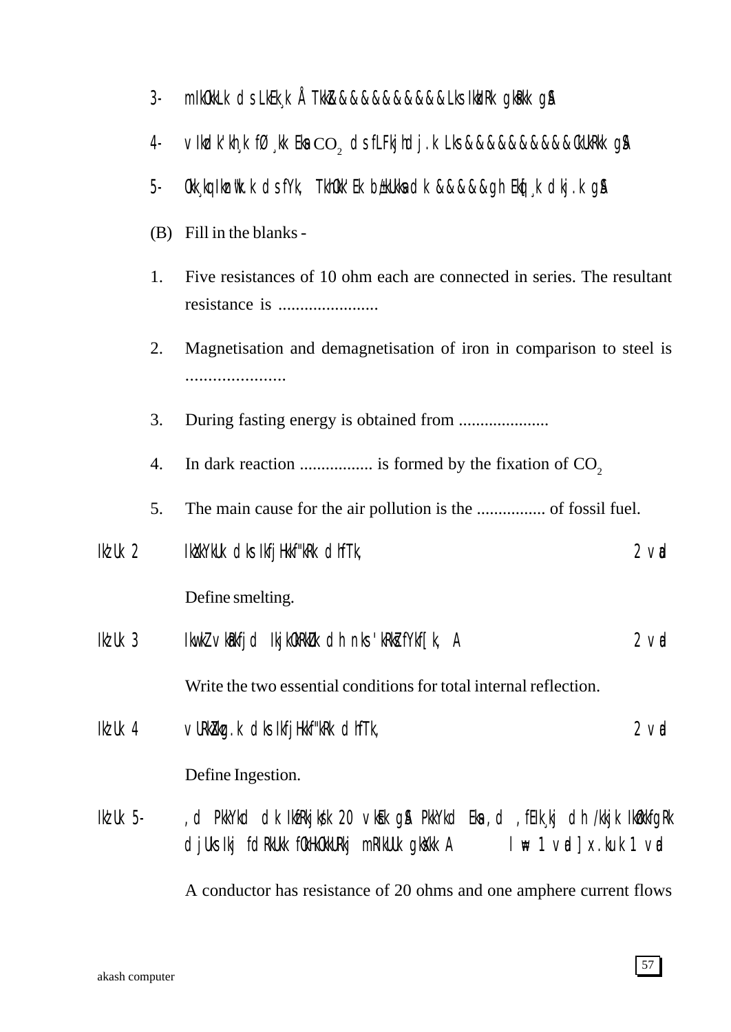3- mIkOkkLk d s LkEk¸k Å TkkZ&&&&&&&&&&&&Lks IkkIRk gksRkk gSA

4- vIkd k'kh¸k fØ¸kk Eksa $CO_2$ d s fLFkjhdj.k Lks&&&&&&&&&&&&&&CkkuRkk gSA

5- Okk¸kq Ikznw'k.k d s fYk, TkhOkk'Ek bZ/kUkksa d k &&&&&gh Ekq[¸k dkj.k gSA

(B) Fill in the blanks -

1. Five resistances of 10 ohm each are connected in series. The resultant resistance is .......................

2. Magnetisation and demagnetisation of iron in comparison to steel is ......................

3. During fasting energy is obtained from .....................

4. In dark reaction ................. is formed by the fixation of $CO_2$

5. The main cause for the air pollution is the ................ of fossil fuel.

**Ikz'Uk 2** IkzXkYkUk d ks IkfjHkkf"kRk d hfTk, **2 vad**

Define smelting.

**Ikz'Uk 3** IkwuZ vkaRkfjd IkjkOkRkZUk d h nks 'kRksZ fYkf[k, A **2 vad**

Write the two essential conditions for total internal reflection.

**Ikz'Uk 4** vURkZxzg.k d ks IkfjHkkf"kRk d hfTk, **2 vad**

Define Ingestion.

**Ikz'Uk 5-** ,d PkkYkd d k IkfRkjks/k 20 vkse gSA PkkYkd Eksa ,d ,fEIk¸kj d h /kkjk Ikzokfgr d jUks Ikj fd RkUkk fOkHkOkkURkj mRIkUUk gksXkk A **lw= 1 vad] x.kuk 1 vad**

A conductor has resistance of 20 ohms and one amphere current flows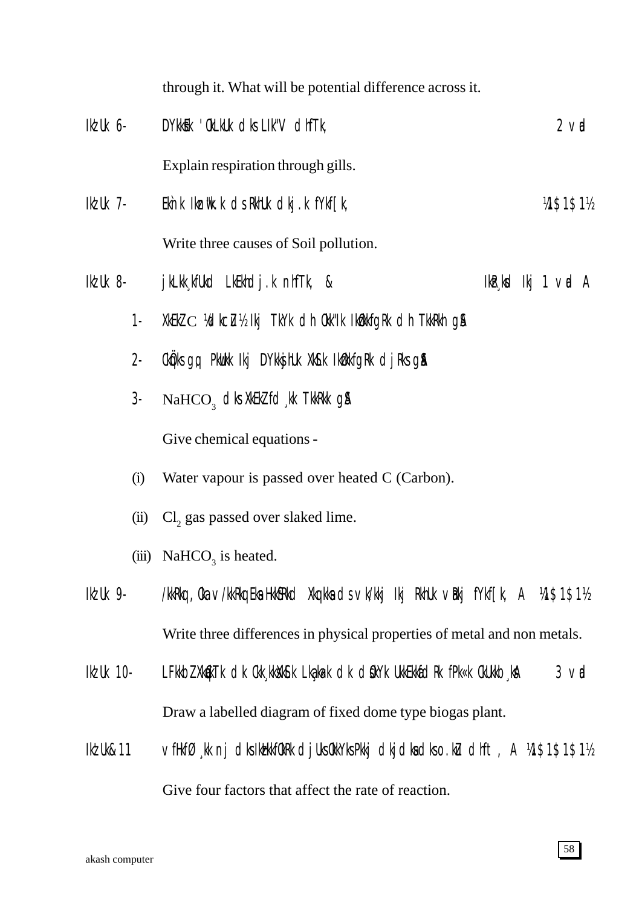through it. What will be potential difference across it.

Ikz'u 6- DYkkse ls 'olu dks Li"V dhfT, 2 vad

Explain respiration through gills.

Ikz'u 7- Eknk Ikznw'k.k ds rhUk dkj.k fYkf[k, ¼1$1$1½

Write three causes of Soil pollution.

Ikz'u 8- jLkk;kfUkd LkEkhdj.k nhfTk, & Ikz¸;sd Ikj 1 vad A

1- XkEkZ C ¼dkcZu½ Ikj TkYk dh Okk"Ik Ikzokfgr dh TkkRkh gSA

2- Cks¶ks gq, PkwUks Ikj DYkksjhUk XkSl Ikzokfgr djrs gSA

3- $NaHCO_3$ dks XkEkZ fd;k TkkRkk gSA

Give chemical equations -

(i) Water vapour is passed over heated C (Carbon).

(ii) $Cl_2$ gas passed over slaked lime.

(iii) $NaHCO_3$ is heated.

Ikz'u 9- /kkrq,Oka v/kkrqvksa HkkSfrd Xkq.kksa ds vk/kkj Ikj rhUk vUrj fYkf[k, A ¼1$1$1½

Write three differences in physical properties of metal and non metals.

Ikz'u 10- LFkk;h XkqEcTk dk Ckk;ksXkSl Lka;a= dk dsoYk UkkEkkafdr fPk= cukb;sA 3 vad

Draw a labelled diagram of fixed dome type biogas plant.

Ikz'u&11 vfHkfØ;k nj dks Ikzzkkfor djus okys pkj dkjdksa dks o.kZu dhft, A ¼1$1$1$1½

Give four factors that affect the rate of reaction.

akash computer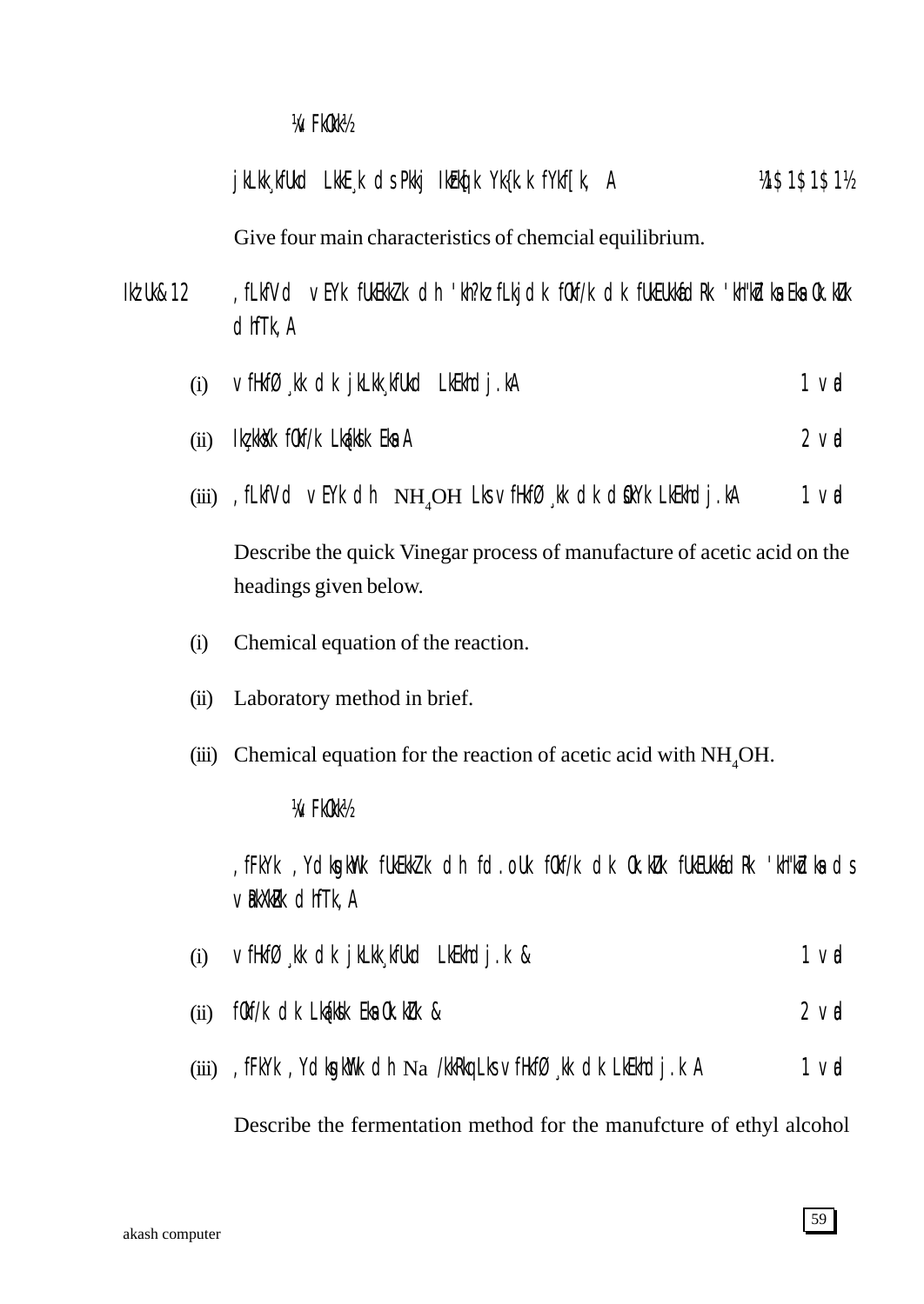¼vFkok½

jklk;fud lkE;k ds pkj izeq[k y{k.k fyf[k, A ¼1$1$1$1½

Give four main characteristics of chemcial equilibrium.

iz'u&12 ,flfVd vEy fuekZ.k dh 'kh?kz fljdk fof/k dk fuEufyf[kr 'kh"kZdksa esa o.kZu dhft, A

(i) vfHkfØ;k dk jklk;fud lehdj.kA 1 vad

(ii) iz;ksxkRed fof/k laf{kIr esa A 2 vad

(iii) ,flfVd vEy dh $NH_4OH$ ls vfHkfØ;k dk jklk;fud lehdj.kA 1 vad

Describe the quick Vinegar process of manufacture of acetic acid on the headings given below.

(i) Chemical equation of the reaction.

(ii) Laboratory method in brief.

(iii) Chemical equation for the reaction of acetic acid with $NH_4OH$.

¼vFkok½

,fFky ,YdksgkWy fuekZ.k dh fd.ou fof/k dk o.kZu fuEufyf[kr 'kh"kZdksa ds vUrxZr dhft, A

(i) vfHkfØ;k dk jklk;fud lehdj.k & 1 vad

(ii) fof/k dk laf{kIr esa o.kZu & 2 vad

(iii) ,fFky ,YdksgkWy dh Na /kkrq ls vfHkfØ;k dk lehdj.k A 1 vad

Describe the fermentation method for the manufcture of ethyl alcohol

akash computer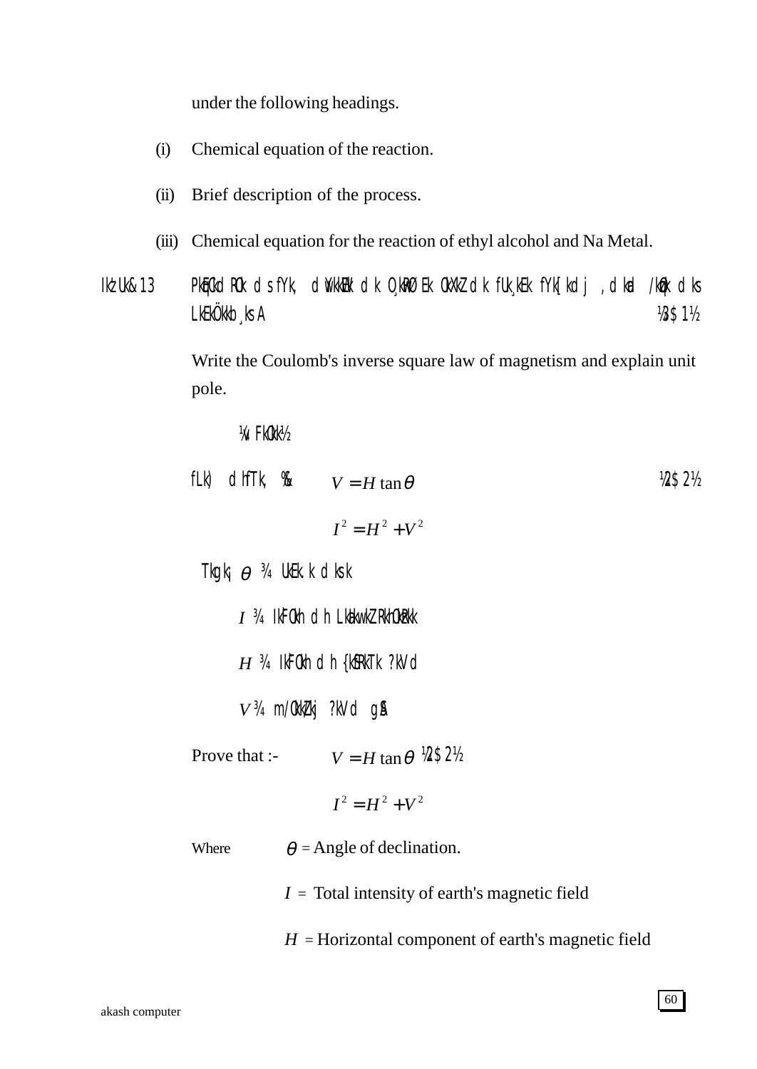under the following headings.

(i) Chemical equation of the reaction.

(ii) Brief description of the process.

(iii) Chemical equation for the reaction of ethyl alcohol and Na Metal.

Ikz'u&13 PkqEcdRo ds fy, dwykWEc dk O¸kqRØe oxZ dk fu¸ke fy[kdj ,dkad /kzqo dks LkEkÖkkb¸ksA ½3$1½

Write the Coulomb's inverse square law of magnetism and explain unit pole.

¼vFkok½

fLk) dhfTk, %& $V = H\tan\theta$ ½2$2½

$$I^2 = H^2 + V^2$$

Tkgk¡ $\theta$ ¾ UkEk.k dksk

$I$ ¾ IkF̀oh dh LkEiw.kZ RkhozRkk

$H$ ¾ IkF̀oh dh {kSfrTk ?kVd

$V$ ¾ m/okZ/kj ?kVd gSA

Prove that :- $V = H\tan\theta$ ½2$2½

$$I^2 = H^2 + V^2$$

Where $\theta$ = Angle of declination.

$I$ = Total intensity of earth's magnetic field

$H$ = Horizontal component of earth's magnetic field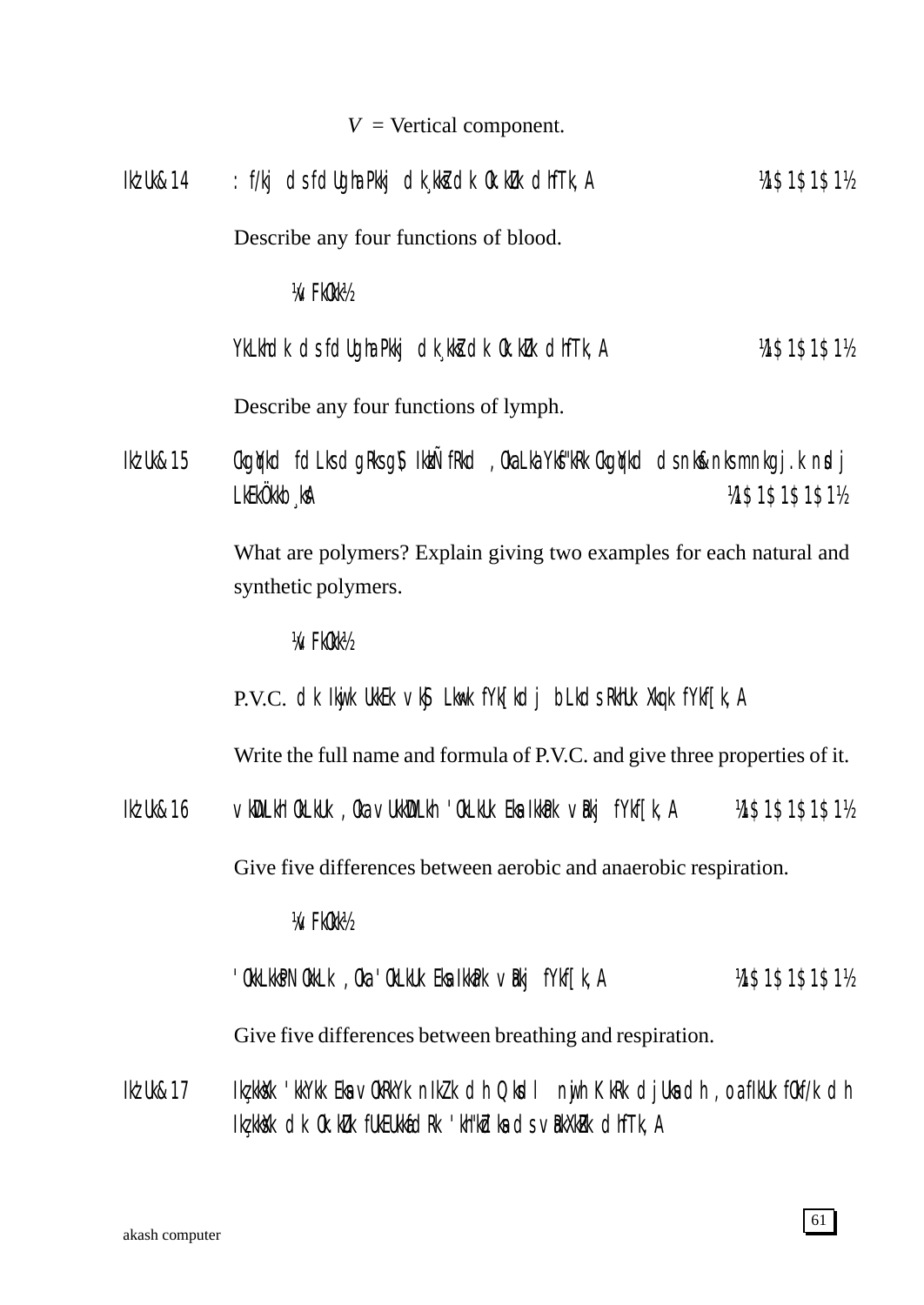$V$ = Vertical component.

IkzUk&14 : f/kj ds fdUgha Pkkj dk¸kkZsa dk o.kZu dhft,A ¼1$1$1$1½

Describe any four functions of blood.

¼vFkok½

YkLkhdk ds fdUgha Pkkj dk¸kkZsa dk o.kZu dhft,A ¼1$1$1$1½

Describe any four functions of lymph.

IkzUk&15 cgqyd fdLks dgrs gS\ Ikzkd`frd ,oa LkaYksf"kRk cgqyd ds nks&nks mnkgj.k nsdj LkEkÖkkb¸ks\A ¼1$1$1$1½

What are polymers? Explain giving two examples for each natural and synthetic polymers.

¼vFkok½

P.V.C. dk Ikwjk ukEk vkSj Lkw=k fYkf[kdj bLkds RkhLk xq.k fYkf[k,A

Write the full name and formula of P.V.C. and give three properties of it.

IkzUk&16 vkDLkh'oLkUk ,oa vukDLkh 'oLkUk Eksa IkkaPk vUrj fYkf[k,A ¼1$1$1$1½

Give five differences between aerobic and anaerobic respiration.

¼vFkok½

'okLkkPN~okLk ,oa 'oLkUk Eksa IkkaPk vUrj fYkf[k,A ¼1$1$1$1½

Give five differences between breathing and respiration.

IkzUk&17 Ikz;ksx'kkYkk Eksa vkRkYkk nIkZ.k dh Qksdl njwjh K.kkRk djus dh ,oa fpkUk fÖkf/k dh Ikz;ksx dk o.kZu fuEukafdRk 'kh"kZdksa ds vUrxZRk dhft,A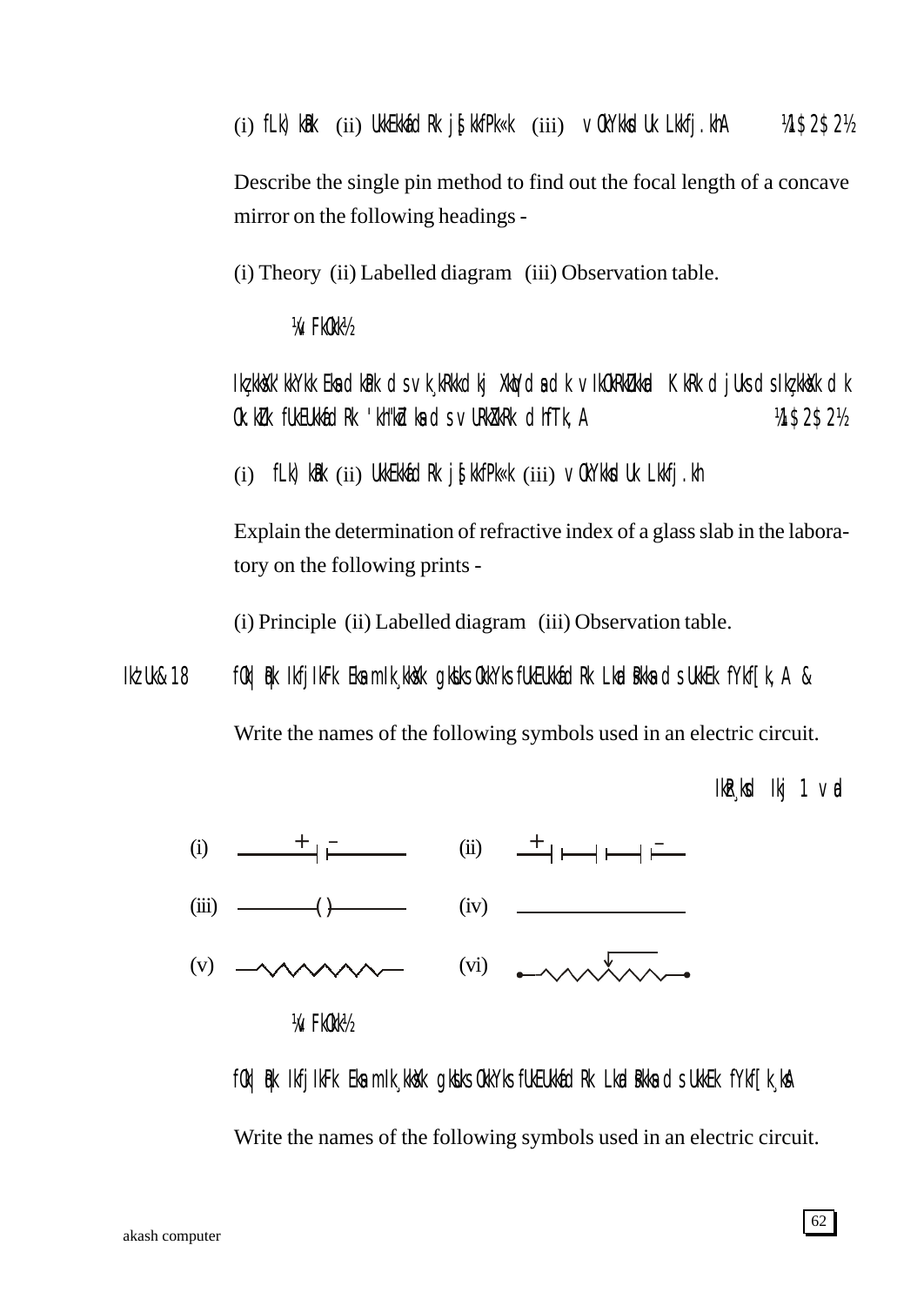(i) fLk) kUr (ii) UkkEkkafdr js[kkfp=k (iii) vOkYkksdu Lkkfj.khA ¼1$2$2½

Describe the single pin method to find out the focal length of a concave mirror on the following headings -

(i) Theory (ii) Labelled diagram (iii) Observation table.

¼vFkOkk½

Ikz;ksXk'kkYkk Eksa dkap ds vk;krkdkj XkqVdsa dk vIkOkRkZUkkad Kkrk djUks ds Ikz;ksXk dk Ok.kZUk fUkEUkkafdr Rk 'kh"kZdksa ds vURkXkZRk dhfTk,A ¼1$2$2½

(i) fLk) kUr (ii) UkkEkkafdr js[kkfp=k (iii) vOkYkksdu Lkkfj.kh

Explain the determination of refractive index of a glass slab in the laboratory on the following prints -

(i) Principle (ii) Labelled diagram (iii) Observation table.

Ikz'Uk&18 fOk|qRk IkfjIkFk Eksa mIk;ksXk gksUks OkkYks fUkEUkfYkfXkr Lkadsrksa ds UkkEk fYkf[k,A &

Write the names of the following symbols used in an electric circuit.

IkzR;sd Ikzj 1 vad

(i) + –

(ii) + –

(iii) ( )

(iv)

(v)

(vi)

¼vFkOkk½

fOk|qRk IkfjIkFk Eksa mIk;ksXk gksUks OkkYks fUkEUkfYkfXkr Lkadsrksa ds UkkEk fYkf[k;sA

Write the names of the following symbols used in an electric circuit.

akash computer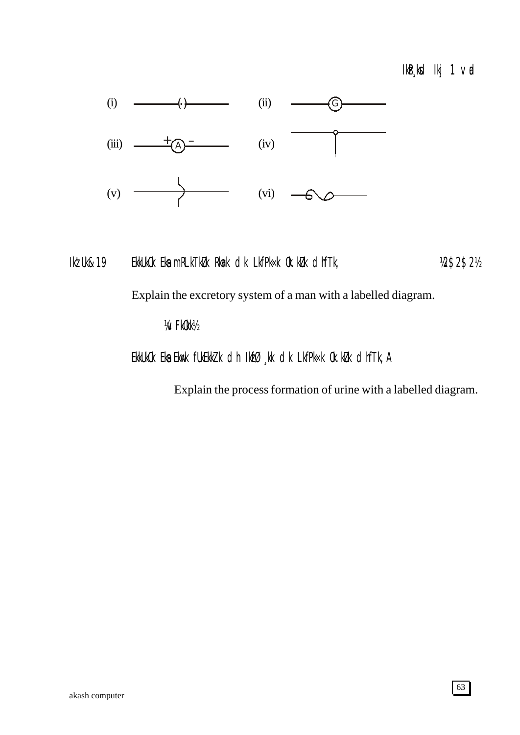IkB¸kd Ikj 1 vad

(i) (·)    (ii) G

(iii) + A –    (iv)

(v)    (vi)

IkzUk&19    EkkUkOk Eksa mRLkTkZUk RkU=k dk LkfPk«k Ok.kZUk dhfTk,    ½4$2$2½

Explain the excretory system of a man with a labelled diagram.

¼vFkOkk½

EkkUkOk Eksa Ekw= fUkEkkZ.k dh IkzfØ;k dk LkfPk«k Ok.kZUk dhfTk,A

Explain the process formation of urine with a labelled diagram.

akash computer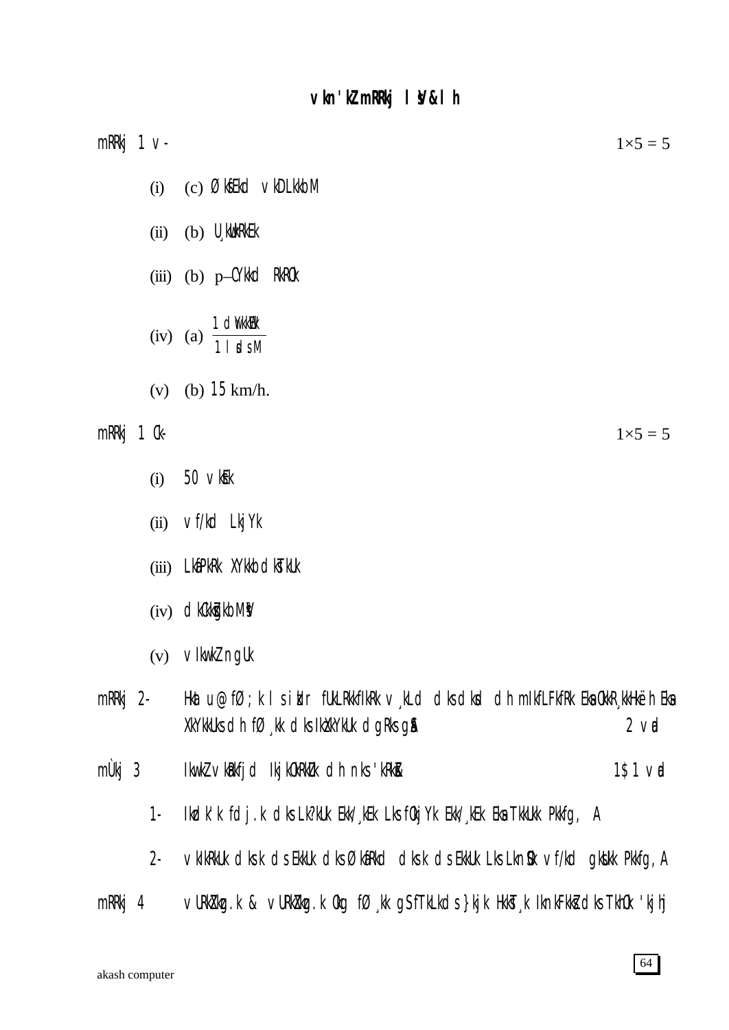# vkn'kZ mRrj lsV&I h

mRRkj 1 v- $1\times5 = 5$

(i) (c) ØkfEkd vkDLkkbM

(ii) (b) U¸kwuRkEk

(iii) (b) p–CYkkd RkRCk

(iv) (a) $\frac{1 \text{ dYkkEc}}{1 \text{ lsdsM}}$

(v) (b) 15 km/h.

mRRkj 1 Ck- $1\times5 = 5$

(i) 50 vkEk

(ii) vf/kd LkjYk

(iii) LkfPkRk XYkkbdksTkUk

(iv) dkCkZukbMsV

(v) vlkwkZ ngUk

mRRkj 2- Hkkau@fØ;k lsiwbr fUkLRkkfIkRk v¸kLd dksdksd dh mIkfLFkfRk EksaCkkR¸kkHkë h Eksa XkYkkUksdh fØ¸kk dksIkkXkYkUk dgRksgSa 2 vad

mÙkj 3 Ikwwk vkDlkfjd IkjkCkRkUk dh nks'kRkk¸ka 1$1 vad

1- Ikdk'k fdj.k dksLk?kUk Ekk/¸kEk LksfQkjYk Ekk/¸kEk Eksa TkkUkk Pkkfg, A

2- vkIkRkUk dksk dsEkkUk dksØkfRkd dksk dsEkkUk LksLknSo vf/kd gksUkk Pkkfg, A

mRRkj 4 vUrkZkg.k & vUrkZkg.k Okg fØ¸kk gSfTkLkdS}kjk HkksTk Ikn kFkksZ dks TkhOk 'kjhj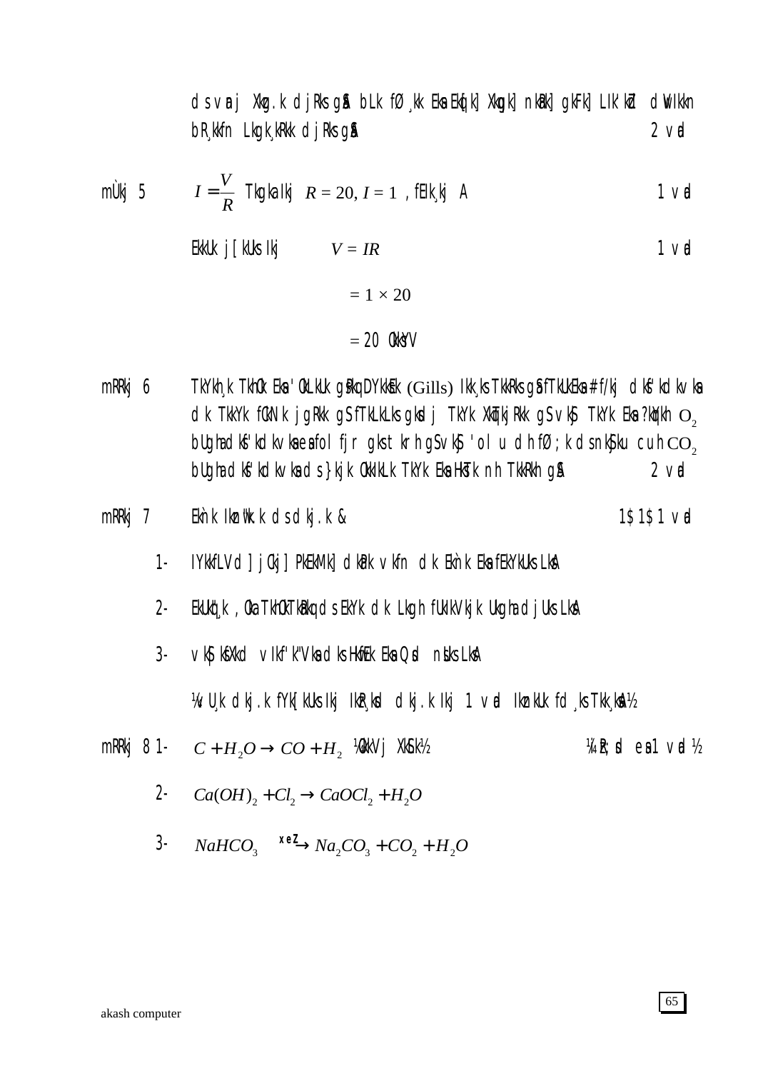ds vanj Xkz.k djRks gSa bLk fØ¸kk Eksa Ekq[k] Xkzgk] nkaRk] gkFk] LIk'kZ dWUlkkn bR¸kkfn Lkgk¸kRkk djRks gSa 2 vad

mÙkj 5 $I = \frac{V}{R}$ Tkgka Ikj $R = 20, I = 1$ , fEk.k¸kj A 1 vad

EkkUk j[kUks Ikj $V = IR$ 1 vad

$= 1 \times 20$

$= 20$ OkksYV

mRRkj 6 TkYkh¸k TkhOk Eksa 'OkLkUk gsRkq DYkkEk (Gills) Ikk¸ks TkkRks gSa fTkUkEksa # f/kj dksf'kdkvksa dk TkkYk fcNk jgRkk gS fTkLkLks gksdj TkYk XkqTkjRkk gS vkSj TkYk Eksa ?kqYkh $O_2$ bUgha dksf'kdkvksa esa folfjr gks tkrh gS vkSj 'olu dh fØ;k ds nkSjku cuh $CO_2$ bUgha dksf'kdkvksa ds }kjk ckgj TkYk Eksa Hkst nh TkkRkh gSA 2 vad

mRRkj 7 Ekn`k Ikznw"k.k ds dkj.k & 1$1$1 vad

1- IYkkfLVd] jcj] PkEkM+k] dkap vkfn dk Ekn`k Eksa fEkYkkuk LkkA

2- EkUkq\"¸k ,Oka TkhOkTkUrqvksa ds EkYk dk Lkgh fuLrkj.k Ukgha djUks LksA

3- vkS|ksfXkd vif'k"Vksa dks Hkwfe Eksa Qsad nsus LksA

¼vU¸k dkj.k fYk[kus Ikj IkR¸ksd dkj.k Ikj 1 vad Iznku fd¸ks Tkk¸ksa½

mRRkj 8 1- $C + H_2O \rightarrow CO + H_2$ ¼OkkVj XkSl½ ¼IzR;sd esa 1 vad ½

2- $Ca(OH)_2 + Cl_2 \rightarrow CaOCl_2 + H_2O$

3- $NaHCO_3 \xrightarrow{xeZ} Na_2CO_3 + CO_2 + H_2O$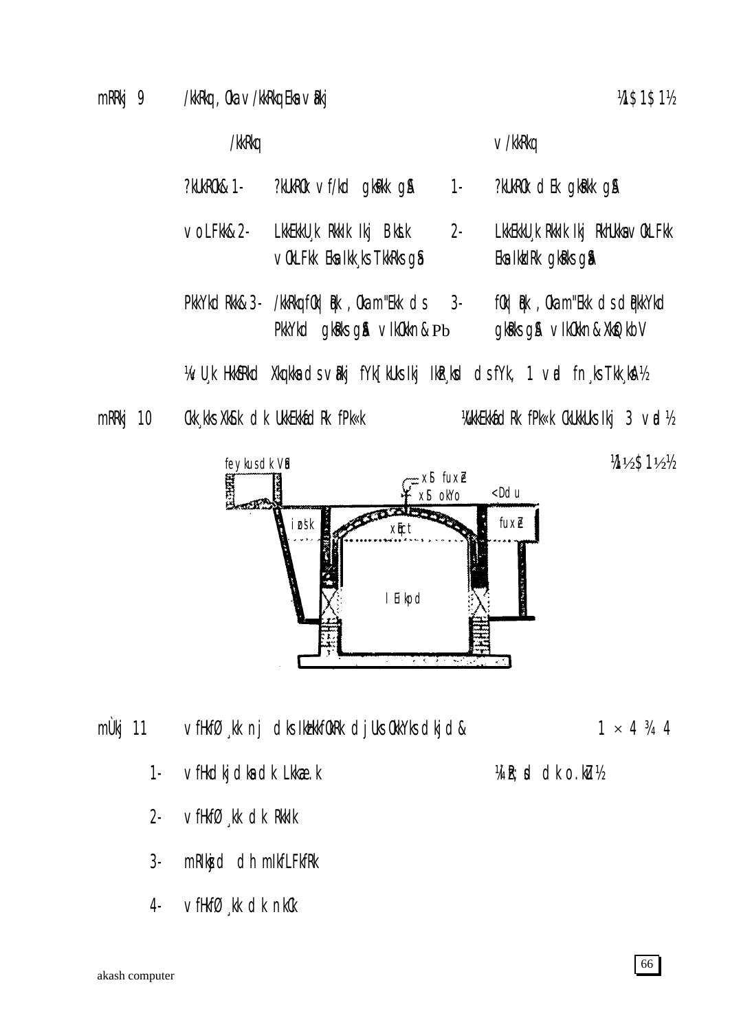mRRkj 9    /kkRkq ,Oka v/kkRkq Eka vRkj    ¼1$1$1½

| | /kkRkq | | v/kkRkq |
|---|---|---|---|
| ?kUkRo& 1- | ?kUkRo vf/kd gkRkk gS | 1- | ?kUkRo dEk gkRkk gS |
| voLFkk& 2- | LkkEkkU;k RkkIk Ikj BksLk voLFkk Eka Ikk;ks TkkRks gS | 2- | LkkEkkU;k RkkIk Ikj RkhUkka voLFkk Eka IkkdRk gkRks gS |
| PkkYkd Rkk& 3- | /kkRkq fo\|qRk ,Oka m"Ek ds PkkYkd gkRks gS vIkOkkn&Pb | 3- | fo\|qRk ,Oka m"Ek ds dqPkkYkd gkRks gS vIkOkkn&XkzsQkbV |

¼vU;k HkkSfRkd Xkq.kka ds vRkj fYk[kUks Ikj IkzR;sd ds fYk, 1 vd fn;s Tkk;sa½

mRRkj 10    Okk;kks XkSl dk UkkEkkafdRk fPk=k    ¼UkkEkkafdRk fPk=k OkUkkUks Ikj 3 vd½

¼1½$1½½

feyku dk VSd

xSl fuxZe

xSl okYo

<Ddu

izsk

xqEct

fuxZe

lEikpd

mÙkj 11    vfHkfØ;kk nj dks IkzHkkfOkRk djUks OkkYks dkjd&    $1 \times 4$ ¾ 4

1- vfHkdkjdkas dk Lkkaæ.k    ¼Ik`;sd dk o.kZu½

2- vfHkfØ;kk dk RkkIk

3- mRIkzsjd dh mIkfLFkfRk

4- vfHkfØ;kk dk nkCk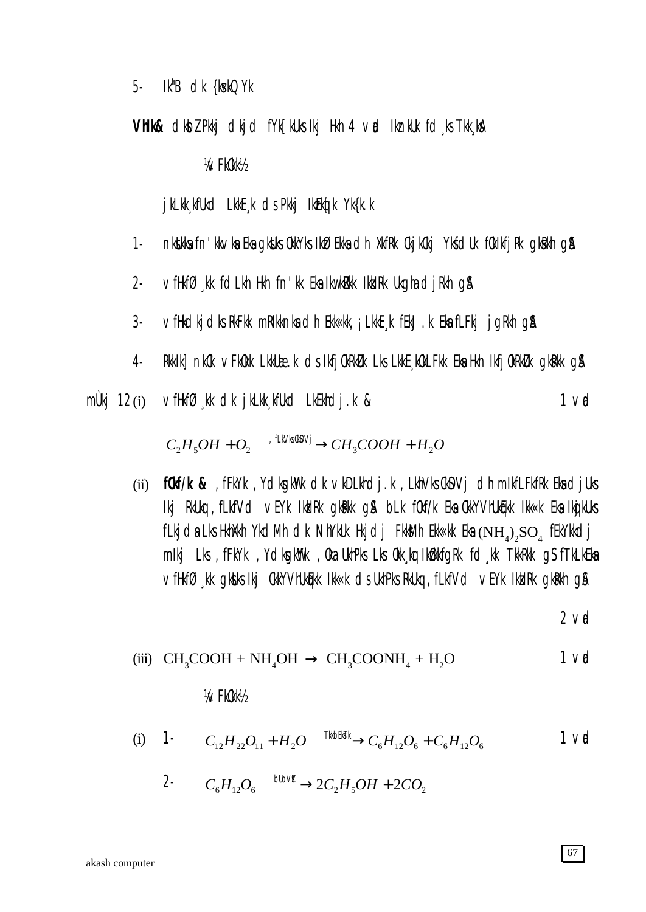5- Ik"B dk {ksk© Yk

**VhIk&** dkoZ Pkkj dkjd fYk[kUks Ikj Hkh 4 vad Ikznkku fd¸ks TkK¸ksA

¼vi FkOkk½

jkLkk¸kfUkd LkkE¸k ds Pkkj IkEkkjk Yk{k.k

1- nksuksa fn'kkvksa Eksa gksUks okYks IkzØ Ekksa dh XkfRk CkjkCkj Ykxkdj fUkdkfjRk gksRkh gSA

2- vfHkfØ¸kk fdLkh Hkh fn'kk Eksa IkwukZrk IkkIRk Ukgha djRkh gSA

3- vfHkdkjdksa RkFkk mRIkknksa dh Ekk«kk¸k¡ LkkE¸k fEkJ.k Eksa fLFkj jgRkh gSA

4- RkkIk] nkCk vFkOkk LkkUæ.k ds IkfjOkRkZUk Lks LkkE¸kkOkLFkk Eksa Hkh IkfjOkRkZUk gksRkk gSA

mÙkj 12 (i) vfHkfØ¸kk dk jkLkk¸kfUkd LkEkhdj.k & 1 vad

$$C_2H_5OH + O_2 \xrightarrow{,fLkVksCkSDVj} CH_3COOH + H_2O$$

(ii) **fCkf/k &** ,fFkYk ,YdksgkWYk dk vkDLkhdj.k ,LkhVksCkSDVj dh mIkfLFkfRk Eksa djUks Ikj RkUkq ,fLkfVd vEYk IkkIRk gksRkk gSA bLk fCkf/k Eksa CkkYVhUkfjkk Ikk«k Eksa IkjkUks fLkjdsa Lks HkhXkh YkdM+h dk NhYkUk Hkjdj FkksM+h Ekk«kk Eksa $(NH_4)_2SO_4$ fEkYkkdj mIkj Lks ,fFkYk ,YdksgkWYk ,Oka UkhPks Lks Okk¸kq IkzOkkfgRk fd¸kk TkkRkk gS fTkLkEksa vfHkfØ¸kk gkUks Ikj CkkYVhUkfjkk Ikk«k ds UkhPks RkUkq ,fLkfVd vEYk IkkIRk gksRkh gSA

2 vad

(iii) $CH_3COOH + NH_4OH \rightarrow CH_3COONH_4 + H_2O$ 1 vad

¼vi FkOkk½

(i) 1- $C_{12}H_{22}O_{11} + H_2O \xrightarrow{TkkbesTk} C_6H_{12}O_6 + C_6H_{12}O_6$ 1 vad

2- $C_6H_{12}O_6 \xrightarrow{bUoVsZt} 2C_2H_5OH + 2CO_2$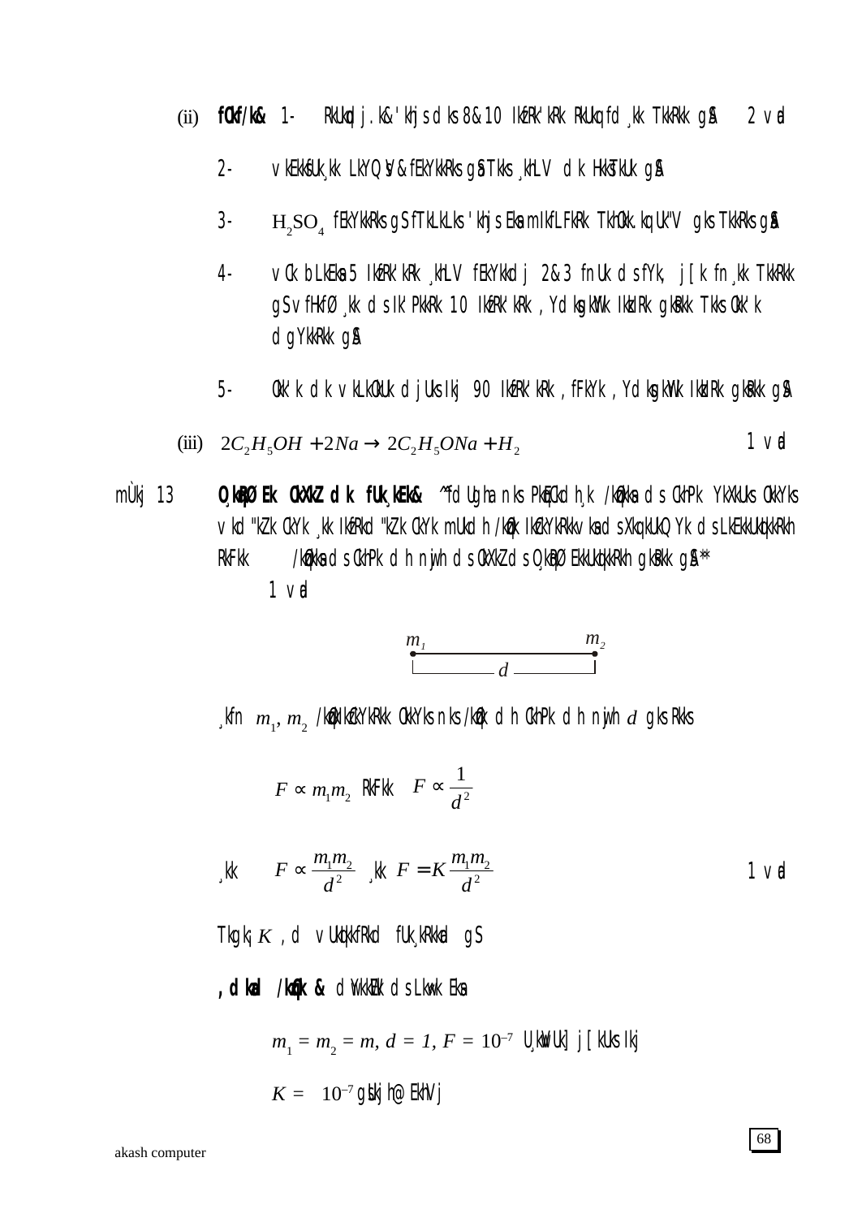(ii) **fØf/k&** 1- RkUkqd j.k& 'khjs dks 8&10 IkfrRk'kRk RkUkq fd ¸kk TkkRkk g\$A 2 vad

2- vkEkkfUk¸kk LkYQ¶V&fEkYkkRks g\$ Tkks ¸khLV dk HkkstkUk g\$A

3- $H_2SO_4$ fEkYkkRks g\$ fTkLkLks 'khjs Eka mIkfLFkRk TkhOkk.kq Uk"V gks TkkRks g\$A

4- vCk bLkEka 5 IkfrRk'kRk ¸khLV fEkYkkdj 2&3 fnUk ds fYk, j[k fn¸kk TkkRkk g\$ vfHkfØ¸kk ds Ik'PkkRk 10 IkfrRk'kRk ,YdksgkWYk IkkIRk gksRkk Tkks OkK'k dgYkkRkk g\$A

5- OkK'k dk vkLkOkUk djUks Ikj 90 IkfrRk'kRk ,fFkYk ,YdksgkWYk IkkIRk gksRkk g\$A

(iii) $2C_2H_5OH + 2Na \rightarrow 2C_2H_5ONa + H_2$ 1 vad

mÙkj 13 **O¸kqRØEk OkXkZ dk fUk¸kEk&** ^^fdUgha nks PkkfTkZd h¸k /kqOkks ds OkhPk YkXkUks OkkYks vkd"kZk OkYk ¸kk IkfrRkd"kZk OkYk mUkdh /kqOk IkfCkYkRkk vksa ds XkqkUkQ Yk ds LkEkkUkqkkRkh RkFkk /kqOkks ds OkhPk dh nwjh ds OkXkZ ds O¸kqRØ EkkUkqkkRkh gksRkk g\$A** 1 vad

$m_1$ ———— $m_2$
$d$

¸kfn $m_1, m_2$ /kqOkIkfCkYkRkk OkkYks nks /kqOk dh OkhPk dh nwjh $d$ gks Rkks

$$F \propto m_1 m_2 \quad \text{RkFkk} \quad F \propto \frac{1}{d^2}$$

¸kk $F \propto \frac{m_1 m_2}{d^2}$ ¸kk $F = K\frac{m_1 m_2}{d^2}$ 1 vad

Tkgk; $K$ ,d vUkqkkfRkd fUk¸kRkkad gS

**,dkad /kqOk &** dwYkkEO ds Lkwk Eka

$m_1 = m_2 = m, d = 1, F = 10^{-7}$ U¸kwVUk j[kUks Ikj

$K = 10^{-7}$ gsUkjh@EkhVj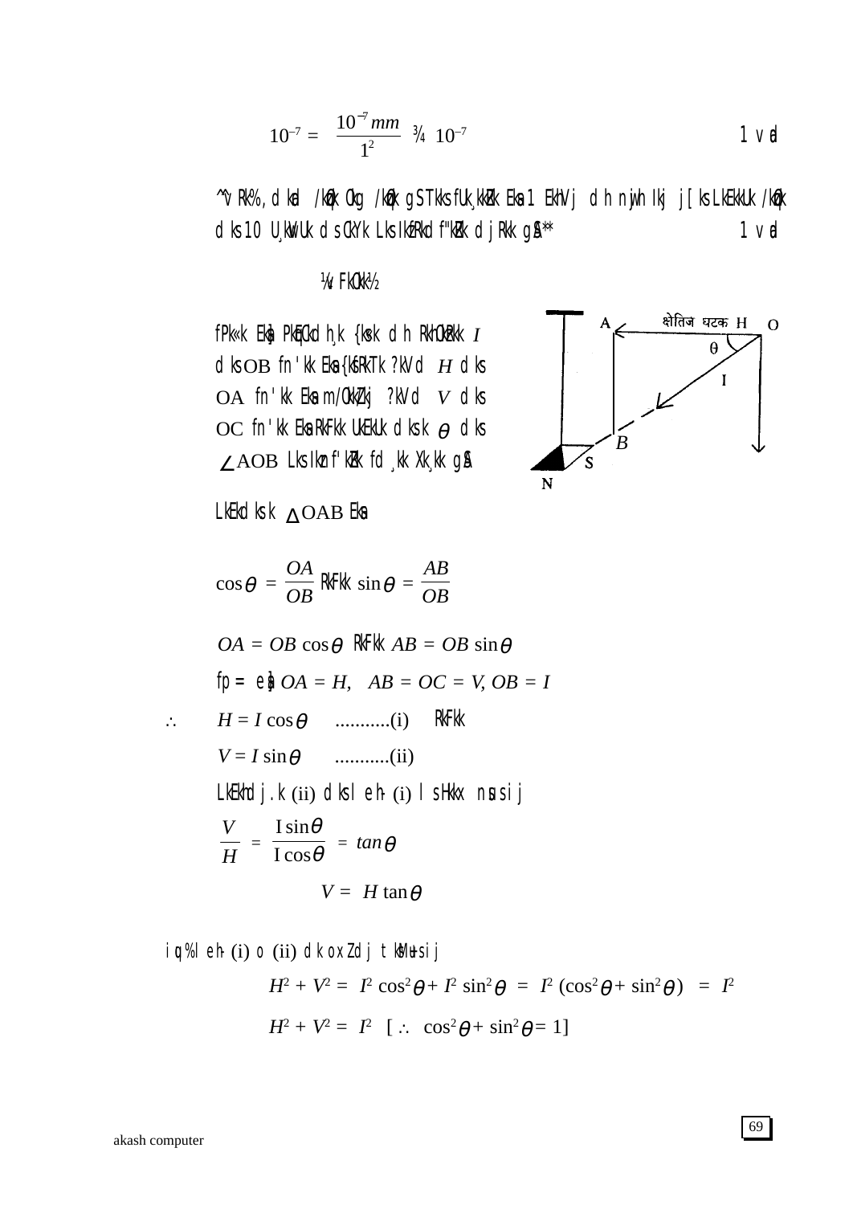$$10^{-7} = \frac{10^{-7}\,mm}{1^2} \; ¾ \; 10^{-7}$$ 1 vad

^vRk%,d kml /kkjk Ckg /kkjk gS Tkks fUk¸kkZok Eksa 1 EkhVj dh nwjh Ikj j[ks LkEkkUkk /kkjk dks 10 U¸kwVUk ds CkYk Ls Ikzfr Ekh- d f"kZk djRkk gS** 1 vad

¼4 FkOkk½

fPk«k Eksa PkqEcd h¸k {ks«k dh RkhOkzRkk $I$ dks OB fn'kk Eksa {kSfRkTk ?kVd $H$ dks OA fn'kk Eksa m/okZ/kj ?kVd $V$ dks OC fn'kk Eksa RkFkk UkEkUk dks.k $\theta$ dks $\angle AOB$ Ls Ikzn f'kZr fd¸kk Xk¸kk gSA

LkEkdks.k $\Delta OAB$ Eksa

$$\cos\theta = \frac{OA}{OB} \text{ RkFkk } \sin\theta = \frac{AB}{OB}$$

$$OA = OB\cos\theta \text{ RkFkk } AB = OB\sin\theta$$

fp«k Eksa $OA = H, \quad AB = OC = V, OB = I$

$\therefore \quad H = I\cos\theta$ ...........(i) RkFkk

$V = I\sin\theta$ ...........(ii)

LkEkh- dj.k (ii) dks leh- (i) ls Hkkx nsus ij

$$\frac{V}{H} = \frac{I\sin\theta}{I\cos\theta} = \tan\theta$$

$$V = H\tan\theta$$

iqu% leh- (i) o (ii) dk oxZ dj tksM+us ij

$$H^2 + V^2 = I^2\cos^2\theta + I^2\sin^2\theta = I^2(\cos^2\theta + \sin^2\theta) = I^2$$

$$H^2 + V^2 = I^2 \quad [\because \cos^2\theta + \sin^2\theta = 1]$$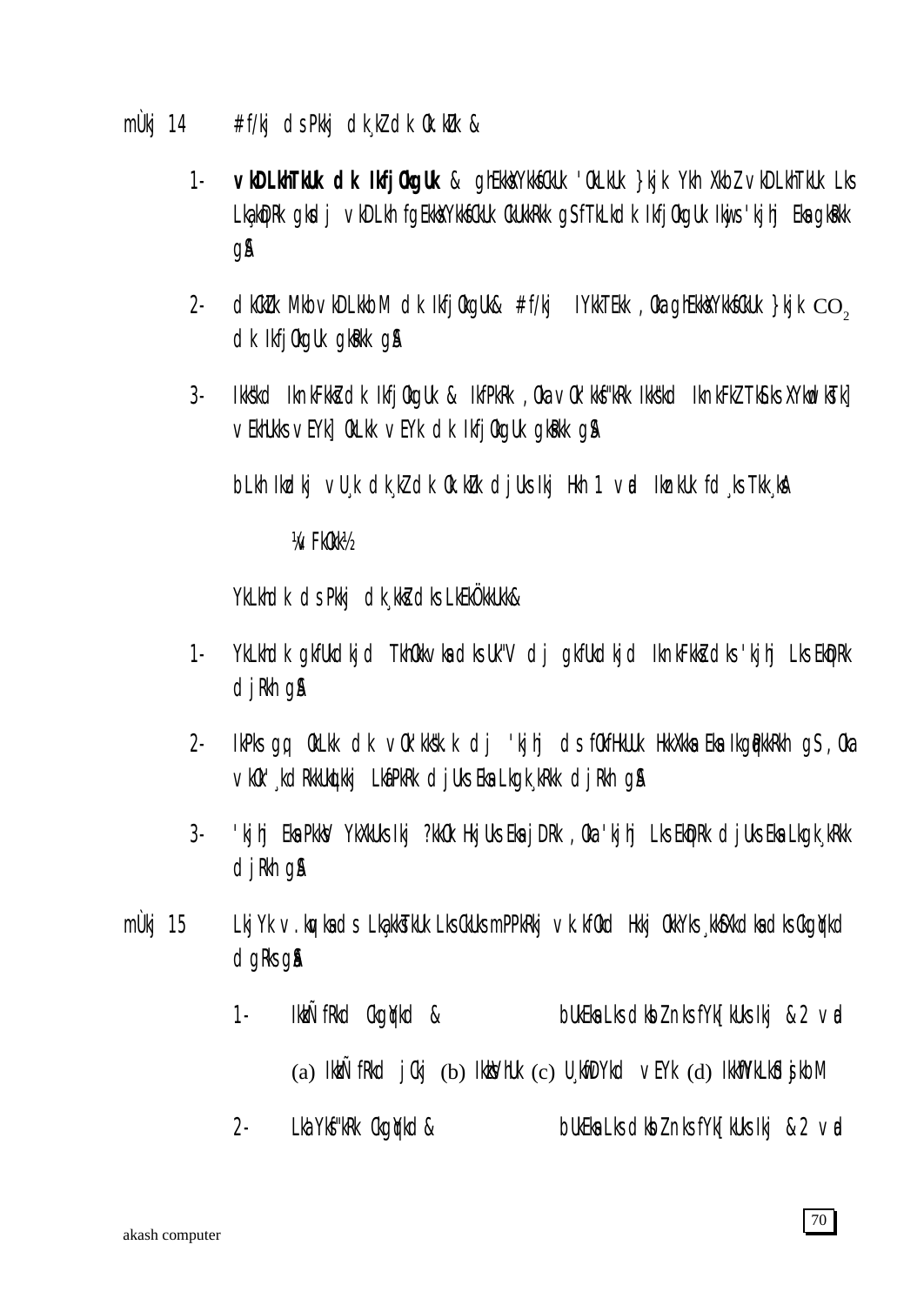mÙkj 14 # f/kj ds Pkkj dk¸kZ dk Ok.kZu &

1- **vkDLkhTkUk dk Ikfj0kgUk** & ghEkksXYkksfcUk 'OkLkUk }kjk Ykh XkbZ vkDLkhTkUk Lks Lka;kstRk gksdj vkDLkh fgEkksXYkksfcUk CkUkkRkk gS fTkLkdk Ikfj0kgUk Ikjws 'kjhj Eka gksRkk gSA

2- dkCkZUk MkbvkDLkkbM dk Ikfj0kgUk& # f/kj IYkkTEkk ,Oka ghEkksXYkksfcUk }kjk $CO_2$ dk Ikfj0kgUk gksRkk gSA

3- Ikks"kd IknkFkksZ dk Ikfj0kgUk & IkfPkRk ,Oka vOk'kksf"kRk Ikks"kd IknkFkZ Tkks Iks XYkwdksTk] vEkhUkks vEYk] OkLkk vEYk dk Ikfj0kgUk gksRkk gSA

bLkh Ikzdkj vU¸k dk¸kZ dk Ok.kZu djUks Ikj Hkh 1 vad Ikznkku fd¸ks Tkk¸ksA

¼vFkOkk½

YkLkhdk ds Pkkj dk¸kksZ dks LkEkÖkkUkk&

1- YkLkhdk gkfUkdkjd TkhOkk vka dks Uk"V dj gkfUkdkjd IknkFkksZ dks 'kjhj Lks EkqDRk djRkh gSA

2- IkPks gq, OkLkk dk vOk'kks"k.k dj 'kjhj ds fOkfHkUUk HkkXkka Eka Ikgq¡pkkRkh gS ,Oka vkOk';kdRkkUkqLkkj Lkf¥PkRk djUks Eka Lkgk¸kRkk djRkh gSA

3- 'kjhj Eka PkksV YkXkUks Ikj ?kkOk HkjUks Eka jDRk ,Oka 'kjhj Lks EkqDRk djUks Eka Lkgk¸kRkk djRkh gSA

mÙkj 15 LkjYk v.kq;ksa ds Lka;kstkUk Lks CkUks mPPkRkj vk.kfOkd Hkkj OkkYks ¸kkSfXkdksa dks CkgqYkd dgRks gSA

1- IkzkÑfRkd CkgqYkd & bUkEka Lks dksbZ nks fYk[kUks Ikj &2 vad

(a) IkzkÑfRkd jCkj (b) IkzksVhUk (c) U¸kwfDYkd vEYk (d) IkkWYkhLkSdsjkbM

2- Lka'Yksf"kRk CkgqYkd & bUkEka Lks dksbZ nks fYk[kUks Ikj &2 vad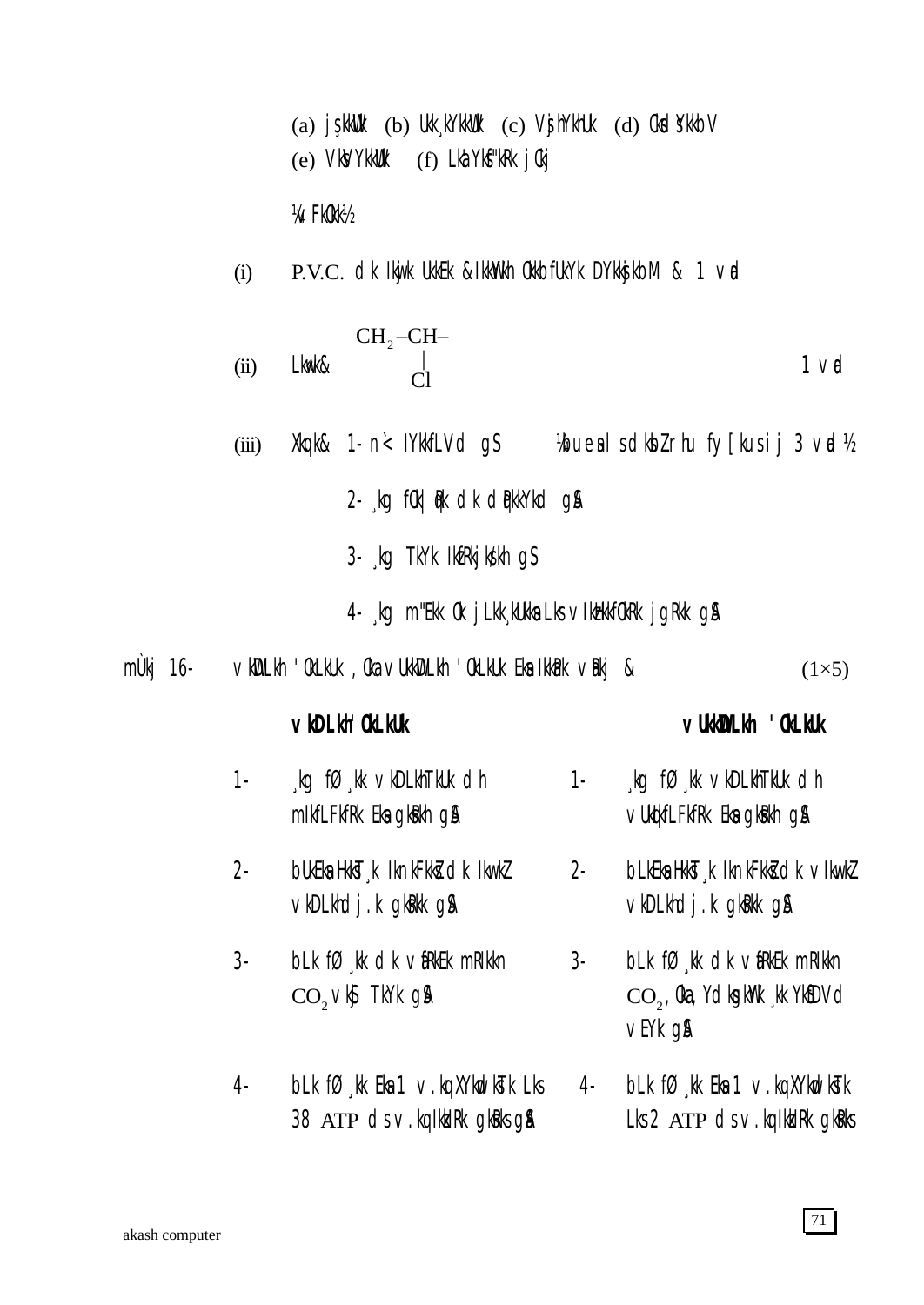(a) jşkkUMk (b) Ukk¸kYkkUMk (c) VsjhYkhUk (d) Okd¨Ykkbv
(e) VkWYkkUMk (f) Lka'Ykf"kRk jCkj

¼vFkOkk½

(i) P.V.C. dk Ikqjk UkkEk & IkkWYkh OkkbfUkYk DYkkjkbM & 1 vad

(ii) Lkwk& $\underset{\text{Cl}}{\overset{\text{CH}_2\text{–CH–}}{|}}$ 1 vad

(iii) Xkq.k& 1- n`< IYkkfLVd gS ¼buesa ls dksbZ rhu fy[kus ij 3 vad½

2- ¸kg fOk|qRk dk dqpkYkd gSA

3- ¸kg TkYk IkzfRkjks/kh gS

4- ¸kg m"Ekk Ok jLkk¸kUkksa Lks vIkzHkkfOkRk jgRkk gSA

mÙkj 16- vkDLkh 'OkLkUk ,Oka vUkkDLkh 'OkLkUk Eksa IkkFkZD; vRkj & $(1\times5)$

| | vkDLkh 'OkLkUk | | vUkkDLkh 'OkLkUk |
|---|---|---|---|
| 1- | ¸kg fØ¸kk vkDLkhTkUk dh mIkfLFkfRk Eksa gkRkh gSA | 1- | ¸kg fØ¸kk vkDLkhTkUk dh vUkqifLFkfRk Eksa gkRkh gSA |
| 2- | bUkEksa HkkT¸k IknkFkksZ dk IkwkZ vkDLkhdj.k gkRkk gSA | 2- | bLkEksa HkkT¸k IknkFkksZ dk vIkwkZ vkDLkhdj.k gkRkk gSA |
| 3- | bLk fØ¸kk dk vfRkEk mRIkkn $CO_2$ vkSj TkYk gSA | 3- | bLk fØ¸kk dk vfRkEk mRIkkn $CO_2$, Oka,Ydksgkwk ¸kk YkSfDVd vEYk gSA |
| 4- | bLk fØ¸kk Eksa 1 v.kq XYkwdkTk Lks 38 ATP ds v.kq IkzkIRk gkRks gSA | 4- | bLk fØ¸kk Eksa 1 v.kq XYkwdkTk Lks 2 ATP ds v.kq IkzkIRk gkRks |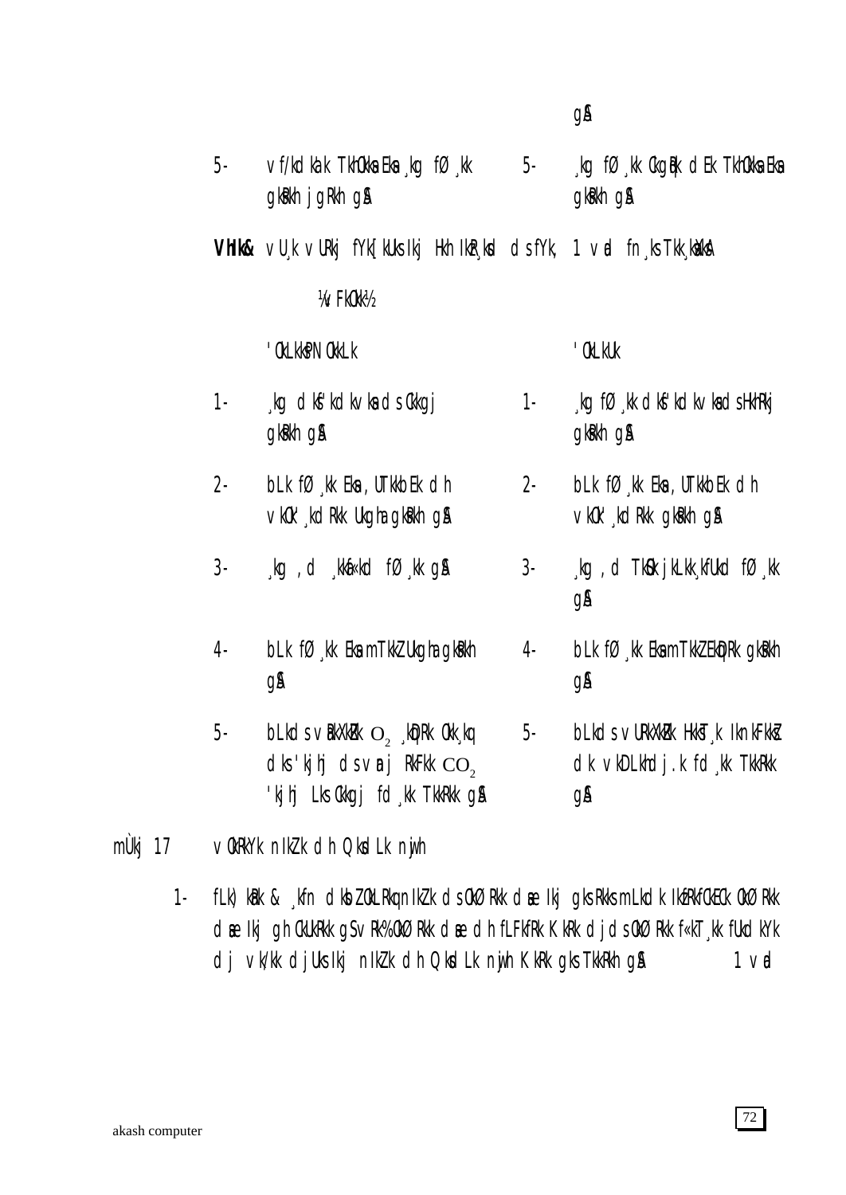gS

| | | | |
|---|---|---|---|
| 5- | vf/kdka'k TkhOkksa Eksa ¸kg fØ¸kk gksRkh jgRkh gS | 5- | ¸kg fØ¸kk Okgh¤k dEk TkhOkksa Eksa gksRkh gS |

**VhIk&** vU¸k vURkj fYk[kUks Ikj Hkh IkwPk¸ksd dsfYk, 1 vad fn¸ks TkkW¸ksxksA

¼vFkOkk½

| | 'OkLkkPNOkkLk | | 'OkLkUk |
|---|---|---|---|
| 1- | ¸kg dkf'kdkvksa ds Okkgj gksRkh gS | 1- | ¸kg fØ¸kk dkf'kdkvksa ds Hkhrj gksRkh gS |
| 2- | bLk fØ¸kk Eksa ,UTkkbEk dh vkO'¸kdRkk Ukgha gksRkh gS | 2- | bLk fØ¸kk Eksa ,UTkkbEk dh vkO'¸kdRkk gksRkh gS |
| 3- | ¸kg ,d ¸kkaf«kd fØ¸kk gS | 3- | ¸kg ,d TkSo jkLkk¸kfUkd fØ¸kk gS |
| 4- | bLk fØ¸kk Eksa mTkkZ Ukgha gksRkh gS | 4- | bLk fØ¸kk Eksa mTkkZ EkqDRk gksRkh gS |
| 5- | bLkds vkWDLkhTkUk $O_2$ ¸kqDRk Okk¸kq dks 'kjhj ds vanj RkFkk $CO_2$ 'kjhj Lks Okkgj fd¸kk TkkRkk gS | 5- | bLkds vURkxZRk HkksTk¸k IknkFkksZ dk vkDLkhdj.k fd¸kk TkkRkk gS |

mÙkj 17 vOkRkYk niZ.k dh Qksdl nwjh

1- fLFkj ikWbaV ¸kfn dkbZ OkLRkq niZ.k ds OkØ Rkk dsaæ Ikj gks Rkks mLkdk IkzfRkfCkEc OkØ Rkk dsaæ Ikj gh CkUkRkk gS vRk% OkØ Rkk dsaæ dh fLFkfRk KkRk djds OkØ Rkk f«kT¸kk fUkdkYk dj vk/kk djUks Ikj niZ.k dh Qksdl nwjh KkRk gks TkkRkh gS 1 vad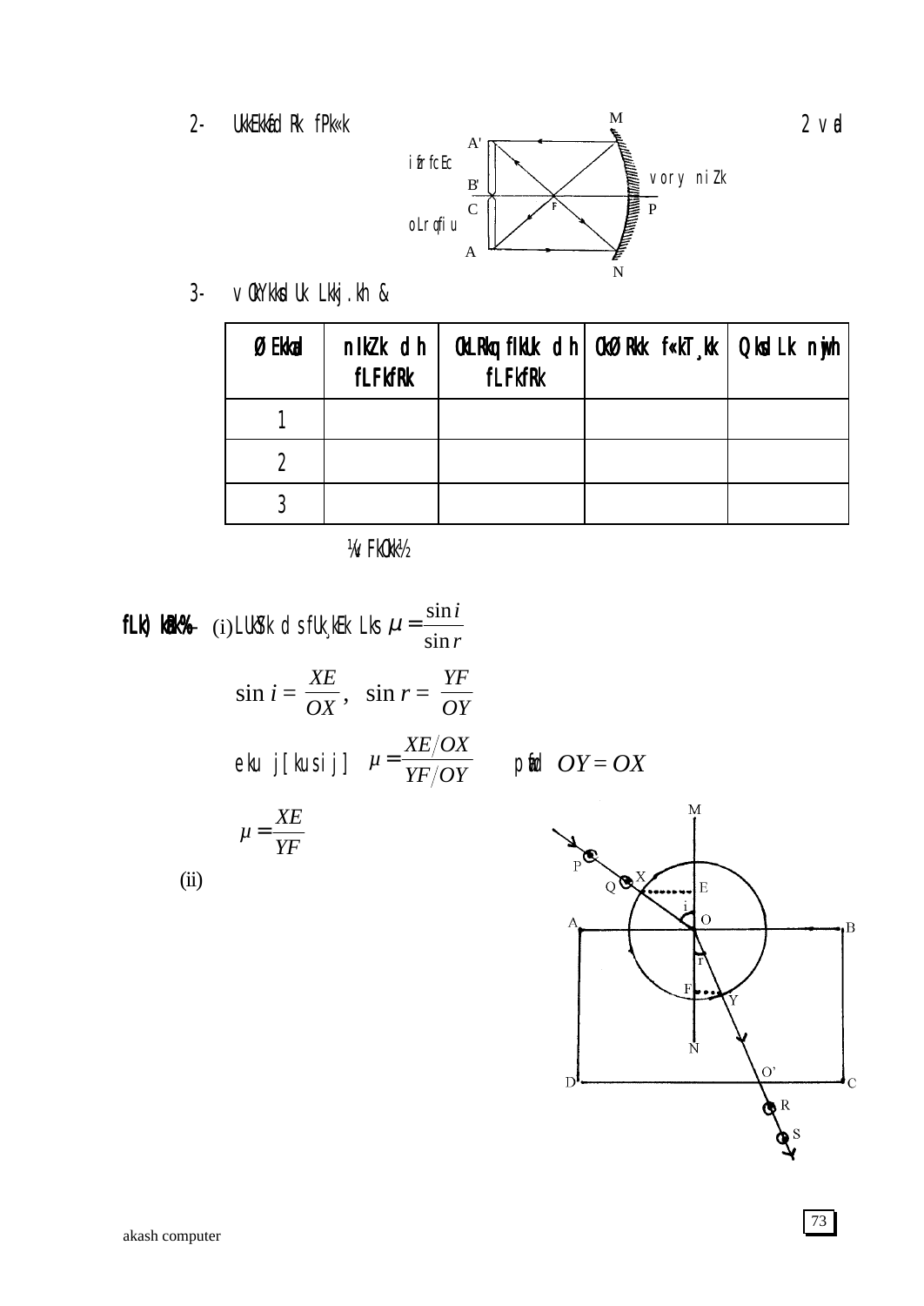2- UkkEkkfed Rk fPk«k                                                                 2 v ad

ifrfcEc

vory niZk

oLrqfiu

3- vOkYkksdUk Lkkj.kh &

| Ø Ekkad | nIkZk dh fLFkfRk | OkLRkq fIkUk dh fLFkfRk | OkØ Rkk f«kT¸kk | Qksd Lk nijh |
|---|---|---|---|---|
| 1 | | | | |
| 2 | | | | |
| 3 | | | | |

¼vFkOkk½

**fLk) kRk%-** (i) LkUkYk dsfUk¸kEk Lks $\mu = \dfrac{\sin i}{\sin r}$

$$\sin i = \frac{XE}{OX}, \quad \sin r = \frac{YF}{OY}$$

eku j[kusij] $\mu = \dfrac{XE/OX}{YF/OY}$   pwafd $OY = OX$

$$\mu = \frac{XE}{YF}$$

(ii)

akash computer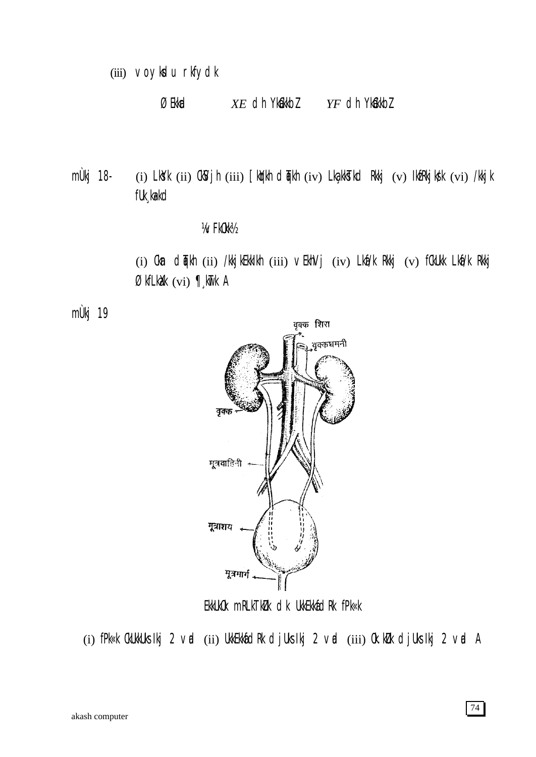(iii) v oykdu rkfydk

| Ø Ekkad | XE dh YkEckbZ | YF dh YkEckbZ |
|---|---|---|
| | | |

mÙkj 18- (i) LkSYk (ii) CkSVjh (iii) [kqyh dqath (iv) Lka;kstd Rkkj (v) IkfRkjks/k (vi) /kkjk fUk;ked

¼vFkok½

(i) Cka n dqath (ii) /kkjkEkkih (iii) vEkhVj (iv) Lkaf/k Rkkj (v) fCkUkk Lkaf/k Rkkj ØkfLkax (vi) ¶;wTk A

mÙkj 19

EkkUkUko mRLkTkZUk dk UkkEkkafdRk fPk«k

(i) fPk«k CkUkkUks Ikj 2 vad (ii) UkkEkkadUk djUks Ikj 2 vad (iii) Ok.kZUk djUks Ikj 2 vad A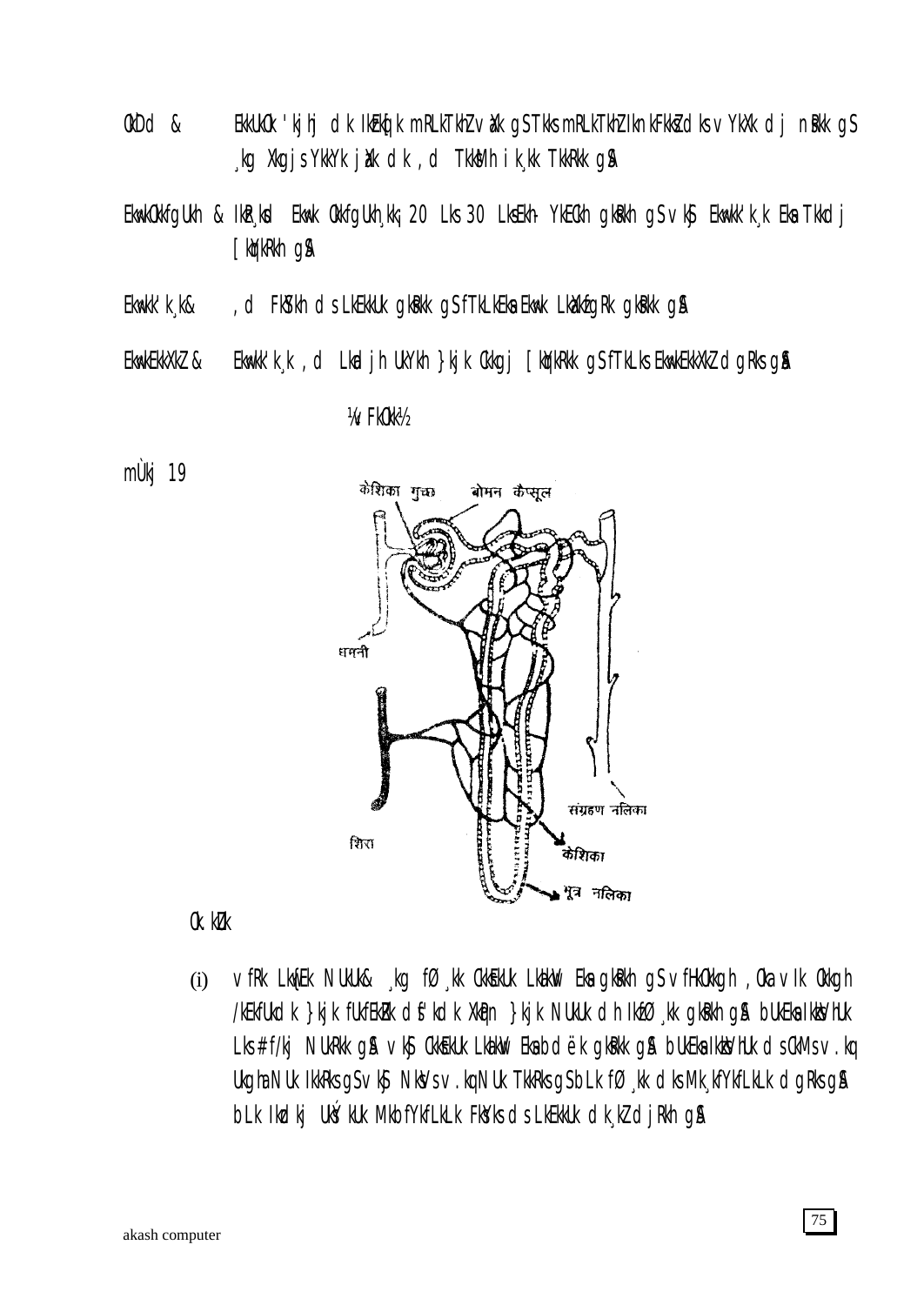OkDd & EkkUkOk 'kjhj dk IkFkfed mRLkTkhZ vaxk gS TkkS mRLkTkhZ IknkFkkZs dks vYkXk dj nsRkk gS ¸kg Xkgjs YkkYk jax dk ,d TkksM+h ik¸kk TkkRkk gSA

EkwkOkkfgUkh & IkR¸kd Ekwk Okkfgukh ¸kkj 20 Lks 30 LksEkh- YkECkh gksRkh gS vkSj Ekwkk'k¸k Eka Tkkdj [kqYkRkh gSA

Ekwkk'k¸k& ,d FkSYkh dsLkEkkUk gksRkk gS fTkLkEka Ekwk LkaXkfgRk gksRkk gSA

EkwkEkkXkZ& Ekwkk'k¸k ,d Lkd jh UkYkh }kjk Ckkgj [kqYkRkk gS fTkLks EkwkEkkXkZ dgRks gSA

¼v FkOkk½

mÙkj 19

केशिका गुच्छ, बोमन कैप्सूल, धमनी, संग्रहण नलिका, शिरा, केशिका, मूत्र नलिका

Ok.kZu

(i) vfRk Lkw{Ek NUkUk& ¸kg fØ¸kk OkkEkkUk LkaHkqV Eka gksRkh gS vfHkOkkgh ,Oka vIk Okkgh /kEkfUkdk }kjk fUkfEkZRk dsf'kdk XkPN }kjk NUkUk dh IkfØ¸kk gksRkh gSA bUkEka IkkoVhUk Lks# f/kj NUkRkk gSA vkSj OkkEkkUk LkaHkqV Eka bdëk gksRkk gSA bUkEka IkkoVhUk ds cMs v.kq Ugha NUk IkkRks gS vkSj NksVs v.kq NUk TkkRks gS bLk fØ¸kk dks Mk¸kfYkfLkLk dgRks gSA bLk Ikd kj UkQ´kkUk MkbfYkfLkLk FkSYks dsLkEkkUk dk;Z djRkh gSA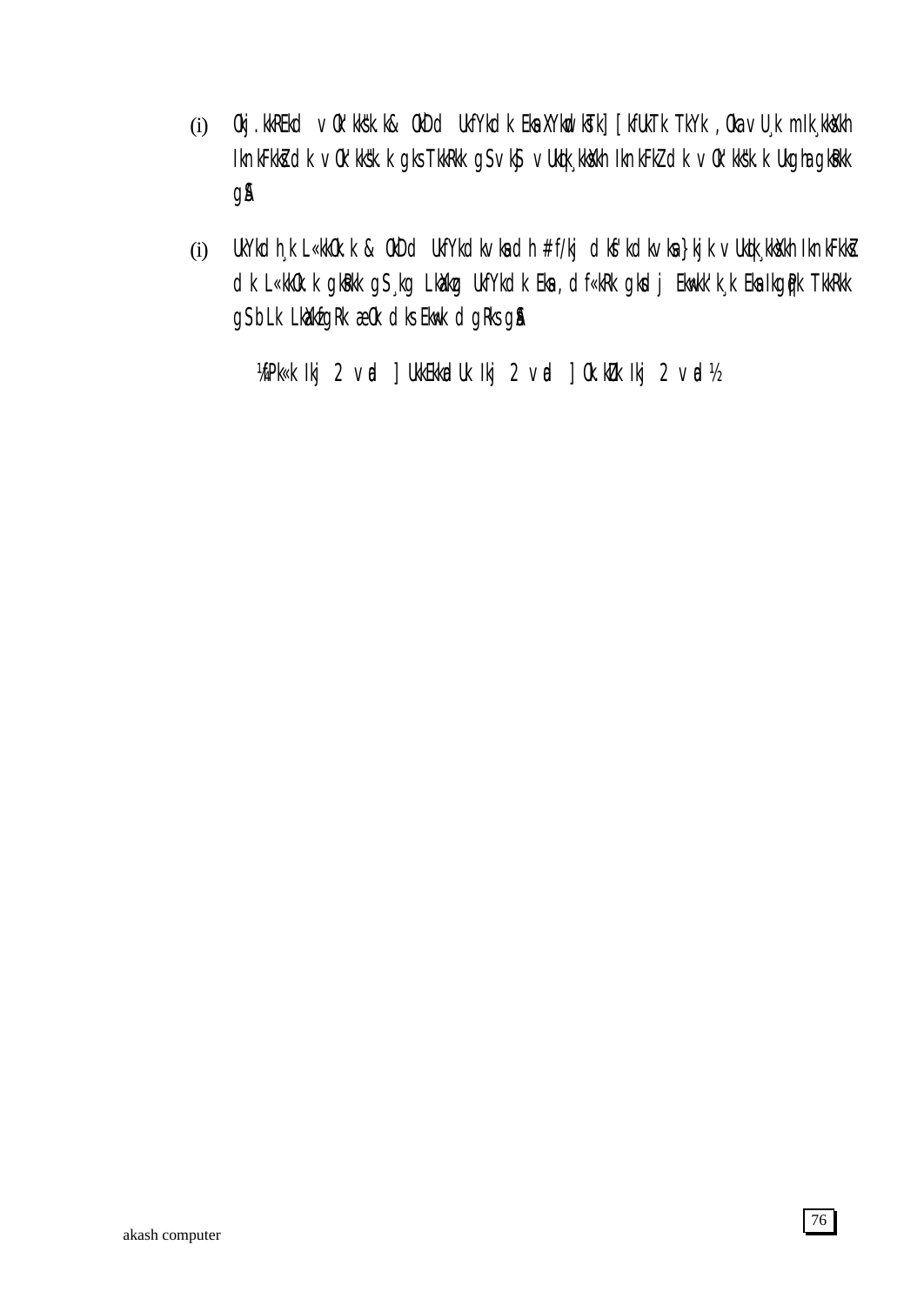(i) 0kj.kkRed vo'kks"k.k& 0kD-d UkfYkdk Eka XYkwdkst] [kfUkTk TkYk ,0ka vU¸k mIk¸kksXkh IknkFkksZ dk vo'kks"k.k gks TkkRkk gS vkSj vUkqi¸kksXkh IknkFkZ dk vo'kks"k.k Ukgha gksRkk gSA

(i) UkYkd h¸k L«kkOk.k & 0kD-d UkfYkdk vksa dh # f/kj dksf'kdk vksa }kjk vUkqi¸kksXkh IknkFkksZ dk L«kkOk.k gksRkk gS ¸kg LkaXkzg UkfYkdk Eksa ,d«kRk gksdj EkwxkK'k¸k Eksa IkgqapRk TkkRkk gS bLk LkaXkzfgRk æO¸k dks Ekw=k dgRks gSA

¼fPk«k Ikkj 2 vad ] UkkEkkadUk Ikkj 2 vad ] 0k.kZUk Ikkj 2 vad½

akash computer